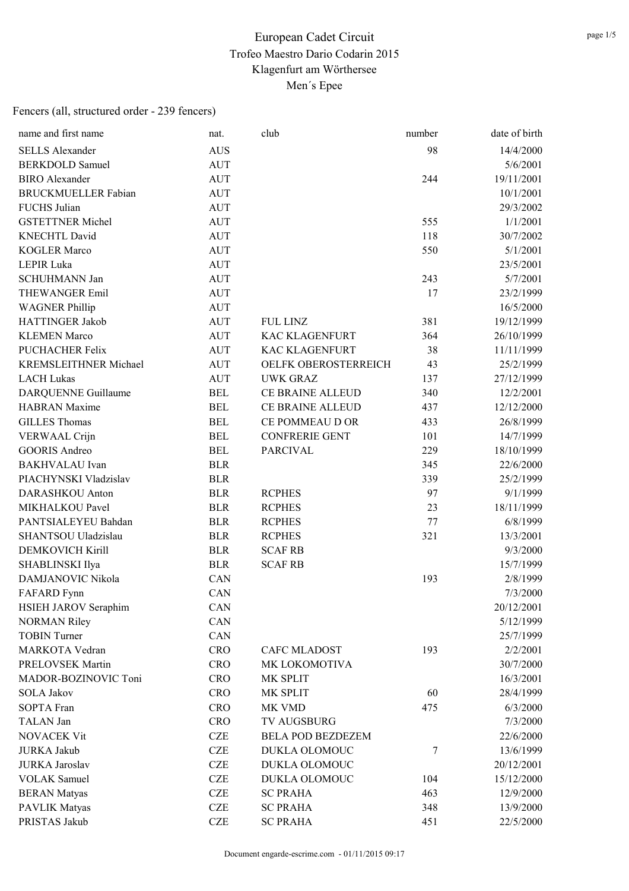# European Cadet Circuit

## Trofeo Maestro Dario Codarin 2015

## Klagenfurt am Wörthersee

## Men´s Epee

Fencers (all, structured order - 239 fencers)

| name and first name | nat. | club | number | date of birth |
|---|---|---|---|---|
| SELLS Alexander | AUS | | 98 | 14/4/2000 |
| BERKDOLD Samuel | AUT | | | 5/6/2001 |
| BIRO Alexander | AUT | | 244 | 19/11/2001 |
| BRUCKMUELLER Fabian | AUT | | | 10/1/2001 |
| FUCHS Julian | AUT | | | 29/3/2002 |
| GSTETTNER Michel | AUT | | 555 | 1/1/2001 |
| KNECHTL David | AUT | | 118 | 30/7/2002 |
| KOGLER Marco | AUT | | 550 | 5/1/2001 |
| LEPIR Luka | AUT | | | 23/5/2001 |
| SCHUHMANN Jan | AUT | | 243 | 5/7/2001 |
| THEWANGER Emil | AUT | | 17 | 23/2/1999 |
| WAGNER Phillip | AUT | | | 16/5/2000 |
| HATTINGER Jakob | AUT | FUL LINZ | 381 | 19/12/1999 |
| KLEMEN Marco | AUT | KAC KLAGENFURT | 364 | 26/10/1999 |
| PUCHACHER Felix | AUT | KAC KLAGENFURT | 38 | 11/11/1999 |
| KREMSLEITHNER Michael | AUT | OELFK OBEROSTERREICH | 43 | 25/2/1999 |
| LACH Lukas | AUT | UWK GRAZ | 137 | 27/12/1999 |
| DARQUENNE Guillaume | BEL | CE BRAINE ALLEUD | 340 | 12/2/2001 |
| HABRAN Maxime | BEL | CE BRAINE ALLEUD | 437 | 12/12/2000 |
| GILLES Thomas | BEL | CE POMMEAU D OR | 433 | 26/8/1999 |
| VERWAAL Crijn | BEL | CONFRERIE GENT | 101 | 14/7/1999 |
| GOORIS Andreo | BEL | PARCIVAL | 229 | 18/10/1999 |
| BAKHVALAU Ivan | BLR | | 345 | 22/6/2000 |
| PIACHYNSKI Vladzislav | BLR | | 339 | 25/2/1999 |
| DARASHKOU Anton | BLR | RCPHES | 97 | 9/1/1999 |
| MIKHALKOU Pavel | BLR | RCPHES | 23 | 18/11/1999 |
| PANTSIALEYEU Bahdan | BLR | RCPHES | 77 | 6/8/1999 |
| SHANTSOU Uladzislau | BLR | RCPHES | 321 | 13/3/2001 |
| DEMKOVICH Kirill | BLR | SCAF RB | | 9/3/2000 |
| SHABLINSKI Ilya | BLR | SCAF RB | | 15/7/1999 |
| DAMJANOVIC Nikola | CAN | | 193 | 2/8/1999 |
| FAFARD Fynn | CAN | | | 7/3/2000 |
| HSIEH JAROV Seraphim | CAN | | | 20/12/2001 |
| NORMAN Riley | CAN | | | 5/12/1999 |
| TOBIN Turner | CAN | | | 25/7/1999 |
| MARKOTA Vedran | CRO | CAFC MLADOST | 193 | 2/2/2001 |
| PRELOVSEK Martin | CRO | MK LOKOMOTIVA | | 30/7/2000 |
| MADOR-BOZINOVIC Toni | CRO | MK SPLIT | | 16/3/2001 |
| SOLA Jakov | CRO | MK SPLIT | 60 | 28/4/1999 |
| SOPTA Fran | CRO | MK VMD | 475 | 6/3/2000 |
| TALAN Jan | CRO | TV AUGSBURG | | 7/3/2000 |
| NOVACEK Vit | CZE | BELA POD BEZDEZEM | | 22/6/2000 |
| JURKA Jakub | CZE | DUKLA OLOMOUC | 7 | 13/6/1999 |
| JURKA Jaroslav | CZE | DUKLA OLOMOUC | | 20/12/2001 |
| VOLAK Samuel | CZE | DUKLA OLOMOUC | 104 | 15/12/2000 |
| BERAN Matyas | CZE | SC PRAHA | 463 | 12/9/2000 |
| PAVLIK Matyas | CZE | SC PRAHA | 348 | 13/9/2000 |
| PRISTAS Jakub | CZE | SC PRAHA | 451 | 22/5/2000 |

Document engarde-escrime.com - 01/11/2015 09:17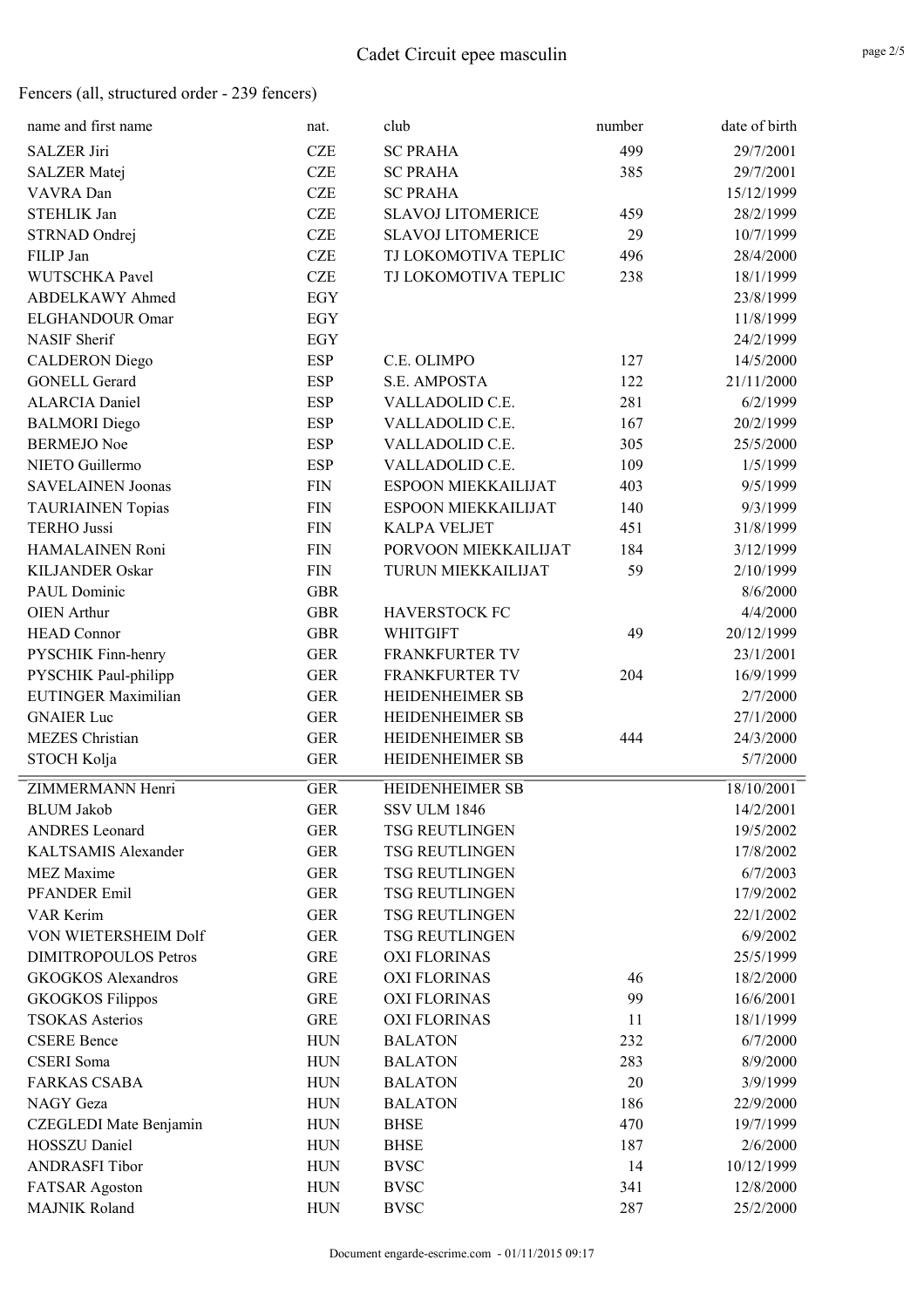# Cadet Circuit epee masculin

Fencers (all, structured order - 239 fencers)

| name and first name | nat. | club | number | date of birth |
|---|---|---|---|---|
| SALZER Jiri | CZE | SC PRAHA | 499 | 29/7/2001 |
| SALZER Matej | CZE | SC PRAHA | 385 | 29/7/2001 |
| VAVRA Dan | CZE | SC PRAHA | | 15/12/1999 |
| STEHLIK Jan | CZE | SLAVOJ LITOMERICE | 459 | 28/2/1999 |
| STRNAD Ondrej | CZE | SLAVOJ LITOMERICE | 29 | 10/7/1999 |
| FILIP Jan | CZE | TJ LOKOMOTIVA TEPLIC | 496 | 28/4/2000 |
| WUTSCHKA Pavel | CZE | TJ LOKOMOTIVA TEPLIC | 238 | 18/1/1999 |
| ABDELKAWY Ahmed | EGY | | | 23/8/1999 |
| ELGHANDOUR Omar | EGY | | | 11/8/1999 |
| NASIF Sherif | EGY | | | 24/2/1999 |
| CALDERON Diego | ESP | C.E. OLIMPO | 127 | 14/5/2000 |
| GONELL Gerard | ESP | S.E. AMPOSTA | 122 | 21/11/2000 |
| ALARCIA Daniel | ESP | VALLADOLID C.E. | 281 | 6/2/1999 |
| BALMORI Diego | ESP | VALLADOLID C.E. | 167 | 20/2/1999 |
| BERMEJO Noe | ESP | VALLADOLID C.E. | 305 | 25/5/2000 |
| NIETO Guillermo | ESP | VALLADOLID C.E. | 109 | 1/5/1999 |
| SAVELAINEN Joonas | FIN | ESPOON MIEKKAILIJAT | 403 | 9/5/1999 |
| TAURIAINEN Topias | FIN | ESPOON MIEKKAILIJAT | 140 | 9/3/1999 |
| TERHO Jussi | FIN | KALPA VELJET | 451 | 31/8/1999 |
| HAMALAINEN Roni | FIN | PORVOON MIEKKAILIJAT | 184 | 3/12/1999 |
| KILJANDER Oskar | FIN | TURUN MIEKKAILIJAT | 59 | 2/10/1999 |
| PAUL Dominic | GBR | | | 8/6/2000 |
| OIEN Arthur | GBR | HAVERSTOCK FC | | 4/4/2000 |
| HEAD Connor | GBR | WHITGIFT | 49 | 20/12/1999 |
| PYSCHIK Finn-henry | GER | FRANKFURTER TV | | 23/1/2001 |
| PYSCHIK Paul-philipp | GER | FRANKFURTER TV | 204 | 16/9/1999 |
| EUTINGER Maximilian | GER | HEIDENHEIMER SB | | 2/7/2000 |
| GNAIER Luc | GER | HEIDENHEIMER SB | | 27/1/2000 |
| MEZES Christian | GER | HEIDENHEIMER SB | 444 | 24/3/2000 |
| STOCH Kolja | GER | HEIDENHEIMER SB | | 5/7/2000 |
| ZIMMERMANN Henri | GER | HEIDENHEIMER SB | | 18/10/2001 |
| BLUM Jakob | GER | SSV ULM 1846 | | 14/2/2001 |
| ANDRES Leonard | GER | TSG REUTLINGEN | | 19/5/2002 |
| KALTSAMIS Alexander | GER | TSG REUTLINGEN | | 17/8/2002 |
| MEZ Maxime | GER | TSG REUTLINGEN | | 6/7/2003 |
| PFANDER Emil | GER | TSG REUTLINGEN | | 17/9/2002 |
| VAR Kerim | GER | TSG REUTLINGEN | | 22/1/2002 |
| VON WIETERSHEIM Dolf | GER | TSG REUTLINGEN | | 6/9/2002 |
| DIMITROPOULOS Petros | GRE | OXI FLORINAS | | 25/5/1999 |
| GKOGKOS Alexandros | GRE | OXI FLORINAS | 46 | 18/2/2000 |
| GKOGKOS Filippos | GRE | OXI FLORINAS | 99 | 16/6/2001 |
| TSOKAS Asterios | GRE | OXI FLORINAS | 11 | 18/1/1999 |
| CSERE Bence | HUN | BALATON | 232 | 6/7/2000 |
| CSERI Soma | HUN | BALATON | 283 | 8/9/2000 |
| FARKAS CSABA | HUN | BALATON | 20 | 3/9/1999 |
| NAGY Geza | HUN | BALATON | 186 | 22/9/2000 |
| CZEGLEDI Mate Benjamin | HUN | BHSE | 470 | 19/7/1999 |
| HOSSZU Daniel | HUN | BHSE | 187 | 2/6/2000 |
| ANDRASFI Tibor | HUN | BVSC | 14 | 10/12/1999 |
| FATSAR Agoston | HUN | BVSC | 341 | 12/8/2000 |
| MAJNIK Roland | HUN | BVSC | 287 | 25/2/2000 |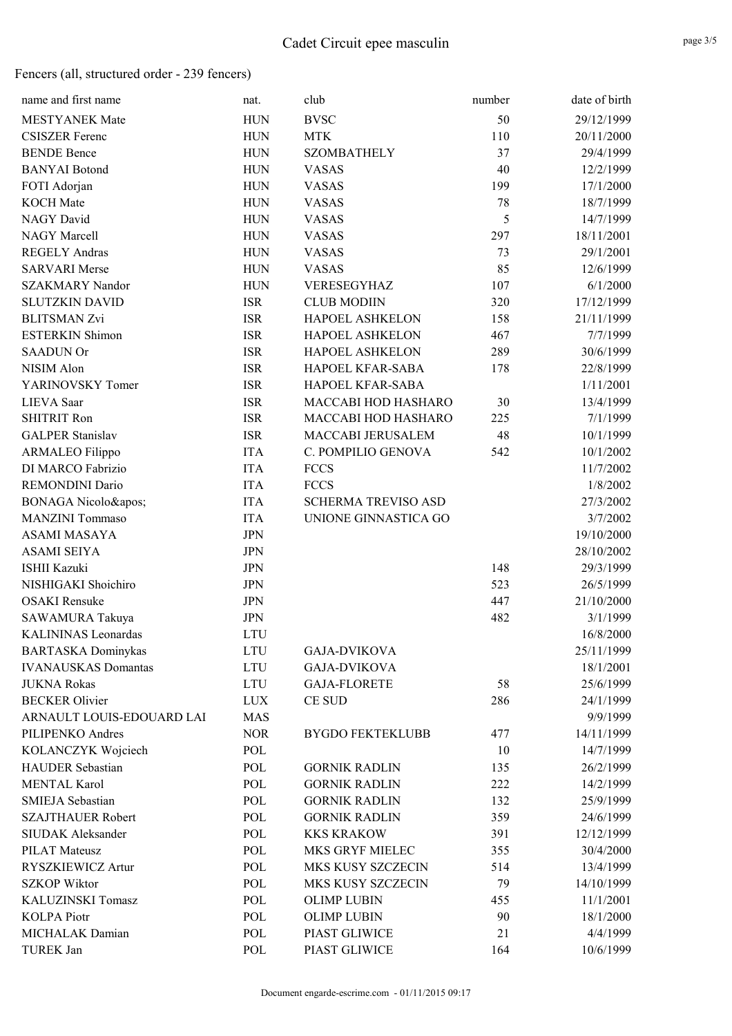# Cadet Circuit epee masculin

Fencers (all, structured order - 239 fencers)

| name and first name | nat. | club | number | date of birth |
|---|---|---|---|---|
| MESTYANEK Mate | HUN | BVSC | 50 | 29/12/1999 |
| CSISZER Ferenc | HUN | MTK | 110 | 20/11/2000 |
| BENDE Bence | HUN | SZOMBATHELY | 37 | 29/4/1999 |
| BANYAI Botond | HUN | VASAS | 40 | 12/2/1999 |
| FOTI Adorjan | HUN | VASAS | 199 | 17/1/2000 |
| KOCH Mate | HUN | VASAS | 78 | 18/7/1999 |
| NAGY David | HUN | VASAS | 5 | 14/7/1999 |
| NAGY Marcell | HUN | VASAS | 297 | 18/11/2001 |
| REGELY Andras | HUN | VASAS | 73 | 29/1/2001 |
| SARVARI Merse | HUN | VASAS | 85 | 12/6/1999 |
| SZAKMARY Nandor | HUN | VERESEGYHAZ | 107 | 6/1/2000 |
| SLUTZKIN DAVID | ISR | CLUB MODIIN | 320 | 17/12/1999 |
| BLITSMAN Zvi | ISR | HAPOEL ASHKELON | 158 | 21/11/1999 |
| ESTERKIN Shimon | ISR | HAPOEL ASHKELON | 467 | 7/7/1999 |
| SAADUN Or | ISR | HAPOEL ASHKELON | 289 | 30/6/1999 |
| NISIM Alon | ISR | HAPOEL KFAR-SABA | 178 | 22/8/1999 |
| YARINOVSKY Tomer | ISR | HAPOEL KFAR-SABA | | 1/11/2001 |
| LIEVA Saar | ISR | MACCABI HOD HASHARO | 30 | 13/4/1999 |
| SHITRIT Ron | ISR | MACCABI HOD HASHARO | 225 | 7/1/1999 |
| GALPER Stanislav | ISR | MACCABI JERUSALEM | 48 | 10/1/1999 |
| ARMALEO Filippo | ITA | C. POMPILIO GENOVA | 542 | 10/1/2002 |
| DI MARCO Fabrizio | ITA | FCCS | | 11/7/2002 |
| REMONDINI Dario | ITA | FCCS | | 1/8/2002 |
| BONAGA Nicolo&apos; | ITA | SCHERMA TREVISO ASD | | 27/3/2002 |
| MANZINI Tommaso | ITA | UNIONE GINNASTICA GO | | 3/7/2002 |
| ASAMI MASAYA | JPN | | | 19/10/2000 |
| ASAMI SEIYA | JPN | | | 28/10/2002 |
| ISHII Kazuki | JPN | | 148 | 29/3/1999 |
| NISHIGAKI Shoichiro | JPN | | 523 | 26/5/1999 |
| OSAKI Rensuke | JPN | | 447 | 21/10/2000 |
| SAWAMURA Takuya | JPN | | 482 | 3/1/1999 |
| KALININAS Leonardas | LTU | | | 16/8/2000 |
| BARTASKA Dominykas | LTU | GAJA-DVIKOVA | | 25/11/1999 |
| IVANAUSKAS Domantas | LTU | GAJA-DVIKOVA | | 18/1/2001 |
| JUKNA Rokas | LTU | GAJA-FLORETE | 58 | 25/6/1999 |
| BECKER Olivier | LUX | CE SUD | 286 | 24/1/1999 |
| ARNAULT LOUIS-EDOUARD LAI | MAS | | | 9/9/1999 |
| PILIPENKO Andres | NOR | BYGDO FEKTEKLUBB | 477 | 14/11/1999 |
| KOLANCZYK Wojciech | POL | | 10 | 14/7/1999 |
| HAUDER Sebastian | POL | GORNIK RADLIN | 135 | 26/2/1999 |
| MENTAL Karol | POL | GORNIK RADLIN | 222 | 14/2/1999 |
| SMIEJA Sebastian | POL | GORNIK RADLIN | 132 | 25/9/1999 |
| SZAJTHAUER Robert | POL | GORNIK RADLIN | 359 | 24/6/1999 |
| SIUDAK Aleksander | POL | KKS KRAKOW | 391 | 12/12/1999 |
| PILAT Mateusz | POL | MKS GRYF MIELEC | 355 | 30/4/2000 |
| RYSZKIEWICZ Artur | POL | MKS KUSY SZCZECIN | 514 | 13/4/1999 |
| SZKOP Wiktor | POL | MKS KUSY SZCZECIN | 79 | 14/10/1999 |
| KALUZINSKI Tomasz | POL | OLIMP LUBIN | 455 | 11/1/2001 |
| KOLPA Piotr | POL | OLIMP LUBIN | 90 | 18/1/2000 |
| MICHALAK Damian | POL | PIAST GLIWICE | 21 | 4/4/1999 |
| TUREK Jan | POL | PIAST GLIWICE | 164 | 10/6/1999 |

Document engarde-escrime.com - 01/11/2015 09:17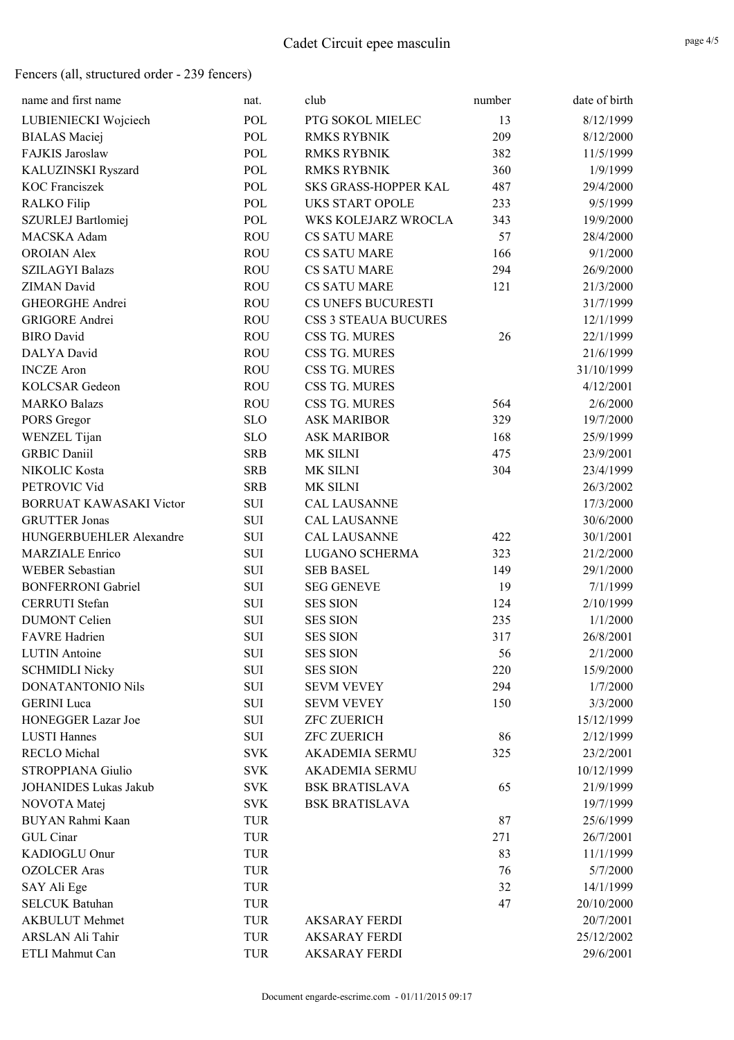# Cadet Circuit epee masculin

Fencers (all, structured order - 239 fencers)

| name and first name | nat. | club | number | date of birth |
|---|---|---|---|---|
| LUBIENIECKI Wojciech | POL | PTG SOKOL MIELEC | 13 | 8/12/1999 |
| BIALAS Maciej | POL | RMKS RYBNIK | 209 | 8/12/2000 |
| FAJKIS Jaroslaw | POL | RMKS RYBNIK | 382 | 11/5/1999 |
| KALUZINSKI Ryszard | POL | RMKS RYBNIK | 360 | 1/9/1999 |
| KOC Franciszek | POL | SKS GRASS-HOPPER KAL | 487 | 29/4/2000 |
| RALKO Filip | POL | UKS START OPOLE | 233 | 9/5/1999 |
| SZURLEJ Bartlomiej | POL | WKS KOLEJARZ WROCLA | 343 | 19/9/2000 |
| MACSKA Adam | ROU | CS SATU MARE | 57 | 28/4/2000 |
| OROIAN Alex | ROU | CS SATU MARE | 166 | 9/1/2000 |
| SZILAGYI Balazs | ROU | CS SATU MARE | 294 | 26/9/2000 |
| ZIMAN David | ROU | CS SATU MARE | 121 | 21/3/2000 |
| GHEORGHE Andrei | ROU | CS UNEFS BUCURESTI | | 31/7/1999 |
| GRIGORE Andrei | ROU | CSS 3 STEAUA BUCURES | | 12/1/1999 |
| BIRO David | ROU | CSS TG. MURES | 26 | 22/1/1999 |
| DALYA David | ROU | CSS TG. MURES | | 21/6/1999 |
| INCZE Aron | ROU | CSS TG. MURES | | 31/10/1999 |
| KOLCSAR Gedeon | ROU | CSS TG. MURES | | 4/12/2001 |
| MARKO Balazs | ROU | CSS TG. MURES | 564 | 2/6/2000 |
| PORS Gregor | SLO | ASK MARIBOR | 329 | 19/7/2000 |
| WENZEL Tijan | SLO | ASK MARIBOR | 168 | 25/9/1999 |
| GRBIC Daniil | SRB | MK SILNI | 475 | 23/9/2001 |
| NIKOLIC Kosta | SRB | MK SILNI | 304 | 23/4/1999 |
| PETROVIC Vid | SRB | MK SILNI | | 26/3/2002 |
| BORRUAT KAWASAKI Victor | SUI | CAL LAUSANNE | | 17/3/2000 |
| GRUTTER Jonas | SUI | CAL LAUSANNE | | 30/6/2000 |
| HUNGERBUEHLER Alexandre | SUI | CAL LAUSANNE | 422 | 30/1/2001 |
| MARZIALE Enrico | SUI | LUGANO SCHERMA | 323 | 21/2/2000 |
| WEBER Sebastian | SUI | SEB BASEL | 149 | 29/1/2000 |
| BONFERRONI Gabriel | SUI | SEG GENEVE | 19 | 7/1/1999 |
| CERRUTI Stefan | SUI | SES SION | 124 | 2/10/1999 |
| DUMONT Celien | SUI | SES SION | 235 | 1/1/2000 |
| FAVRE Hadrien | SUI | SES SION | 317 | 26/8/2001 |
| LUTIN Antoine | SUI | SES SION | 56 | 2/1/2000 |
| SCHMIDLI Nicky | SUI | SES SION | 220 | 15/9/2000 |
| DONATANTONIO Nils | SUI | SEVM VEVEY | 294 | 1/7/2000 |
| GERINI Luca | SUI | SEVM VEVEY | 150 | 3/3/2000 |
| HONEGGER Lazar Joe | SUI | ZFC ZUERICH | | 15/12/1999 |
| LUSTI Hannes | SUI | ZFC ZUERICH | 86 | 2/12/1999 |
| RECLO Michal | SVK | AKADEMIA SERMU | 325 | 23/2/2001 |
| STROPPIANA Giulio | SVK | AKADEMIA SERMU | | 10/12/1999 |
| JOHANIDES Lukas Jakub | SVK | BSK BRATISLAVA | 65 | 21/9/1999 |
| NOVOTA Matej | SVK | BSK BRATISLAVA | | 19/7/1999 |
| BUYAN Rahmi Kaan | TUR | | 87 | 25/6/1999 |
| GUL Cinar | TUR | | 271 | 26/7/2001 |
| KADIOGLU Onur | TUR | | 83 | 11/1/1999 |
| OZOLCER Aras | TUR | | 76 | 5/7/2000 |
| SAY Ali Ege | TUR | | 32 | 14/1/1999 |
| SELCUK Batuhan | TUR | | 47 | 20/10/2000 |
| AKBULUT Mehmet | TUR | AKSARAY FERDI | | 20/7/2001 |
| ARSLAN Ali Tahir | TUR | AKSARAY FERDI | | 25/12/2002 |
| ETLI Mahmut Can | TUR | AKSARAY FERDI | | 29/6/2001 |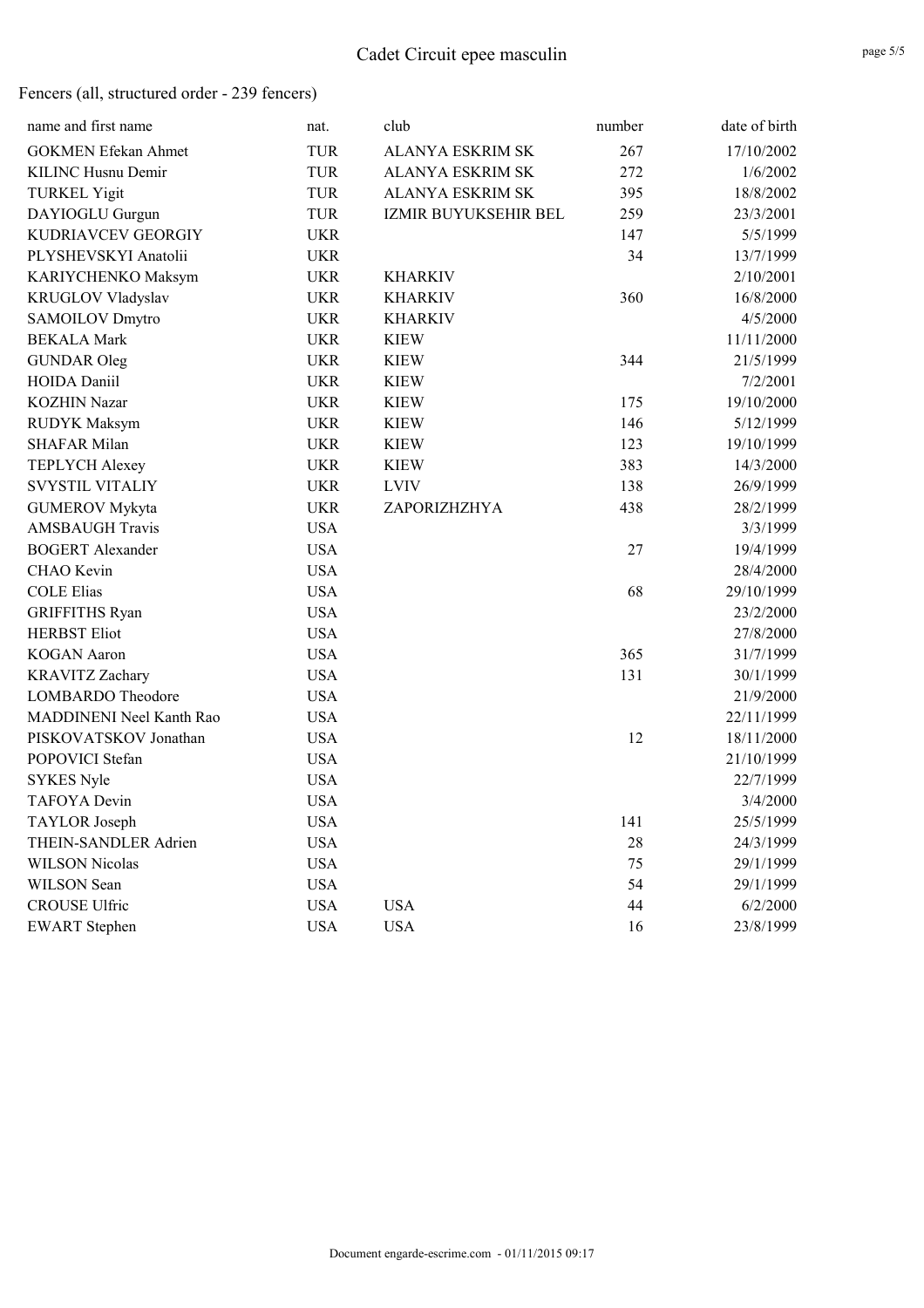# Cadet Circuit epee masculin

## Fencers (all, structured order - 239 fencers)

| name and first name | nat. | club | number | date of birth |
|---|---|---|---|---|
| GOKMEN Efekan Ahmet | TUR | ALANYA ESKRIM SK | 267 | 17/10/2002 |
| KILINC Husnu Demir | TUR | ALANYA ESKRIM SK | 272 | 1/6/2002 |
| TURKEL Yigit | TUR | ALANYA ESKRIM SK | 395 | 18/8/2002 |
| DAYIOGLU Gurgun | TUR | IZMIR BUYUKSEHIR BEL | 259 | 23/3/2001 |
| KUDRIAVCEV GEORGIY | UKR | | 147 | 5/5/1999 |
| PLYSHEVSKYI Anatolii | UKR | | 34 | 13/7/1999 |
| KARIYCHENKO Maksym | UKR | KHARKIV | | 2/10/2001 |
| KRUGLOV Vladyslav | UKR | KHARKIV | 360 | 16/8/2000 |
| SAMOILOV Dmytro | UKR | KHARKIV | | 4/5/2000 |
| BEKALA Mark | UKR | KIEW | | 11/11/2000 |
| GUNDAR Oleg | UKR | KIEW | 344 | 21/5/1999 |
| HOIDA Daniil | UKR | KIEW | | 7/2/2001 |
| KOZHIN Nazar | UKR | KIEW | 175 | 19/10/2000 |
| RUDYK Maksym | UKR | KIEW | 146 | 5/12/1999 |
| SHAFAR Milan | UKR | KIEW | 123 | 19/10/1999 |
| TEPLYCH Alexey | UKR | KIEW | 383 | 14/3/2000 |
| SVYSTIL VITALIY | UKR | LVIV | 138 | 26/9/1999 |
| GUMEROV Mykyta | UKR | ZAPORIZHZHYA | 438 | 28/2/1999 |
| AMSBAUGH Travis | USA | | | 3/3/1999 |
| BOGERT Alexander | USA | | 27 | 19/4/1999 |
| CHAO Kevin | USA | | | 28/4/2000 |
| COLE Elias | USA | | 68 | 29/10/1999 |
| GRIFFITHS Ryan | USA | | | 23/2/2000 |
| HERBST Eliot | USA | | | 27/8/2000 |
| KOGAN Aaron | USA | | 365 | 31/7/1999 |
| KRAVITZ Zachary | USA | | 131 | 30/1/1999 |
| LOMBARDO Theodore | USA | | | 21/9/2000 |
| MADDINENI Neel Kanth Rao | USA | | | 22/11/1999 |
| PISKOVATSKOV Jonathan | USA | | 12 | 18/11/2000 |
| POPOVICI Stefan | USA | | | 21/10/1999 |
| SYKES Nyle | USA | | | 22/7/1999 |
| TAFOYA Devin | USA | | | 3/4/2000 |
| TAYLOR Joseph | USA | | 141 | 25/5/1999 |
| THEIN-SANDLER Adrien | USA | | 28 | 24/3/1999 |
| WILSON Nicolas | USA | | 75 | 29/1/1999 |
| WILSON Sean | USA | | 54 | 29/1/1999 |
| CROUSE Ulfric | USA | USA | 44 | 6/2/2000 |
| EWART Stephen | USA | USA | 16 | 23/8/1999 |

Document engarde-escrime.com - 01/11/2015 09:17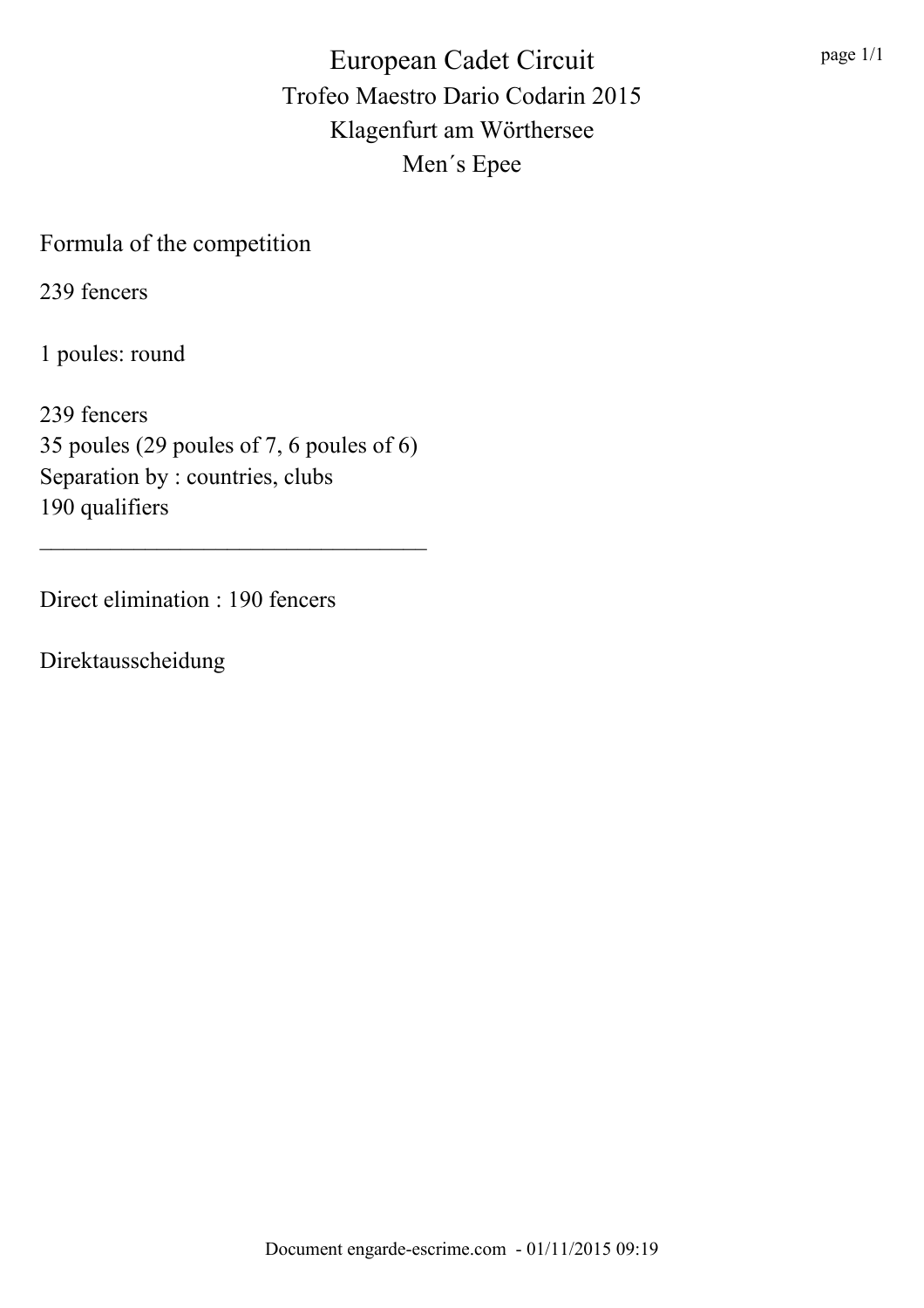# European Cadet Circuit
## Trofeo Maestro Dario Codarin 2015
## Klagenfurt am Wörthersee
## Men´s Epee

Formula of the competition

239 fencers

1 poules: round

239 fencers
35 poules (29 poules of 7, 6 poules of 6)
Separation by : countries, clubs
190 qualifiers

---

Direct elimination : 190 fencers

Direktausscheidung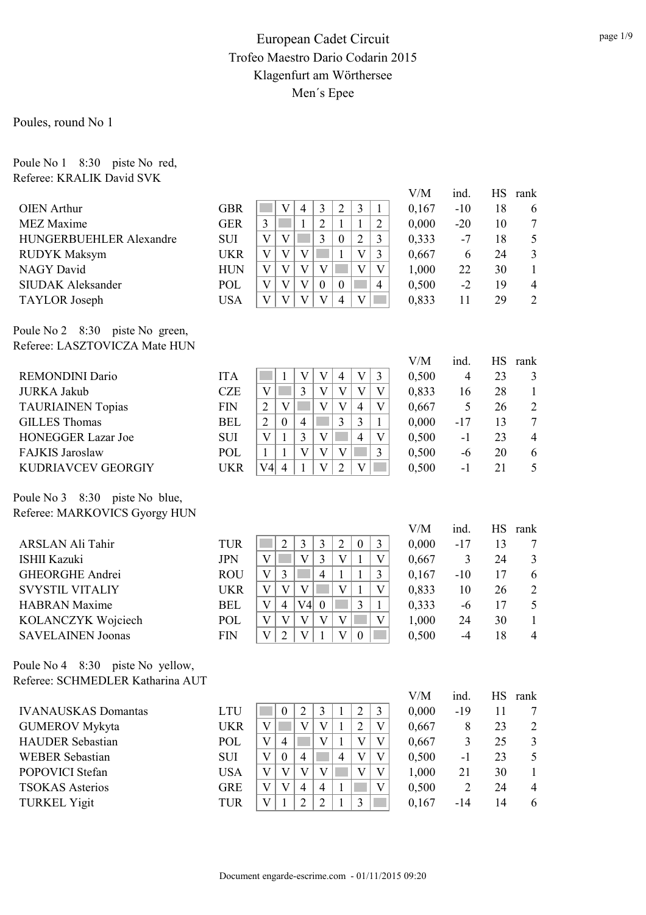# European Cadet Circuit
## Trofeo Maestro Dario Codarin 2015
## Klagenfurt am Wörthersee
## Men´s Epee

Poules, round No 1

Poule No 1 8:30 piste No red,
Referee: KRALIK David SVK

| | | 1 | 2 | 3 | 4 | 5 | 6 | 7 | V/M | ind. | HS | rank |
|---|---|---|---|---|---|---|---|---|---|---|---|---|
| OIEN Arthur | GBR | | V | 4 | 3 | 2 | 3 | 1 | 0,167 | -10 | 18 | 6 |
| MEZ Maxime | GER | 3 | | 1 | 2 | 1 | 1 | 2 | 0,000 | -20 | 10 | 7 |
| HUNGERBUEHLER Alexandre | SUI | V | V | | 3 | 0 | 2 | 3 | 0,333 | -7 | 18 | 5 |
| RUDYK Maksym | UKR | V | V | V | | 1 | V | 3 | 0,667 | 6 | 24 | 3 |
| NAGY David | HUN | V | V | V | V | | V | V | 1,000 | 22 | 30 | 1 |
| SIUDAK Aleksander | POL | V | V | V | 0 | 0 | | 4 | 0,500 | -2 | 19 | 4 |
| TAYLOR Joseph | USA | V | V | V | V | 4 | V | | 0,833 | 11 | 29 | 2 |

Poule No 2 8:30 piste No green,
Referee: LASZTOVICZA Mate HUN

| | | 1 | 2 | 3 | 4 | 5 | 6 | 7 | V/M | ind. | HS | rank |
|---|---|---|---|---|---|---|---|---|---|---|---|---|
| REMONDINI Dario | ITA | | 1 | V | V | 4 | V | 3 | 0,500 | 4 | 23 | 3 |
| JURKA Jakub | CZE | V | | 3 | V | V | V | V | 0,833 | 16 | 28 | 1 |
| TAURIAINEN Topias | FIN | 2 | V | | V | V | 4 | V | 0,667 | 5 | 26 | 2 |
| GILLES Thomas | BEL | 2 | 0 | 4 | | 3 | 3 | 1 | 0,000 | -17 | 13 | 7 |
| HONEGGER Lazar Joe | SUI | V | 1 | 3 | V | | 4 | V | 0,500 | -1 | 23 | 4 |
| FAJKIS Jaroslaw | POL | 1 | 1 | V | V | V | | 3 | 0,500 | -6 | 20 | 6 |
| KUDRIAVCEV GEORGIY | UKR | V4 | 4 | 1 | V | 2 | V | | 0,500 | -1 | 21 | 5 |

Poule No 3 8:30 piste No blue,
Referee: MARKOVICS Gyorgy HUN

| | | 1 | 2 | 3 | 4 | 5 | 6 | 7 | V/M | ind. | HS | rank |
|---|---|---|---|---|---|---|---|---|---|---|---|---|
| ARSLAN Ali Tahir | TUR | | 2 | 3 | 3 | 2 | 0 | 3 | 0,000 | -17 | 13 | 7 |
| ISHII Kazuki | JPN | V | | V | 3 | V | 1 | V | 0,667 | 3 | 24 | 3 |
| GHEORGHE Andrei | ROU | V | 3 | | 4 | 1 | 1 | 3 | 0,167 | -10 | 17 | 6 |
| SVYSTIL VITALIY | UKR | V | V | V | | V | 1 | V | 0,833 | 10 | 26 | 2 |
| HABRAN Maxime | BEL | V | 4 | V4 | 0 | | 3 | 1 | 0,333 | -6 | 17 | 5 |
| KOLANCZYK Wojciech | POL | V | V | V | V | V | | V | 1,000 | 24 | 30 | 1 |
| SAVELAINEN Joonas | FIN | V | 2 | V | 1 | V | 0 | | 0,500 | -4 | 18 | 4 |

Poule No 4 8:30 piste No yellow,
Referee: SCHMEDLER Katharina AUT

| | | 1 | 2 | 3 | 4 | 5 | 6 | 7 | V/M | ind. | HS | rank |
|---|---|---|---|---|---|---|---|---|---|---|---|---|
| IVANAUSKAS Domantas | LTU | | 0 | 2 | 3 | 1 | 2 | 3 | 0,000 | -19 | 11 | 7 |
| GUMEROV Mykyta | UKR | V | | V | V | 1 | 2 | V | 0,667 | 8 | 23 | 2 |
| HAUDER Sebastian | POL | V | 4 | | V | 1 | V | V | 0,667 | 3 | 25 | 3 |
| WEBER Sebastian | SUI | V | 0 | 4 | | 4 | V | V | 0,500 | -1 | 23 | 5 |
| POPOVICI Stefan | USA | V | V | V | V | | V | V | 1,000 | 21 | 30 | 1 |
| TSOKAS Asterios | GRE | V | V | 4 | 4 | 1 | | V | 0,500 | 2 | 24 | 4 |
| TURKEL Yigit | TUR | V | 1 | 2 | 2 | 1 | 3 | | 0,167 | -14 | 14 | 6 |

Document engarde-escrime.com - 01/11/2015 09:20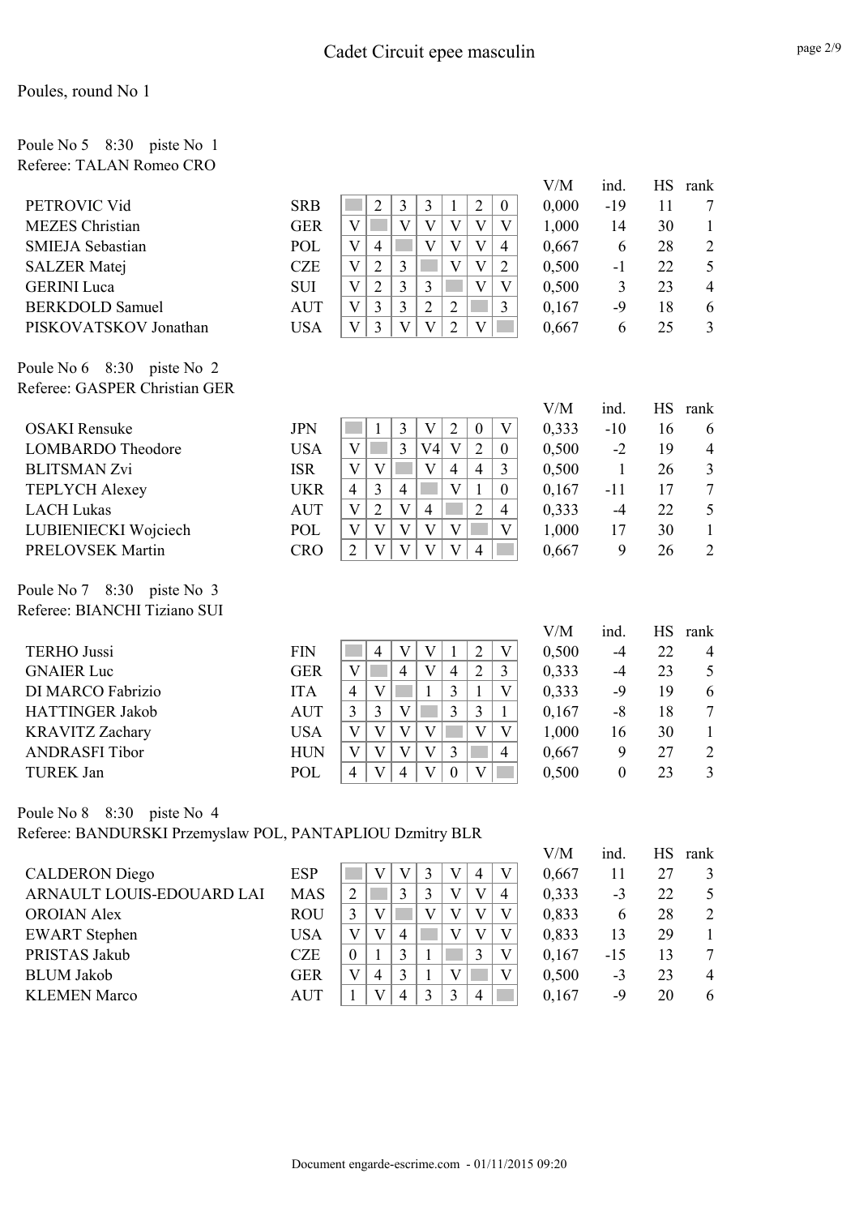# Cadet Circuit epee masculin

## Poules, round No 1

### Poule No 5 8:30 piste No 1
Referee: TALAN Romeo CRO

| | | | | | | | | | V/M | ind. | HS | rank |
|---|---|---|---|---|---|---|---|---|---|---|---|---|
| PETROVIC Vid | SRB | | 2 | 3 | 3 | 1 | 2 | 0 | 0,000 | -19 | 11 | 7 |
| MEZES Christian | GER | V | | V | V | V | V | V | 1,000 | 14 | 30 | 1 |
| SMIEJA Sebastian | POL | V | 4 | | V | V | V | 4 | 0,667 | 6 | 28 | 2 |
| SALZER Matej | CZE | V | 2 | 3 | | V | V | 2 | 0,500 | -1 | 22 | 5 |
| GERINI Luca | SUI | V | 2 | 3 | 3 | | V | V | 0,500 | 3 | 23 | 4 |
| BERKDOLD Samuel | AUT | V | 3 | 3 | 2 | 2 | | 3 | 0,167 | -9 | 18 | 6 |
| PISKOVATSKOV Jonathan | USA | V | 3 | V | V | 2 | V | | 0,667 | 6 | 25 | 3 |

### Poule No 6 8:30 piste No 2
Referee: GASPER Christian GER

| | | | | | | | | | V/M | ind. | HS | rank |
|---|---|---|---|---|---|---|---|---|---|---|---|---|
| OSAKI Rensuke | JPN | | 1 | 3 | V | 2 | 0 | V | 0,333 | -10 | 16 | 6 |
| LOMBARDO Theodore | USA | V | | 3 | V4 | V | 2 | 0 | 0,500 | -2 | 19 | 4 |
| BLITSMAN Zvi | ISR | V | V | | V | 4 | 4 | 3 | 0,500 | 1 | 26 | 3 |
| TEPLYCH Alexey | UKR | 4 | 3 | 4 | | V | 1 | 0 | 0,167 | -11 | 17 | 7 |
| LACH Lukas | AUT | V | 2 | V | 4 | | 2 | 4 | 0,333 | -4 | 22 | 5 |
| LUBIENIECKI Wojciech | POL | V | V | V | V | V | | V | 1,000 | 17 | 30 | 1 |
| PRELOVSEK Martin | CRO | 2 | V | V | V | V | 4 | | 0,667 | 9 | 26 | 2 |

### Poule No 7 8:30 piste No 3
Referee: BIANCHI Tiziano SUI

| | | | | | | | | | V/M | ind. | HS | rank |
|---|---|---|---|---|---|---|---|---|---|---|---|---|
| TERHO Jussi | FIN | | 4 | V | V | 1 | 2 | V | 0,500 | -4 | 22 | 4 |
| GNAIER Luc | GER | V | | 4 | V | 4 | 2 | 3 | 0,333 | -4 | 23 | 5 |
| DI MARCO Fabrizio | ITA | 4 | V | | 1 | 3 | 1 | V | 0,333 | -9 | 19 | 6 |
| HATTINGER Jakob | AUT | 3 | 3 | V | | 3 | 3 | 1 | 0,167 | -8 | 18 | 7 |
| KRAVITZ Zachary | USA | V | V | V | V | | V | V | 1,000 | 16 | 30 | 1 |
| ANDRASFI Tibor | HUN | V | V | V | V | 3 | | 4 | 0,667 | 9 | 27 | 2 |
| TUREK Jan | POL | 4 | V | 4 | V | 0 | V | | 0,500 | 0 | 23 | 3 |

### Poule No 8 8:30 piste No 4
Referee: BANDURSKI Przemyslaw POL, PANTAPLIOU Dzmitry BLR

| | | | | | | | | | V/M | ind. | HS | rank |
|---|---|---|---|---|---|---|---|---|---|---|---|---|
| CALDERON Diego | ESP | | V | V | 3 | V | 4 | V | 0,667 | 11 | 27 | 3 |
| ARNAULT LOUIS-EDOUARD LAI | MAS | 2 | | 3 | 3 | V | V | 4 | 0,333 | -3 | 22 | 5 |
| OROIAN Alex | ROU | 3 | V | | V | V | V | V | 0,833 | 6 | 28 | 2 |
| EWART Stephen | USA | V | V | 4 | | V | V | V | 0,833 | 13 | 29 | 1 |
| PRISTAS Jakub | CZE | 0 | 1 | 3 | 1 | | 3 | V | 0,167 | -15 | 13 | 7 |
| BLUM Jakob | GER | V | 4 | 3 | 1 | V | | V | 0,500 | -3 | 23 | 4 |
| KLEMEN Marco | AUT | 1 | V | 4 | 3 | 3 | 4 | | 0,167 | -9 | 20 | 6 |

Document engarde-escrime.com - 01/11/2015 09:20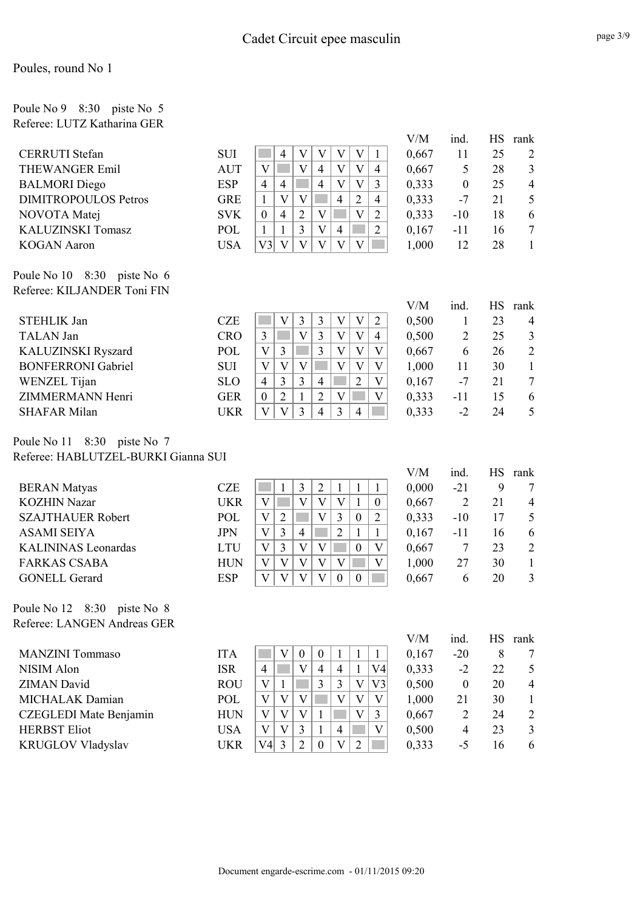# Cadet Circuit epee masculin

## Poules, round No 1

### Poule No 9 8:30 piste No 5

Referee: LUTZ Katharina GER

| Name | Nation | 1 | 2 | 3 | 4 | 5 | 6 | 7 | V/M | ind. | HS | rank |
|---|---|---|---|---|---|---|---|---|---|---|---|---|
| CERRUTI Stefan | SUI | | 4 | V | V | V | V | 1 | 0,667 | 11 | 25 | 2 |
| THEWANGER Emil | AUT | V | | V | 4 | V | V | 4 | 0,667 | 5 | 28 | 3 |
| BALMORI Diego | ESP | 4 | 4 | | 4 | V | V | 3 | 0,333 | 0 | 25 | 4 |
| DIMITROPOULOS Petros | GRE | 1 | V | V | | 4 | 2 | 4 | 0,333 | -7 | 21 | 5 |
| NOVOTA Matej | SVK | 0 | 4 | 2 | V | | V | 2 | 0,333 | -10 | 18 | 6 |
| KALUZINSKI Tomasz | POL | 1 | 1 | 3 | V | 4 | | 2 | 0,167 | -11 | 16 | 7 |
| KOGAN Aaron | USA | V3 | V | V | V | V | V | | 1,000 | 12 | 28 | 1 |

### Poule No 10 8:30 piste No 6

Referee: KILJANDER Toni FIN

| Name | Nation | 1 | 2 | 3 | 4 | 5 | 6 | 7 | V/M | ind. | HS | rank |
|---|---|---|---|---|---|---|---|---|---|---|---|---|
| STEHLIK Jan | CZE | | V | 3 | 3 | V | V | 2 | 0,500 | 1 | 23 | 4 |
| TALAN Jan | CRO | 3 | | V | 3 | V | V | 4 | 0,500 | 2 | 25 | 3 |
| KALUZINSKI Ryszard | POL | V | 3 | | 3 | V | V | V | 0,667 | 6 | 26 | 2 |
| BONFERRONI Gabriel | SUI | V | V | V | | V | V | V | 1,000 | 11 | 30 | 1 |
| WENZEL Tijan | SLO | 4 | 3 | 3 | 4 | | 2 | V | 0,167 | -7 | 21 | 7 |
| ZIMMERMANN Henri | GER | 0 | 2 | 1 | 2 | V | | V | 0,333 | -11 | 15 | 6 |
| SHAFAR Milan | UKR | V | V | 3 | 4 | 3 | 4 | | 0,333 | -2 | 24 | 5 |

### Poule No 11 8:30 piste No 7

Referee: HABLUTZEL-BURKI Gianna SUI

| Name | Nation | 1 | 2 | 3 | 4 | 5 | 6 | 7 | V/M | ind. | HS | rank |
|---|---|---|---|---|---|---|---|---|---|---|---|---|
| BERAN Matyas | CZE | | 1 | 3 | 2 | 1 | 1 | 1 | 0,000 | -21 | 9 | 7 |
| KOZHIN Nazar | UKR | V | | V | V | V | 1 | 0 | 0,667 | 2 | 21 | 4 |
| SZAJTHAUER Robert | POL | V | 2 | | V | 3 | 0 | 2 | 0,333 | -10 | 17 | 5 |
| ASAMI SEIYA | JPN | V | 3 | 4 | | 2 | 1 | 1 | 0,167 | -11 | 16 | 6 |
| KALININAS Leonardas | LTU | V | 3 | V | V | | 0 | V | 0,667 | 7 | 23 | 2 |
| FARKAS CSABA | HUN | V | V | V | V | V | | V | 1,000 | 27 | 30 | 1 |
| GONELL Gerard | ESP | V | V | V | V | 0 | 0 | | 0,667 | 6 | 20 | 3 |

### Poule No 12 8:30 piste No 8

Referee: LANGEN Andreas GER

| Name | Nation | 1 | 2 | 3 | 4 | 5 | 6 | 7 | V/M | ind. | HS | rank |
|---|---|---|---|---|---|---|---|---|---|---|---|---|
| MANZINI Tommaso | ITA | | V | 0 | 0 | 1 | 1 | 1 | 0,167 | -20 | 8 | 7 |
| NISIM Alon | ISR | 4 | | V | 4 | 4 | 1 | V4 | 0,333 | -2 | 22 | 5 |
| ZIMAN David | ROU | V | 1 | | 3 | 3 | V | V3 | 0,500 | 0 | 20 | 4 |
| MICHALAK Damian | POL | V | V | V | | V | V | V | 1,000 | 21 | 30 | 1 |
| CZEGLEDI Mate Benjamin | HUN | V | V | V | 1 | | V | 3 | 0,667 | 2 | 24 | 2 |
| HERBST Eliot | USA | V | V | 3 | 1 | 4 | | V | 0,500 | 4 | 23 | 3 |
| KRUGLOV Vladyslav | UKR | V4 | 3 | 2 | 0 | V | 2 | | 0,333 | -5 | 16 | 6 |

Document engarde-escrime.com - 01/11/2015 09:20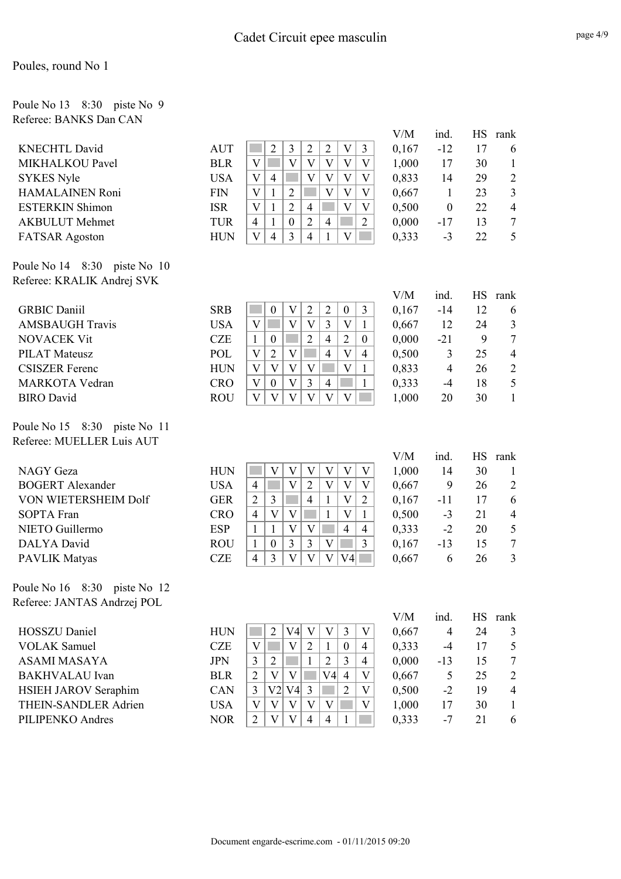## Poules, round No 1

### Poule No 13 8:30 piste No 9
Referee: BANKS Dan CAN

| | | 1 | 2 | 3 | 4 | 5 | 6 | 7 | V/M | ind. | HS | rank |
|---|---|---|---|---|---|---|---|---|---|---|---|---|
| KNECHTL David | AUT | | 2 | 3 | 2 | 2 | V | 3 | 0,167 | -12 | 17 | 6 |
| MIKHALKOU Pavel | BLR | V | | V | V | V | V | V | 1,000 | 17 | 30 | 1 |
| SYKES Nyle | USA | V | 4 | | V | V | V | V | 0,833 | 14 | 29 | 2 |
| HAMALAINEN Roni | FIN | V | 1 | 2 | | V | V | V | 0,667 | 1 | 23 | 3 |
| ESTERKIN Shimon | ISR | V | 1 | 2 | 4 | | V | V | 0,500 | 0 | 22 | 4 |
| AKBULUT Mehmet | TUR | 4 | 1 | 0 | 2 | 4 | | 2 | 0,000 | -17 | 13 | 7 |
| FATSAR Agoston | HUN | V | 4 | 3 | 4 | 1 | V | | 0,333 | -3 | 22 | 5 |

### Poule No 14 8:30 piste No 10
Referee: KRALIK Andrej SVK

| | | 1 | 2 | 3 | 4 | 5 | 6 | 7 | V/M | ind. | HS | rank |
|---|---|---|---|---|---|---|---|---|---|---|---|---|
| GRBIC Daniil | SRB | | 0 | V | 2 | 2 | 0 | 3 | 0,167 | -14 | 12 | 6 |
| AMSBAUGH Travis | USA | V | | V | V | 3 | V | 1 | 0,667 | 12 | 24 | 3 |
| NOVACEK Vit | CZE | 1 | 0 | | 2 | 4 | 2 | 0 | 0,000 | -21 | 9 | 7 |
| PILAT Mateusz | POL | V | 2 | V | | 4 | V | 4 | 0,500 | 3 | 25 | 4 |
| CSISZER Ferenc | HUN | V | V | V | V | | V | 1 | 0,833 | 4 | 26 | 2 |
| MARKOTA Vedran | CRO | V | 0 | V | 3 | 4 | | 1 | 0,333 | -4 | 18 | 5 |
| BIRO David | ROU | V | V | V | V | V | V | | 1,000 | 20 | 30 | 1 |

### Poule No 15 8:30 piste No 11
Referee: MUELLER Luis AUT

| | | 1 | 2 | 3 | 4 | 5 | 6 | 7 | V/M | ind. | HS | rank |
|---|---|---|---|---|---|---|---|---|---|---|---|---|
| NAGY Geza | HUN | | V | V | V | V | V | V | 1,000 | 14 | 30 | 1 |
| BOGERT Alexander | USA | 4 | | V | 2 | V | V | V | 0,667 | 9 | 26 | 2 |
| VON WIETERSHEIM Dolf | GER | 2 | 3 | | 4 | 1 | V | 2 | 0,167 | -11 | 17 | 6 |
| SOPTA Fran | CRO | 4 | V | V | | 1 | V | 1 | 0,500 | -3 | 21 | 4 |
| NIETO Guillermo | ESP | 1 | 1 | V | V | | 4 | 4 | 0,333 | -2 | 20 | 5 |
| DALYA David | ROU | 1 | 0 | 3 | 3 | V | | 3 | 0,167 | -13 | 15 | 7 |
| PAVLIK Matyas | CZE | 4 | 3 | V | V | V | V4 | | 0,667 | 6 | 26 | 3 |

### Poule No 16 8:30 piste No 12
Referee: JANTAS Andrzej POL

| | | 1 | 2 | 3 | 4 | 5 | 6 | 7 | V/M | ind. | HS | rank |
|---|---|---|---|---|---|---|---|---|---|---|---|---|
| HOSSZU Daniel | HUN | | 2 | V4 | V | V | 3 | V | 0,667 | 4 | 24 | 3 |
| VOLAK Samuel | CZE | V | | V | 2 | 1 | 0 | 4 | 0,333 | -4 | 17 | 5 |
| ASAMI MASAYA | JPN | 3 | 2 | | 1 | 2 | 3 | 4 | 0,000 | -13 | 15 | 7 |
| BAKHVALAU Ivan | BLR | 2 | V | V | | V4 | 4 | V | 0,667 | 5 | 25 | 2 |
| HSIEH JAROV Seraphim | CAN | 3 | V2 | V4 | 3 | | 2 | V | 0,500 | -2 | 19 | 4 |
| THEIN-SANDLER Adrien | USA | V | V | V | V | V | | V | 1,000 | 17 | 30 | 1 |
| PILIPENKO Andres | NOR | 2 | V | V | 4 | 4 | 1 | | 0,333 | -7 | 21 | 6 |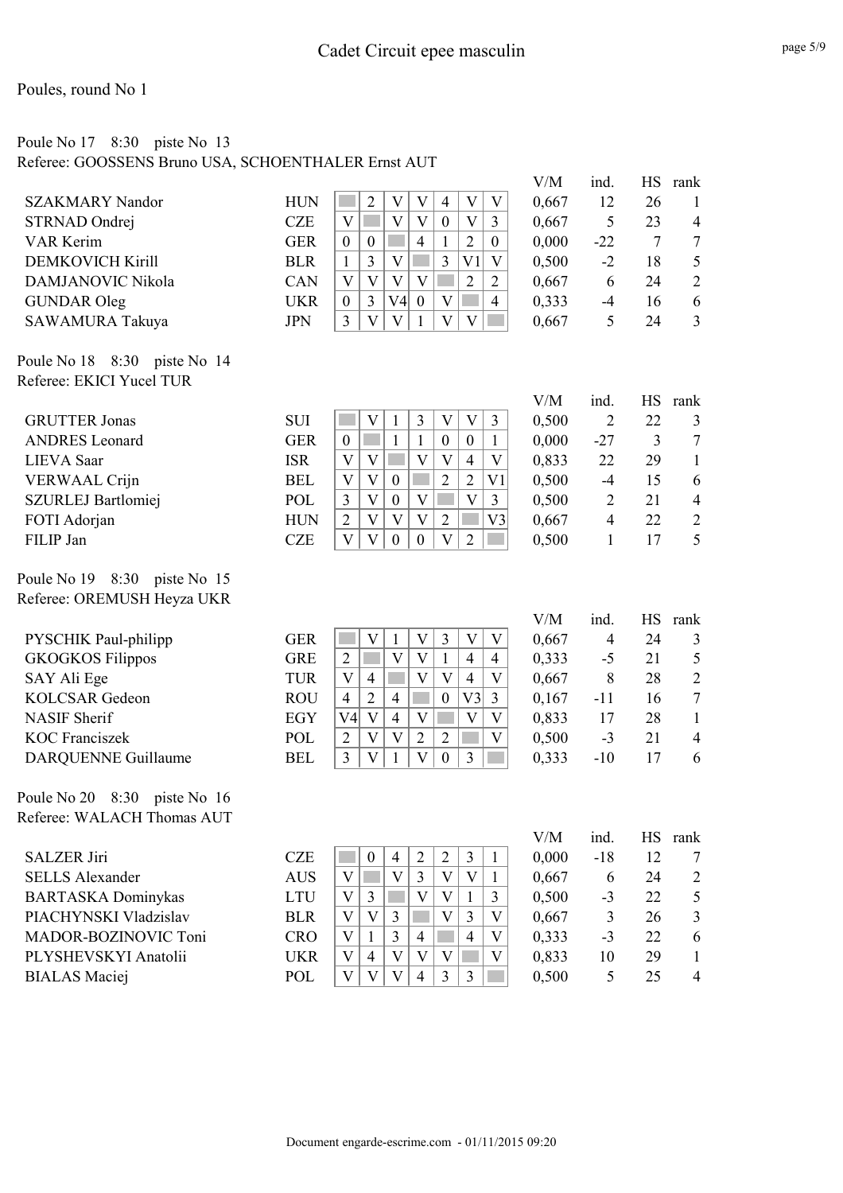# Cadet Circuit epee masculin

## Poules, round No 1

### Poule No 17 8:30 piste No 13
Referee: GOOSSENS Bruno USA, SCHOENTHALER Ernst AUT

| | | | | | | | | | V/M | ind. | HS | rank |
|---|---|---|---|---|---|---|---|---|---|---|---|---|
| SZAKMARY Nandor | HUN | | 2 | V | V | 4 | V | V | 0,667 | 12 | 26 | 1 |
| STRNAD Ondrej | CZE | V | | V | V | 0 | V | 3 | 0,667 | 5 | 23 | 4 |
| VAR Kerim | GER | 0 | 0 | | 4 | 1 | 2 | 0 | 0,000 | -22 | 7 | 7 |
| DEMKOVICH Kirill | BLR | 1 | 3 | V | | 3 | V1 | V | 0,500 | -2 | 18 | 5 |
| DAMJANOVIC Nikola | CAN | V | V | V | V | | 2 | 2 | 0,667 | 6 | 24 | 2 |
| GUNDAR Oleg | UKR | 0 | 3 | V4 | 0 | V | | 4 | 0,333 | -4 | 16 | 6 |
| SAWAMURA Takuya | JPN | 3 | V | V | 1 | V | V | | 0,667 | 5 | 24 | 3 |

### Poule No 18 8:30 piste No 14
Referee: EKICI Yucel TUR

| | | | | | | | | | V/M | ind. | HS | rank |
|---|---|---|---|---|---|---|---|---|---|---|---|---|
| GRUTTER Jonas | SUI | | V | 1 | 3 | V | V | 3 | 0,500 | 2 | 22 | 3 |
| ANDRES Leonard | GER | 0 | | 1 | 1 | 0 | 0 | 1 | 0,000 | -27 | 3 | 7 |
| LIEVA Saar | ISR | V | V | | V | V | 4 | V | 0,833 | 22 | 29 | 1 |
| VERWAAL Crijn | BEL | V | V | 0 | | 2 | 2 | V1 | 0,500 | -4 | 15 | 6 |
| SZURLEJ Bartlomiej | POL | 3 | V | 0 | V | | V | 3 | 0,500 | 2 | 21 | 4 |
| FOTI Adorjan | HUN | 2 | V | V | V | 2 | | V3 | 0,667 | 4 | 22 | 2 |
| FILIP Jan | CZE | V | V | 0 | 0 | V | 2 | | 0,500 | 1 | 17 | 5 |

### Poule No 19 8:30 piste No 15
Referee: OREMUSH Heyza UKR

| | | | | | | | | | V/M | ind. | HS | rank |
|---|---|---|---|---|---|---|---|---|---|---|---|---|
| PYSCHIK Paul-philipp | GER | | V | 1 | V | 3 | V | V | 0,667 | 4 | 24 | 3 |
| GKOGKOS Filippos | GRE | 2 | | V | V | 1 | 4 | 4 | 0,333 | -5 | 21 | 5 |
| SAY Ali Ege | TUR | V | 4 | | V | V | 4 | V | 0,667 | 8 | 28 | 2 |
| KOLCSAR Gedeon | ROU | 4 | 2 | 4 | | 0 | V3 | 3 | 0,167 | -11 | 16 | 7 |
| NASIF Sherif | EGY | V4 | V | 4 | V | | V | V | 0,833 | 17 | 28 | 1 |
| KOC Franciszek | POL | 2 | V | V | 2 | 2 | | V | 0,500 | -3 | 21 | 4 |
| DARQUENNE Guillaume | BEL | 3 | V | 1 | V | 0 | 3 | | 0,333 | -10 | 17 | 6 |

### Poule No 20 8:30 piste No 16
Referee: WALACH Thomas AUT

| | | | | | | | | | V/M | ind. | HS | rank |
|---|---|---|---|---|---|---|---|---|---|---|---|---|
| SALZER Jiri | CZE | | 0 | 4 | 2 | 2 | 3 | 1 | 0,000 | -18 | 12 | 7 |
| SELLS Alexander | AUS | V | | V | 3 | V | V | 1 | 0,667 | 6 | 24 | 2 |
| BARTASKA Dominykas | LTU | V | 3 | | V | V | 1 | 3 | 0,500 | -3 | 22 | 5 |
| PIACHYNSKI Vladzislav | BLR | V | V | 3 | | V | 3 | V | 0,667 | 3 | 26 | 3 |
| MADOR-BOZINOVIC Toni | CRO | V | 1 | 3 | 4 | | 4 | V | 0,333 | -3 | 22 | 6 |
| PLYSHEVSKYI Anatolii | UKR | V | 4 | V | V | V | | V | 0,833 | 10 | 29 | 1 |
| BIALAS Maciej | POL | V | V | V | 4 | 3 | 3 | | 0,500 | 5 | 25 | 4 |

Document engarde-escrime.com - 01/11/2015 09:20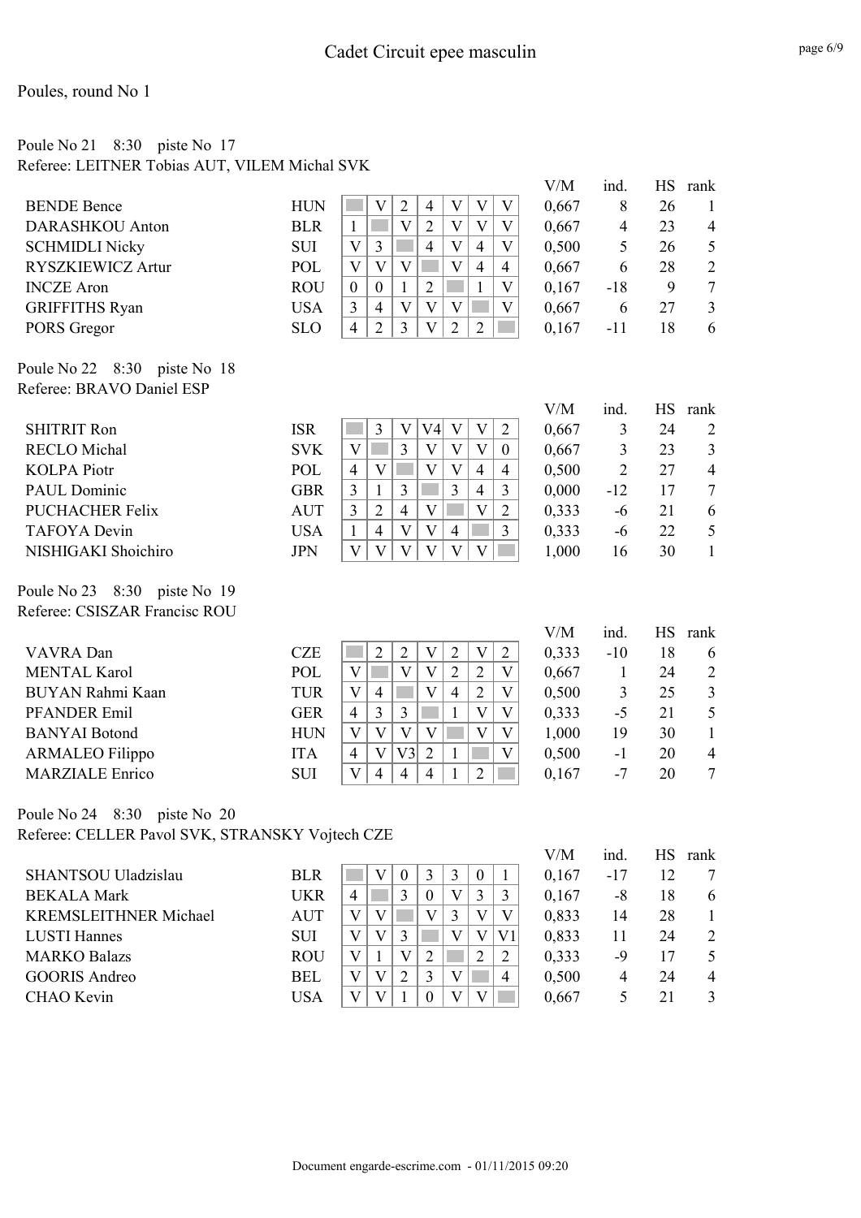# Cadet Circuit epee masculin

## Poules, round No 1

### Poule No 21 8:30 piste No 17

Referee: LEITNER Tobias AUT, VILEM Michal SVK

| | | | | | | | | | V/M | ind. | HS | rank |
|---|---|---|---|---|---|---|---|---|---|---|---|---|
| BENDE Bence | HUN | | V | 2 | 4 | V | V | V | 0,667 | 8 | 26 | 1 |
| DARASHKOU Anton | BLR | 1 | | V | 2 | V | V | V | 0,667 | 4 | 23 | 4 |
| SCHMIDLI Nicky | SUI | V | 3 | | 4 | V | 4 | V | 0,500 | 5 | 26 | 5 |
| RYSZKIEWICZ Artur | POL | V | V | V | | V | 4 | 4 | 0,667 | 6 | 28 | 2 |
| INCZE Aron | ROU | 0 | 0 | 1 | 2 | | 1 | V | 0,167 | -18 | 9 | 7 |
| GRIFFITHS Ryan | USA | 3 | 4 | V | V | V | | V | 0,667 | 6 | 27 | 3 |
| PORS Gregor | SLO | 4 | 2 | 3 | V | 2 | 2 | | 0,167 | -11 | 18 | 6 |

### Poule No 22 8:30 piste No 18

Referee: BRAVO Daniel ESP

| | | | | | | | | | V/M | ind. | HS | rank |
|---|---|---|---|---|---|---|---|---|---|---|---|---|
| SHITRIT Ron | ISR | | 3 | V | V4 | V | V | 2 | 0,667 | 3 | 24 | 2 |
| RECLO Michal | SVK | V | | 3 | V | V | V | 0 | 0,667 | 3 | 23 | 3 |
| KOLPA Piotr | POL | 4 | V | | V | V | 4 | 4 | 0,500 | 2 | 27 | 4 |
| PAUL Dominic | GBR | 3 | 1 | 3 | | 3 | 4 | 3 | 0,000 | -12 | 17 | 7 |
| PUCHACHER Felix | AUT | 3 | 2 | 4 | V | | V | 2 | 0,333 | -6 | 21 | 6 |
| TAFOYA Devin | USA | 1 | 4 | V | V | 4 | | 3 | 0,333 | -6 | 22 | 5 |
| NISHIGAKI Shoichiro | JPN | V | V | V | V | V | V | | 1,000 | 16 | 30 | 1 |

### Poule No 23 8:30 piste No 19

Referee: CSISZAR Francisc ROU

| | | | | | | | | | V/M | ind. | HS | rank |
|---|---|---|---|---|---|---|---|---|---|---|---|---|
| VAVRA Dan | CZE | | 2 | 2 | V | 2 | V | 2 | 0,333 | -10 | 18 | 6 |
| MENTAL Karol | POL | V | | V | V | 2 | 2 | V | 0,667 | 1 | 24 | 2 |
| BUYAN Rahmi Kaan | TUR | V | 4 | | V | 4 | 2 | V | 0,500 | 3 | 25 | 3 |
| PFANDER Emil | GER | 4 | 3 | 3 | | 1 | V | V | 0,333 | -5 | 21 | 5 |
| BANYAI Botond | HUN | V | V | V | V | | V | V | 1,000 | 19 | 30 | 1 |
| ARMALEO Filippo | ITA | 4 | V | V3 | 2 | 1 | | V | 0,500 | -1 | 20 | 4 |
| MARZIALE Enrico | SUI | V | 4 | 4 | 4 | 1 | 2 | | 0,167 | -7 | 20 | 7 |

### Poule No 24 8:30 piste No 20

Referee: CELLER Pavol SVK, STRANSKY Vojtech CZE

| | | | | | | | | | V/M | ind. | HS | rank |
|---|---|---|---|---|---|---|---|---|---|---|---|---|
| SHANTSOU Uladzislau | BLR | | V | 0 | 3 | 3 | 0 | 1 | 0,167 | -17 | 12 | 7 |
| BEKALA Mark | UKR | 4 | | 3 | 0 | V | 3 | 3 | 0,167 | -8 | 18 | 6 |
| KREMSLEITHNER Michael | AUT | V | V | | V | 3 | V | V | 0,833 | 14 | 28 | 1 |
| LUSTI Hannes | SUI | V | V | 3 | | V | V | V1 | 0,833 | 11 | 24 | 2 |
| MARKO Balazs | ROU | V | 1 | V | 2 | | 2 | 2 | 0,333 | -9 | 17 | 5 |
| GOORIS Andreo | BEL | V | V | 2 | 3 | V | | 4 | 0,500 | 4 | 24 | 4 |
| CHAO Kevin | USA | V | V | 1 | 0 | V | V | | 0,667 | 5 | 21 | 3 |

Document engarde-escrime.com - 01/11/2015 09:20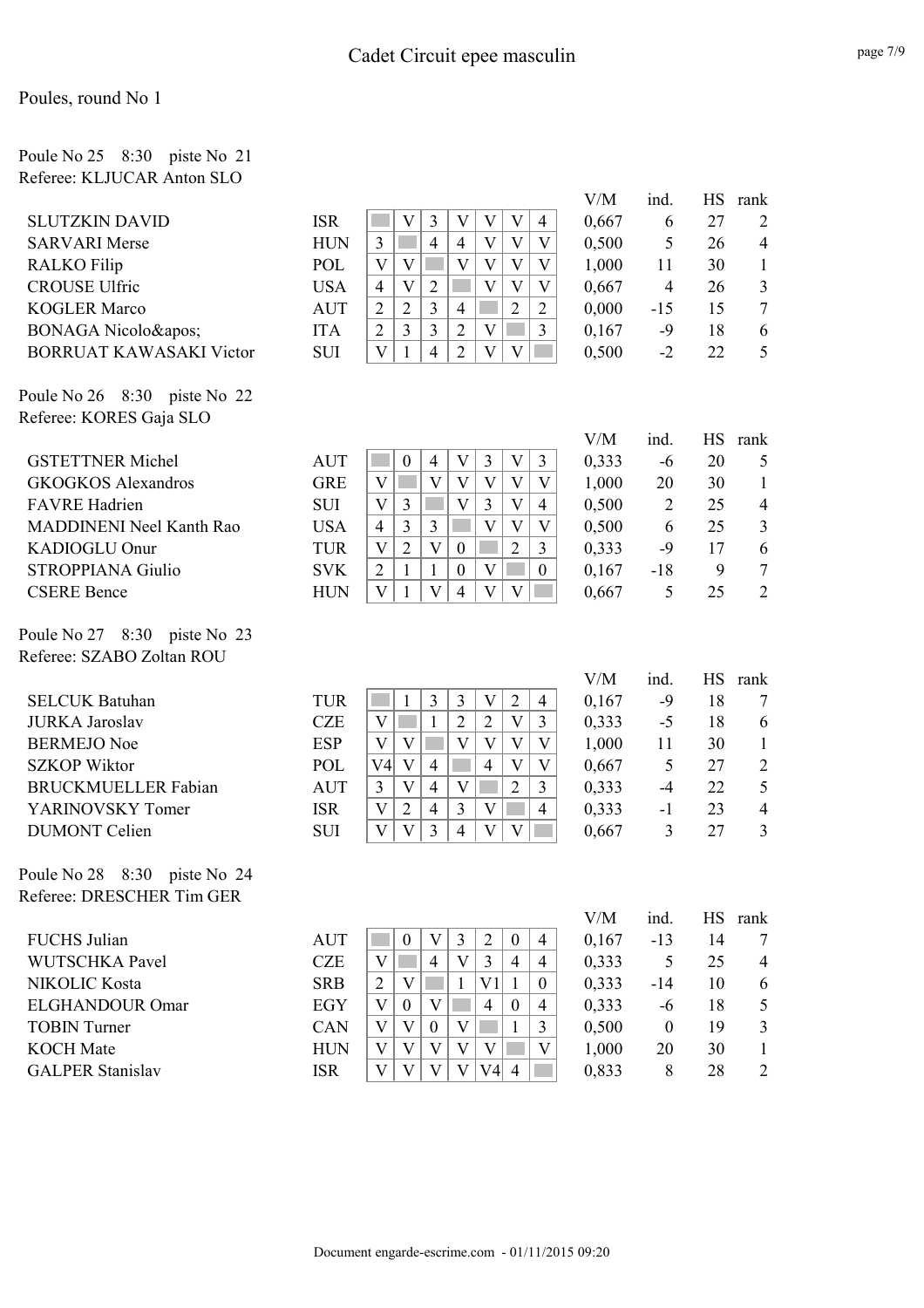Poules, round No 1

Poule No 25    8:30    piste No 21
Referee: KLJUCAR Anton SLO

| | | | | | | | | | | V/M | ind. | HS | rank |
|---|---|---|---|---|---|---|---|---|---|---|---|---|---|
| SLUTZKIN DAVID | ISR | | V | 3 | V | V | V | 4 | 0,667 | 6 | 27 | 2 |
| SARVARI Merse | HUN | 3 | | 4 | 4 | V | V | V | 0,500 | 5 | 26 | 4 |
| RALKO Filip | POL | V | V | | V | V | V | V | 1,000 | 11 | 30 | 1 |
| CROUSE Ulfric | USA | 4 | V | 2 | | V | V | V | 0,667 | 4 | 26 | 3 |
| KOGLER Marco | AUT | 2 | 2 | 3 | 4 | | 2 | 2 | 0,000 | -15 | 15 | 7 |
| BONAGA Nicolo&apos; | ITA | 2 | 3 | 3 | 2 | V | | 3 | 0,167 | -9 | 18 | 6 |
| BORRUAT KAWASAKI Victor | SUI | V | 1 | 4 | 2 | V | V | | 0,500 | -2 | 22 | 5 |

Poule No 26    8:30    piste No 22
Referee: KORES Gaja SLO

| | | | | | | | | | V/M | ind. | HS | rank |
|---|---|---|---|---|---|---|---|---|---|---|---|---|
| GSTETTNER Michel | AUT | | 0 | 4 | V | 3 | V | 3 | 0,333 | -6 | 20 | 5 |
| GKOGKOS Alexandros | GRE | V | | V | V | V | V | V | 1,000 | 20 | 30 | 1 |
| FAVRE Hadrien | SUI | V | 3 | | V | 3 | V | 4 | 0,500 | 2 | 25 | 4 |
| MADDINENI Neel Kanth Rao | USA | 4 | 3 | 3 | | V | V | V | 0,500 | 6 | 25 | 3 |
| KADIOGLU Onur | TUR | V | 2 | V | 0 | | 2 | 3 | 0,333 | -9 | 17 | 6 |
| STROPPIANA Giulio | SVK | 2 | 1 | 1 | 0 | V | | 0 | 0,167 | -18 | 9 | 7 |
| CSERE Bence | HUN | V | 1 | V | 4 | V | V | | 0,667 | 5 | 25 | 2 |

Poule No 27    8:30    piste No 23
Referee: SZABO Zoltan ROU

| | | | | | | | | | V/M | ind. | HS | rank |
|---|---|---|---|---|---|---|---|---|---|---|---|---|
| SELCUK Batuhan | TUR | | 1 | 3 | 3 | V | 2 | 4 | 0,167 | -9 | 18 | 7 |
| JURKA Jaroslav | CZE | V | | 1 | 2 | 2 | V | 3 | 0,333 | -5 | 18 | 6 |
| BERMEJO Noe | ESP | V | V | | V | V | V | V | 1,000 | 11 | 30 | 1 |
| SZKOP Wiktor | POL | V4 | V | 4 | | 4 | V | V | 0,667 | 5 | 27 | 2 |
| BRUCKMUELLER Fabian | AUT | 3 | V | 4 | V | | 2 | 3 | 0,333 | -4 | 22 | 5 |
| YARINOVSKY Tomer | ISR | V | 2 | 4 | 3 | V | | 4 | 0,333 | -1 | 23 | 4 |
| DUMONT Celien | SUI | V | V | 3 | 4 | V | V | | 0,667 | 3 | 27 | 3 |

Poule No 28    8:30    piste No 24
Referee: DRESCHER Tim GER

| | | | | | | | | | V/M | ind. | HS | rank |
|---|---|---|---|---|---|---|---|---|---|---|---|---|
| FUCHS Julian | AUT | | 0 | V | 3 | 2 | 0 | 4 | 0,167 | -13 | 14 | 7 |
| WUTSCHKA Pavel | CZE | V | | 4 | V | 3 | 4 | 4 | 0,333 | 5 | 25 | 4 |
| NIKOLIC Kosta | SRB | 2 | V | | 1 | V1 | 1 | 0 | 0,333 | -14 | 10 | 6 |
| ELGHANDOUR Omar | EGY | V | 0 | V | | 4 | 0 | 4 | 0,333 | -6 | 18 | 5 |
| TOBIN Turner | CAN | V | V | 0 | V | | 1 | 3 | 0,500 | 0 | 19 | 3 |
| KOCH Mate | HUN | V | V | V | V | V | | V | 1,000 | 20 | 30 | 1 |
| GALPER Stanislav | ISR | V | V | V | V | V4 | 4 | | 0,833 | 8 | 28 | 2 |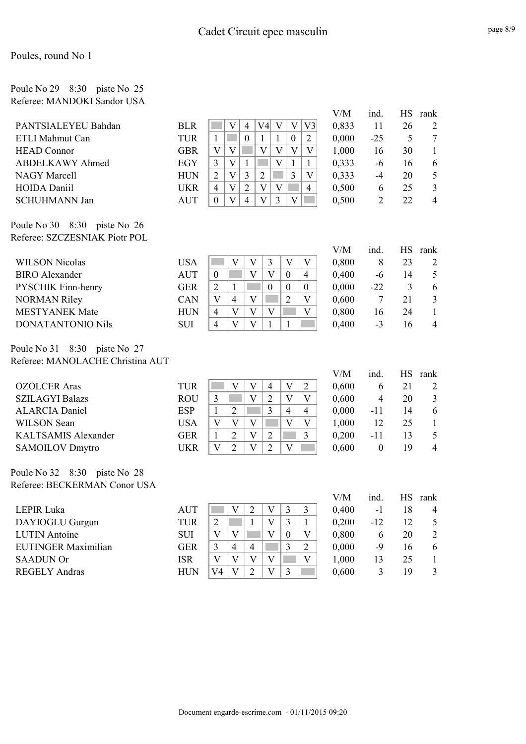# Cadet Circuit epee masculin

## Poules, round No 1

### Poule No 29 8:30 piste No 25
Referee: MANDOKI Sandor USA

| | | 1 | 2 | 3 | 4 | 5 | 6 | 7 | V/M | ind. | HS | rank |
|---|---|---|---|---|---|---|---|---|---|---|---|---|
| PANTSIALEYEU Bahdan | BLR | | V | 4 | V4 | V | V | V3 | 0,833 | 11 | 26 | 2 |
| ETLI Mahmut Can | TUR | 1 | | 0 | 1 | 1 | 0 | 2 | 0,000 | -25 | 5 | 7 |
| HEAD Connor | GBR | V | V | | V | V | V | V | 1,000 | 16 | 30 | 1 |
| ABDELKAWY Ahmed | EGY | 3 | V | 1 | | V | 1 | 1 | 0,333 | -6 | 16 | 6 |
| NAGY Marcell | HUN | 2 | V | 3 | 2 | | 3 | V | 0,333 | -4 | 20 | 5 |
| HOIDA Daniil | UKR | 4 | V | 2 | V | V | | 4 | 0,500 | 6 | 25 | 3 |
| SCHUHMANN Jan | AUT | 0 | V | 4 | V | 3 | V | | 0,500 | 2 | 22 | 4 |

### Poule No 30 8:30 piste No 26
Referee: SZCZESNIAK Piotr POL

| | | 1 | 2 | 3 | 4 | 5 | 6 | V/M | ind. | HS | rank |
|---|---|---|---|---|---|---|---|---|---|---|---|
| WILSON Nicolas | USA | | V | V | 3 | V | V | 0,800 | 8 | 23 | 2 |
| BIRO Alexander | AUT | 0 | | V | V | 0 | 4 | 0,400 | -6 | 14 | 5 |
| PYSCHIK Finn-henry | GER | 2 | 1 | | 0 | 0 | 0 | 0,000 | -22 | 3 | 6 |
| NORMAN Riley | CAN | V | 4 | V | | 2 | V | 0,600 | 7 | 21 | 3 |
| MESTYANEK Mate | HUN | 4 | V | V | V | | V | 0,800 | 16 | 24 | 1 |
| DONATANTONIO Nils | SUI | 4 | V | V | 1 | 1 | | 0,400 | -3 | 16 | 4 |

### Poule No 31 8:30 piste No 27
Referee: MANOLACHE Christina AUT

| | | 1 | 2 | 3 | 4 | 5 | 6 | V/M | ind. | HS | rank |
|---|---|---|---|---|---|---|---|---|---|---|---|
| OZOLCER Aras | TUR | | V | V | 4 | V | 2 | 0,600 | 6 | 21 | 2 |
| SZILAGYI Balazs | ROU | 3 | | V | 2 | V | V | 0,600 | 4 | 20 | 3 |
| ALARCIA Daniel | ESP | 1 | 2 | | 3 | 4 | 4 | 0,000 | -11 | 14 | 6 |
| WILSON Sean | USA | V | V | V | | V | V | 1,000 | 12 | 25 | 1 |
| KALTSAMIS Alexander | GER | 1 | 2 | V | 2 | | 3 | 0,200 | -11 | 13 | 5 |
| SAMOILOV Dmytro | UKR | V | 2 | V | 2 | V | | 0,600 | 0 | 19 | 4 |

### Poule No 32 8:30 piste No 28
Referee: BECKERMAN Conor USA

| | | 1 | 2 | 3 | 4 | 5 | 6 | V/M | ind. | HS | rank |
|---|---|---|---|---|---|---|---|---|---|---|---|
| LEPIR Luka | AUT | | V | 2 | V | 3 | 3 | 0,400 | -1 | 18 | 4 |
| DAYIOGLU Gurgun | TUR | 2 | | 1 | V | 3 | 1 | 0,200 | -12 | 12 | 5 |
| LUTIN Antoine | SUI | V | V | | V | 0 | V | 0,800 | 6 | 20 | 2 |
| EUTINGER Maximilian | GER | 3 | 4 | 4 | | 3 | 2 | 0,000 | -9 | 16 | 6 |
| SAADUN Or | ISR | V | V | V | V | | V | 1,000 | 13 | 25 | 1 |
| REGELY Andras | HUN | V4 | V | 2 | V | 3 | | 0,600 | 3 | 19 | 3 |

Document engarde-escrime.com - 01/11/2015 09:20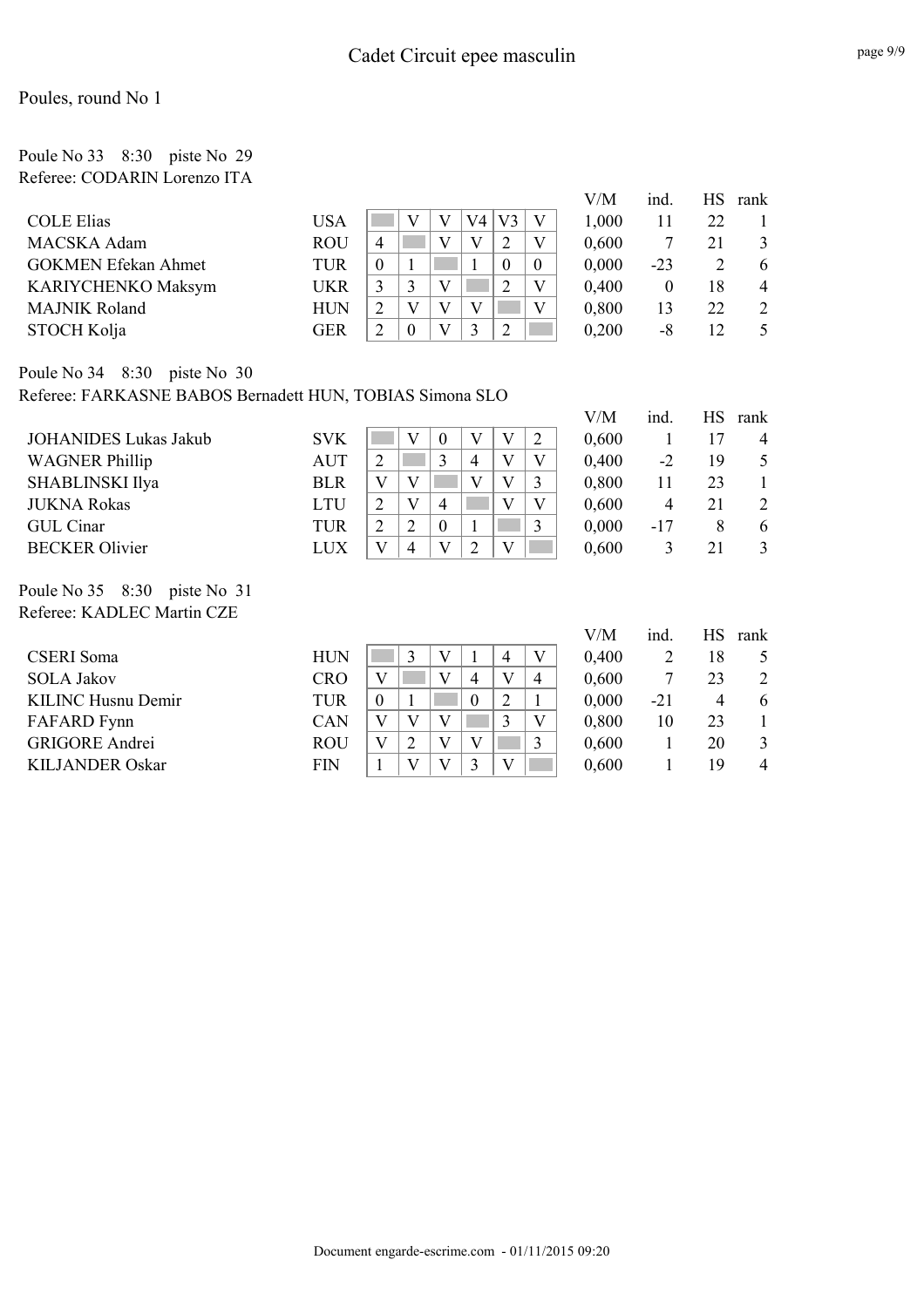# Cadet Circuit epee masculin

Poules, round No 1

Poule No 33 8:30 piste No 29
Referee: CODARIN Lorenzo ITA

| | | | | | | | | V/M | ind. | HS | rank |
|---|---|---|---|---|---|---|---|---|---|---|---|
| COLE Elias | USA | | V | V | V4 | V3 | V | 1,000 | 11 | 22 | 1 |
| MACSKA Adam | ROU | 4 | | V | V | 2 | V | 0,600 | 7 | 21 | 3 |
| GOKMEN Efekan Ahmet | TUR | 0 | 1 | | 1 | 0 | 0 | 0,000 | -23 | 2 | 6 |
| KARIYCHENKO Maksym | UKR | 3 | 3 | V | | 2 | V | 0,400 | 0 | 18 | 4 |
| MAJNIK Roland | HUN | 2 | V | V | V | | V | 0,800 | 13 | 22 | 2 |
| STOCH Kolja | GER | 2 | 0 | V | 3 | 2 | | 0,200 | -8 | 12 | 5 |

Poule No 34 8:30 piste No 30
Referee: FARKASNE BABOS Bernadett HUN, TOBIAS Simona SLO

| | | | | | | | | V/M | ind. | HS | rank |
|---|---|---|---|---|---|---|---|---|---|---|---|
| JOHANIDES Lukas Jakub | SVK | | V | 0 | V | V | 2 | 0,600 | 1 | 17 | 4 |
| WAGNER Phillip | AUT | 2 | | 3 | 4 | V | V | 0,400 | -2 | 19 | 5 |
| SHABLINSKI Ilya | BLR | V | V | | V | V | 3 | 0,800 | 11 | 23 | 1 |
| JUKNA Rokas | LTU | 2 | V | 4 | | V | V | 0,600 | 4 | 21 | 2 |
| GUL Cinar | TUR | 2 | 2 | 0 | 1 | | 3 | 0,000 | -17 | 8 | 6 |
| BECKER Olivier | LUX | V | 4 | V | 2 | V | | 0,600 | 3 | 21 | 3 |

Poule No 35 8:30 piste No 31
Referee: KADLEC Martin CZE

| | | | | | | | | V/M | ind. | HS | rank |
|---|---|---|---|---|---|---|---|---|---|---|---|
| CSERI Soma | HUN | | 3 | V | 1 | 4 | V | 0,400 | 2 | 18 | 5 |
| SOLA Jakov | CRO | V | | V | 4 | V | 4 | 0,600 | 7 | 23 | 2 |
| KILINC Husnu Demir | TUR | 0 | 1 | | 0 | 2 | 1 | 0,000 | -21 | 4 | 6 |
| FAFARD Fynn | CAN | V | V | V | | 3 | V | 0,800 | 10 | 23 | 1 |
| GRIGORE Andrei | ROU | V | 2 | V | V | | 3 | 0,600 | 1 | 20 | 3 |
| KILJANDER Oskar | FIN | 1 | V | V | 3 | V | | 0,600 | 1 | 19 | 4 |

Document engarde-escrime.com - 01/11/2015 09:20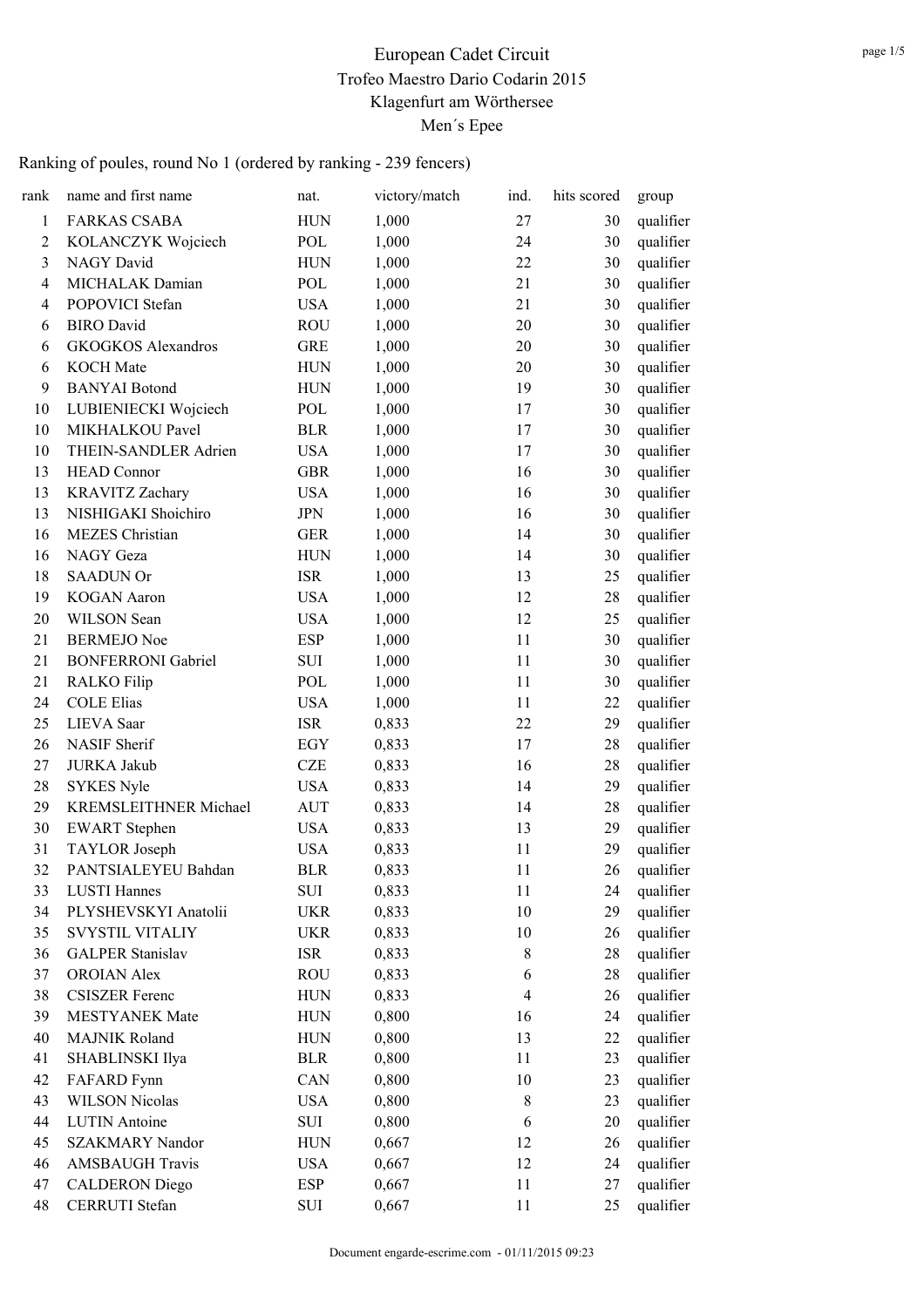# European Cadet Circuit
## Trofeo Maestro Dario Codarin 2015
## Klagenfurt am Wörthersee
## Men´s Epee

Ranking of poules, round No 1 (ordered by ranking - 239 fencers)

| rank | name and first name | nat. | victory/match | ind. | hits scored | group |
|---|---|---|---|---|---|---|
| 1 | FARKAS CSABA | HUN | 1,000 | 27 | 30 | qualifier |
| 2 | KOLANCZYK Wojciech | POL | 1,000 | 24 | 30 | qualifier |
| 3 | NAGY David | HUN | 1,000 | 22 | 30 | qualifier |
| 4 | MICHALAK Damian | POL | 1,000 | 21 | 30 | qualifier |
| 4 | POPOVICI Stefan | USA | 1,000 | 21 | 30 | qualifier |
| 6 | BIRO David | ROU | 1,000 | 20 | 30 | qualifier |
| 6 | GKOGKOS Alexandros | GRE | 1,000 | 20 | 30 | qualifier |
| 6 | KOCH Mate | HUN | 1,000 | 20 | 30 | qualifier |
| 9 | BANYAI Botond | HUN | 1,000 | 19 | 30 | qualifier |
| 10 | LUBIENIECKI Wojciech | POL | 1,000 | 17 | 30 | qualifier |
| 10 | MIKHALKOU Pavel | BLR | 1,000 | 17 | 30 | qualifier |
| 10 | THEIN-SANDLER Adrien | USA | 1,000 | 17 | 30 | qualifier |
| 13 | HEAD Connor | GBR | 1,000 | 16 | 30 | qualifier |
| 13 | KRAVITZ Zachary | USA | 1,000 | 16 | 30 | qualifier |
| 13 | NISHIGAKI Shoichiro | JPN | 1,000 | 16 | 30 | qualifier |
| 16 | MEZES Christian | GER | 1,000 | 14 | 30 | qualifier |
| 16 | NAGY Geza | HUN | 1,000 | 14 | 30 | qualifier |
| 18 | SAADUN Or | ISR | 1,000 | 13 | 25 | qualifier |
| 19 | KOGAN Aaron | USA | 1,000 | 12 | 28 | qualifier |
| 20 | WILSON Sean | USA | 1,000 | 12 | 25 | qualifier |
| 21 | BERMEJO Noe | ESP | 1,000 | 11 | 30 | qualifier |
| 21 | BONFERRONI Gabriel | SUI | 1,000 | 11 | 30 | qualifier |
| 21 | RALKO Filip | POL | 1,000 | 11 | 30 | qualifier |
| 24 | COLE Elias | USA | 1,000 | 11 | 22 | qualifier |
| 25 | LIEVA Saar | ISR | 0,833 | 22 | 29 | qualifier |
| 26 | NASIF Sherif | EGY | 0,833 | 17 | 28 | qualifier |
| 27 | JURKA Jakub | CZE | 0,833 | 16 | 28 | qualifier |
| 28 | SYKES Nyle | USA | 0,833 | 14 | 29 | qualifier |
| 29 | KREMSLEITHNER Michael | AUT | 0,833 | 14 | 28 | qualifier |
| 30 | EWART Stephen | USA | 0,833 | 13 | 29 | qualifier |
| 31 | TAYLOR Joseph | USA | 0,833 | 11 | 29 | qualifier |
| 32 | PANTSIALEYEU Bahdan | BLR | 0,833 | 11 | 26 | qualifier |
| 33 | LUSTI Hannes | SUI | 0,833 | 11 | 24 | qualifier |
| 34 | PLYSHEVSKYI Anatolii | UKR | 0,833 | 10 | 29 | qualifier |
| 35 | SVYSTIL VITALIY | UKR | 0,833 | 10 | 26 | qualifier |
| 36 | GALPER Stanislav | ISR | 0,833 | 8 | 28 | qualifier |
| 37 | OROIAN Alex | ROU | 0,833 | 6 | 28 | qualifier |
| 38 | CSISZER Ferenc | HUN | 0,833 | 4 | 26 | qualifier |
| 39 | MESTYANEK Mate | HUN | 0,800 | 16 | 24 | qualifier |
| 40 | MAJNIK Roland | HUN | 0,800 | 13 | 22 | qualifier |
| 41 | SHABLINSKI Ilya | BLR | 0,800 | 11 | 23 | qualifier |
| 42 | FAFARD Fynn | CAN | 0,800 | 10 | 23 | qualifier |
| 43 | WILSON Nicolas | USA | 0,800 | 8 | 23 | qualifier |
| 44 | LUTIN Antoine | SUI | 0,800 | 6 | 20 | qualifier |
| 45 | SZAKMARY Nandor | HUN | 0,667 | 12 | 26 | qualifier |
| 46 | AMSBAUGH Travis | USA | 0,667 | 12 | 24 | qualifier |
| 47 | CALDERON Diego | ESP | 0,667 | 11 | 27 | qualifier |
| 48 | CERRUTI Stefan | SUI | 0,667 | 11 | 25 | qualifier |

Document engarde-escrime.com - 01/11/2015 09:23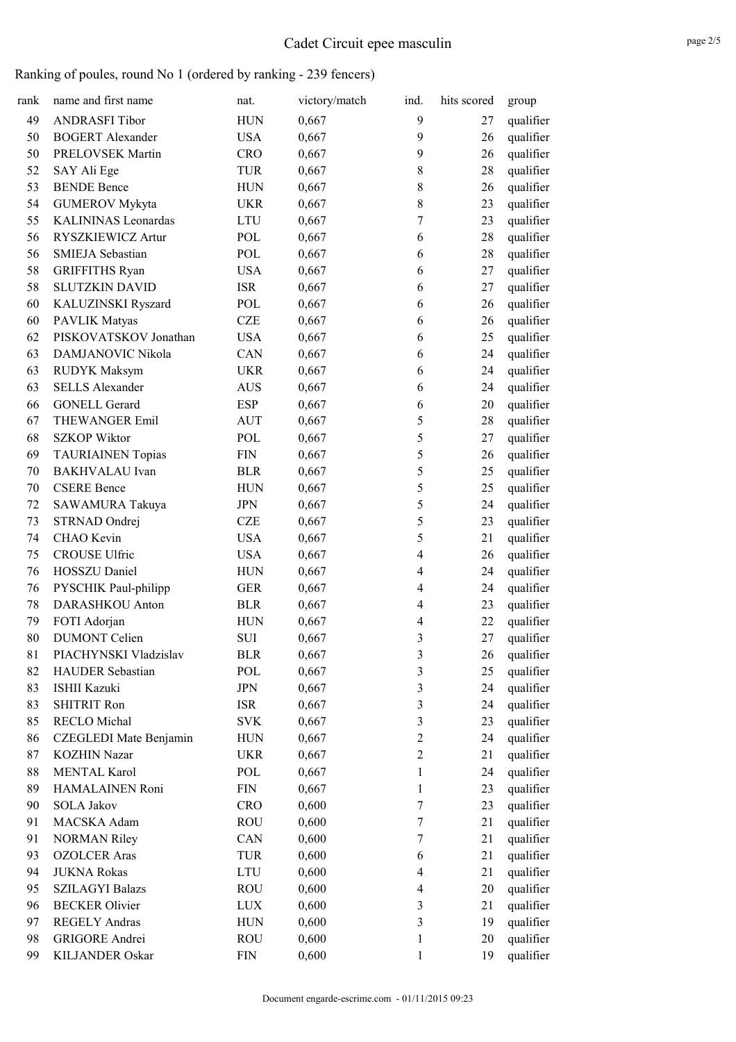# Cadet Circuit epee masculin

Ranking of poules, round No 1 (ordered by ranking - 239 fencers)

| rank | name and first name | nat. | victory/match | ind. | hits scored | group |
|---|---|---|---|---|---|---|
| 49 | ANDRASFI Tibor | HUN | 0,667 | 9 | 27 | qualifier |
| 50 | BOGERT Alexander | USA | 0,667 | 9 | 26 | qualifier |
| 50 | PRELOVSEK Martin | CRO | 0,667 | 9 | 26 | qualifier |
| 52 | SAY Ali Ege | TUR | 0,667 | 8 | 28 | qualifier |
| 53 | BENDE Bence | HUN | 0,667 | 8 | 26 | qualifier |
| 54 | GUMEROV Mykyta | UKR | 0,667 | 8 | 23 | qualifier |
| 55 | KALININAS Leonardas | LTU | 0,667 | 7 | 23 | qualifier |
| 56 | RYSZKIEWICZ Artur | POL | 0,667 | 6 | 28 | qualifier |
| 56 | SMIEJA Sebastian | POL | 0,667 | 6 | 28 | qualifier |
| 58 | GRIFFITHS Ryan | USA | 0,667 | 6 | 27 | qualifier |
| 58 | SLUTZKIN DAVID | ISR | 0,667 | 6 | 27 | qualifier |
| 60 | KALUZINSKI Ryszard | POL | 0,667 | 6 | 26 | qualifier |
| 60 | PAVLIK Matyas | CZE | 0,667 | 6 | 26 | qualifier |
| 62 | PISKOVATSKOV Jonathan | USA | 0,667 | 6 | 25 | qualifier |
| 63 | DAMJANOVIC Nikola | CAN | 0,667 | 6 | 24 | qualifier |
| 63 | RUDYK Maksym | UKR | 0,667 | 6 | 24 | qualifier |
| 63 | SELLS Alexander | AUS | 0,667 | 6 | 24 | qualifier |
| 66 | GONELL Gerard | ESP | 0,667 | 6 | 20 | qualifier |
| 67 | THEWANGER Emil | AUT | 0,667 | 5 | 28 | qualifier |
| 68 | SZKOP Wiktor | POL | 0,667 | 5 | 27 | qualifier |
| 69 | TAURIAINEN Topias | FIN | 0,667 | 5 | 26 | qualifier |
| 70 | BAKHVALAU Ivan | BLR | 0,667 | 5 | 25 | qualifier |
| 70 | CSERE Bence | HUN | 0,667 | 5 | 25 | qualifier |
| 72 | SAWAMURA Takuya | JPN | 0,667 | 5 | 24 | qualifier |
| 73 | STRNAD Ondrej | CZE | 0,667 | 5 | 23 | qualifier |
| 74 | CHAO Kevin | USA | 0,667 | 5 | 21 | qualifier |
| 75 | CROUSE Ulfric | USA | 0,667 | 4 | 26 | qualifier |
| 76 | HOSSZU Daniel | HUN | 0,667 | 4 | 24 | qualifier |
| 76 | PYSCHIK Paul-philipp | GER | 0,667 | 4 | 24 | qualifier |
| 78 | DARASHKOU Anton | BLR | 0,667 | 4 | 23 | qualifier |
| 79 | FOTI Adorjan | HUN | 0,667 | 4 | 22 | qualifier |
| 80 | DUMONT Celien | SUI | 0,667 | 3 | 27 | qualifier |
| 81 | PIACHYNSKI Vladzislav | BLR | 0,667 | 3 | 26 | qualifier |
| 82 | HAUDER Sebastian | POL | 0,667 | 3 | 25 | qualifier |
| 83 | ISHII Kazuki | JPN | 0,667 | 3 | 24 | qualifier |
| 83 | SHITRIT Ron | ISR | 0,667 | 3 | 24 | qualifier |
| 85 | RECLO Michal | SVK | 0,667 | 3 | 23 | qualifier |
| 86 | CZEGLEDI Mate Benjamin | HUN | 0,667 | 2 | 24 | qualifier |
| 87 | KOZHIN Nazar | UKR | 0,667 | 2 | 21 | qualifier |
| 88 | MENTAL Karol | POL | 0,667 | 1 | 24 | qualifier |
| 89 | HAMALAINEN Roni | FIN | 0,667 | 1 | 23 | qualifier |
| 90 | SOLA Jakov | CRO | 0,600 | 7 | 23 | qualifier |
| 91 | MACSKA Adam | ROU | 0,600 | 7 | 21 | qualifier |
| 91 | NORMAN Riley | CAN | 0,600 | 7 | 21 | qualifier |
| 93 | OZOLCER Aras | TUR | 0,600 | 6 | 21 | qualifier |
| 94 | JUKNA Rokas | LTU | 0,600 | 4 | 21 | qualifier |
| 95 | SZILAGYI Balazs | ROU | 0,600 | 4 | 20 | qualifier |
| 96 | BECKER Olivier | LUX | 0,600 | 3 | 21 | qualifier |
| 97 | REGELY Andras | HUN | 0,600 | 3 | 19 | qualifier |
| 98 | GRIGORE Andrei | ROU | 0,600 | 1 | 20 | qualifier |
| 99 | KILJANDER Oskar | FIN | 0,600 | 1 | 19 | qualifier |

Document engarde-escrime.com - 01/11/2015 09:23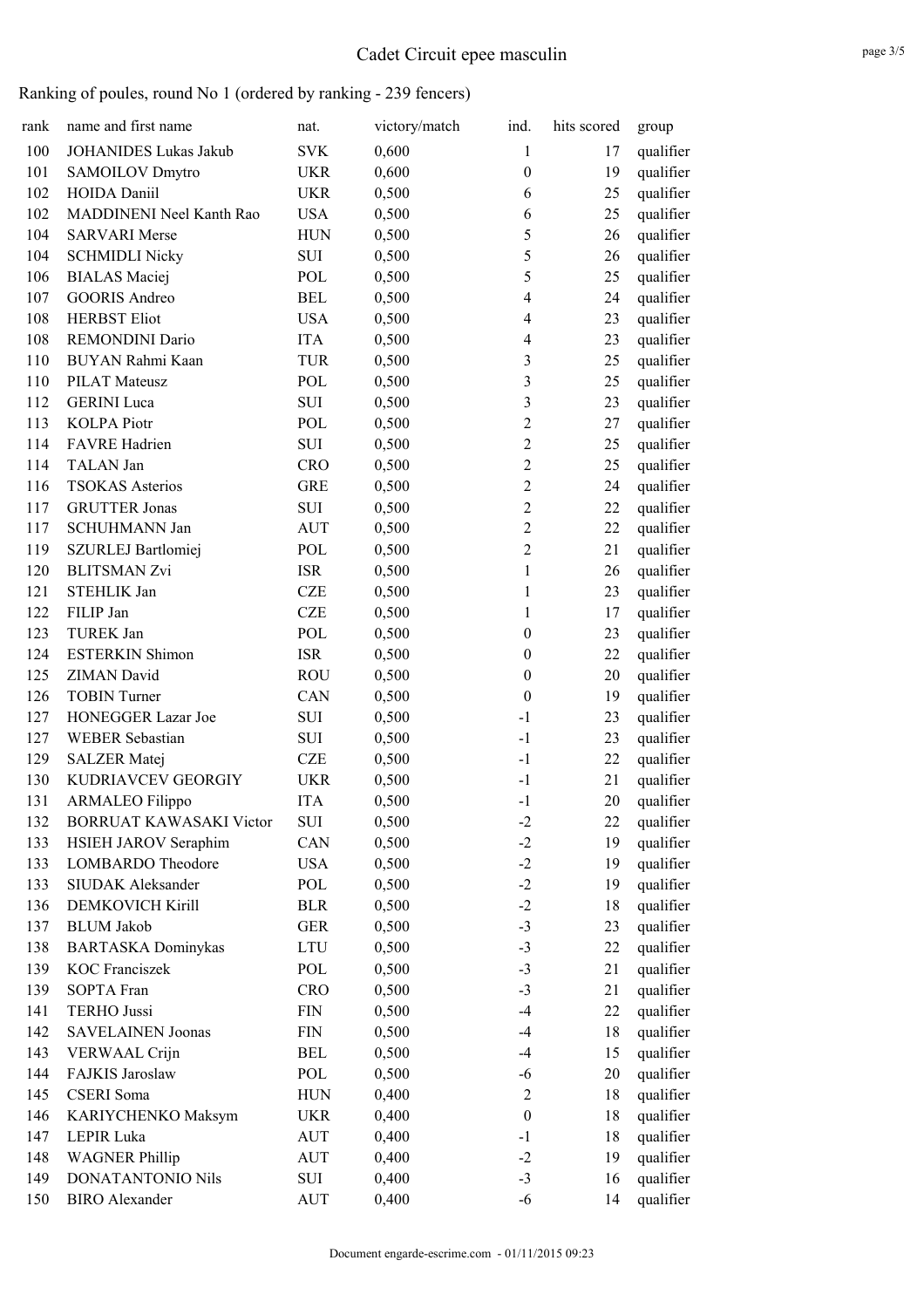# Cadet Circuit epee masculin

## Ranking of poules, round No 1 (ordered by ranking - 239 fencers)

| rank | name and first name | nat. | victory/match | ind. | hits scored | group |
|---|---|---|---|---|---|---|
| 100 | JOHANIDES Lukas Jakub | SVK | 0,600 | 1 | 17 | qualifier |
| 101 | SAMOILOV Dmytro | UKR | 0,600 | 0 | 19 | qualifier |
| 102 | HOIDA Daniil | UKR | 0,500 | 6 | 25 | qualifier |
| 102 | MADDINENI Neel Kanth Rao | USA | 0,500 | 6 | 25 | qualifier |
| 104 | SARVARI Merse | HUN | 0,500 | 5 | 26 | qualifier |
| 104 | SCHMIDLI Nicky | SUI | 0,500 | 5 | 26 | qualifier |
| 106 | BIALAS Maciej | POL | 0,500 | 5 | 25 | qualifier |
| 107 | GOORIS Andreo | BEL | 0,500 | 4 | 24 | qualifier |
| 108 | HERBST Eliot | USA | 0,500 | 4 | 23 | qualifier |
| 108 | REMONDINI Dario | ITA | 0,500 | 4 | 23 | qualifier |
| 110 | BUYAN Rahmi Kaan | TUR | 0,500 | 3 | 25 | qualifier |
| 110 | PILAT Mateusz | POL | 0,500 | 3 | 25 | qualifier |
| 112 | GERINI Luca | SUI | 0,500 | 3 | 23 | qualifier |
| 113 | KOLPA Piotr | POL | 0,500 | 2 | 27 | qualifier |
| 114 | FAVRE Hadrien | SUI | 0,500 | 2 | 25 | qualifier |
| 114 | TALAN Jan | CRO | 0,500 | 2 | 25 | qualifier |
| 116 | TSOKAS Asterios | GRE | 0,500 | 2 | 24 | qualifier |
| 117 | GRUTTER Jonas | SUI | 0,500 | 2 | 22 | qualifier |
| 117 | SCHUHMANN Jan | AUT | 0,500 | 2 | 22 | qualifier |
| 119 | SZURLEJ Bartlomiej | POL | 0,500 | 2 | 21 | qualifier |
| 120 | BLITSMAN Zvi | ISR | 0,500 | 1 | 26 | qualifier |
| 121 | STEHLIK Jan | CZE | 0,500 | 1 | 23 | qualifier |
| 122 | FILIP Jan | CZE | 0,500 | 1 | 17 | qualifier |
| 123 | TUREK Jan | POL | 0,500 | 0 | 23 | qualifier |
| 124 | ESTERKIN Shimon | ISR | 0,500 | 0 | 22 | qualifier |
| 125 | ZIMAN David | ROU | 0,500 | 0 | 20 | qualifier |
| 126 | TOBIN Turner | CAN | 0,500 | 0 | 19 | qualifier |
| 127 | HONEGGER Lazar Joe | SUI | 0,500 | -1 | 23 | qualifier |
| 127 | WEBER Sebastian | SUI | 0,500 | -1 | 23 | qualifier |
| 129 | SALZER Matej | CZE | 0,500 | -1 | 22 | qualifier |
| 130 | KUDRIAVCEV GEORGIY | UKR | 0,500 | -1 | 21 | qualifier |
| 131 | ARMALEO Filippo | ITA | 0,500 | -1 | 20 | qualifier |
| 132 | BORRUAT KAWASAKI Victor | SUI | 0,500 | -2 | 22 | qualifier |
| 133 | HSIEH JAROV Seraphim | CAN | 0,500 | -2 | 19 | qualifier |
| 133 | LOMBARDO Theodore | USA | 0,500 | -2 | 19 | qualifier |
| 133 | SIUDAK Aleksander | POL | 0,500 | -2 | 19 | qualifier |
| 136 | DEMKOVICH Kirill | BLR | 0,500 | -2 | 18 | qualifier |
| 137 | BLUM Jakob | GER | 0,500 | -3 | 23 | qualifier |
| 138 | BARTASKA Dominykas | LTU | 0,500 | -3 | 22 | qualifier |
| 139 | KOC Franciszek | POL | 0,500 | -3 | 21 | qualifier |
| 139 | SOPTA Fran | CRO | 0,500 | -3 | 21 | qualifier |
| 141 | TERHO Jussi | FIN | 0,500 | -4 | 22 | qualifier |
| 142 | SAVELAINEN Joonas | FIN | 0,500 | -4 | 18 | qualifier |
| 143 | VERWAAL Crijn | BEL | 0,500 | -4 | 15 | qualifier |
| 144 | FAJKIS Jaroslaw | POL | 0,500 | -6 | 20 | qualifier |
| 145 | CSERI Soma | HUN | 0,400 | 2 | 18 | qualifier |
| 146 | KARIYCHENKO Maksym | UKR | 0,400 | 0 | 18 | qualifier |
| 147 | LEPIR Luka | AUT | 0,400 | -1 | 18 | qualifier |
| 148 | WAGNER Phillip | AUT | 0,400 | -2 | 19 | qualifier |
| 149 | DONATANTONIO Nils | SUI | 0,400 | -3 | 16 | qualifier |
| 150 | BIRO Alexander | AUT | 0,400 | -6 | 14 | qualifier |

Document engarde-escrime.com - 01/11/2015 09:23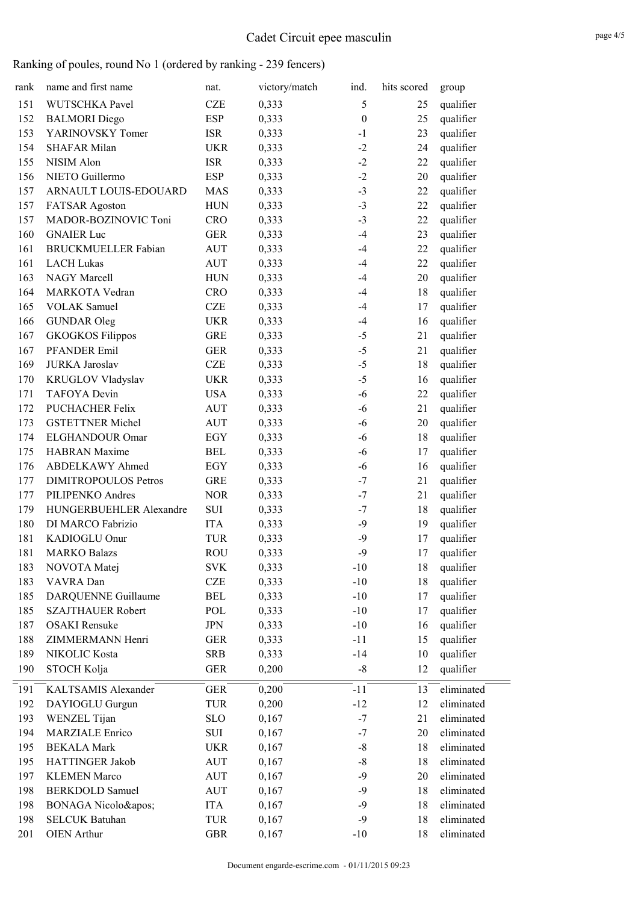# Cadet Circuit epee masculin

Ranking of poules, round No 1 (ordered by ranking - 239 fencers)

| rank | name and first name | nat. | victory/match | ind. | hits scored | group |
|---|---|---|---|---|---|---|
| 151 | WUTSCHKA Pavel | CZE | 0,333 | 5 | 25 | qualifier |
| 152 | BALMORI Diego | ESP | 0,333 | 0 | 25 | qualifier |
| 153 | YARINOVSKY Tomer | ISR | 0,333 | -1 | 23 | qualifier |
| 154 | SHAFAR Milan | UKR | 0,333 | -2 | 24 | qualifier |
| 155 | NISIM Alon | ISR | 0,333 | -2 | 22 | qualifier |
| 156 | NIETO Guillermo | ESP | 0,333 | -2 | 20 | qualifier |
| 157 | ARNAULT LOUIS-EDOUARD | MAS | 0,333 | -3 | 22 | qualifier |
| 157 | FATSAR Agoston | HUN | 0,333 | -3 | 22 | qualifier |
| 157 | MADOR-BOZINOVIC Toni | CRO | 0,333 | -3 | 22 | qualifier |
| 160 | GNAIER Luc | GER | 0,333 | -4 | 23 | qualifier |
| 161 | BRUCKMUELLER Fabian | AUT | 0,333 | -4 | 22 | qualifier |
| 161 | LACH Lukas | AUT | 0,333 | -4 | 22 | qualifier |
| 163 | NAGY Marcell | HUN | 0,333 | -4 | 20 | qualifier |
| 164 | MARKOTA Vedran | CRO | 0,333 | -4 | 18 | qualifier |
| 165 | VOLAK Samuel | CZE | 0,333 | -4 | 17 | qualifier |
| 166 | GUNDAR Oleg | UKR | 0,333 | -4 | 16 | qualifier |
| 167 | GKOGKOS Filippos | GRE | 0,333 | -5 | 21 | qualifier |
| 167 | PFANDER Emil | GER | 0,333 | -5 | 21 | qualifier |
| 169 | JURKA Jaroslav | CZE | 0,333 | -5 | 18 | qualifier |
| 170 | KRUGLOV Vladyslav | UKR | 0,333 | -5 | 16 | qualifier |
| 171 | TAFOYA Devin | USA | 0,333 | -6 | 22 | qualifier |
| 172 | PUCHACHER Felix | AUT | 0,333 | -6 | 21 | qualifier |
| 173 | GSTETTNER Michel | AUT | 0,333 | -6 | 20 | qualifier |
| 174 | ELGHANDOUR Omar | EGY | 0,333 | -6 | 18 | qualifier |
| 175 | HABRAN Maxime | BEL | 0,333 | -6 | 17 | qualifier |
| 176 | ABDELKAWY Ahmed | EGY | 0,333 | -6 | 16 | qualifier |
| 177 | DIMITROPOULOS Petros | GRE | 0,333 | -7 | 21 | qualifier |
| 177 | PILIPENKO Andres | NOR | 0,333 | -7 | 21 | qualifier |
| 179 | HUNGERBUEHLER Alexandre | SUI | 0,333 | -7 | 18 | qualifier |
| 180 | DI MARCO Fabrizio | ITA | 0,333 | -9 | 19 | qualifier |
| 181 | KADIOGLU Onur | TUR | 0,333 | -9 | 17 | qualifier |
| 181 | MARKO Balazs | ROU | 0,333 | -9 | 17 | qualifier |
| 183 | NOVOTA Matej | SVK | 0,333 | -10 | 18 | qualifier |
| 183 | VAVRA Dan | CZE | 0,333 | -10 | 18 | qualifier |
| 185 | DARQUENNE Guillaume | BEL | 0,333 | -10 | 17 | qualifier |
| 185 | SZAJTHAUER Robert | POL | 0,333 | -10 | 17 | qualifier |
| 187 | OSAKI Rensuke | JPN | 0,333 | -10 | 16 | qualifier |
| 188 | ZIMMERMANN Henri | GER | 0,333 | -11 | 15 | qualifier |
| 189 | NIKOLIC Kosta | SRB | 0,333 | -14 | 10 | qualifier |
| 190 | STOCH Kolja | GER | 0,200 | -8 | 12 | qualifier |
| 191 | KALTSAMIS Alexander | GER | 0,200 | -11 | 13 | eliminated |
| 192 | DAYIOGLU Gurgun | TUR | 0,200 | -12 | 12 | eliminated |
| 193 | WENZEL Tijan | SLO | 0,167 | -7 | 21 | eliminated |
| 194 | MARZIALE Enrico | SUI | 0,167 | -7 | 20 | eliminated |
| 195 | BEKALA Mark | UKR | 0,167 | -8 | 18 | eliminated |
| 195 | HATTINGER Jakob | AUT | 0,167 | -8 | 18 | eliminated |
| 197 | KLEMEN Marco | AUT | 0,167 | -9 | 20 | eliminated |
| 198 | BERKDOLD Samuel | AUT | 0,167 | -9 | 18 | eliminated |
| 198 | BONAGA Nicolo&apos; | ITA | 0,167 | -9 | 18 | eliminated |
| 198 | SELCUK Batuhan | TUR | 0,167 | -9 | 18 | eliminated |
| 201 | OIEN Arthur | GBR | 0,167 | -10 | 18 | eliminated |

Document engarde-escrime.com - 01/11/2015 09:23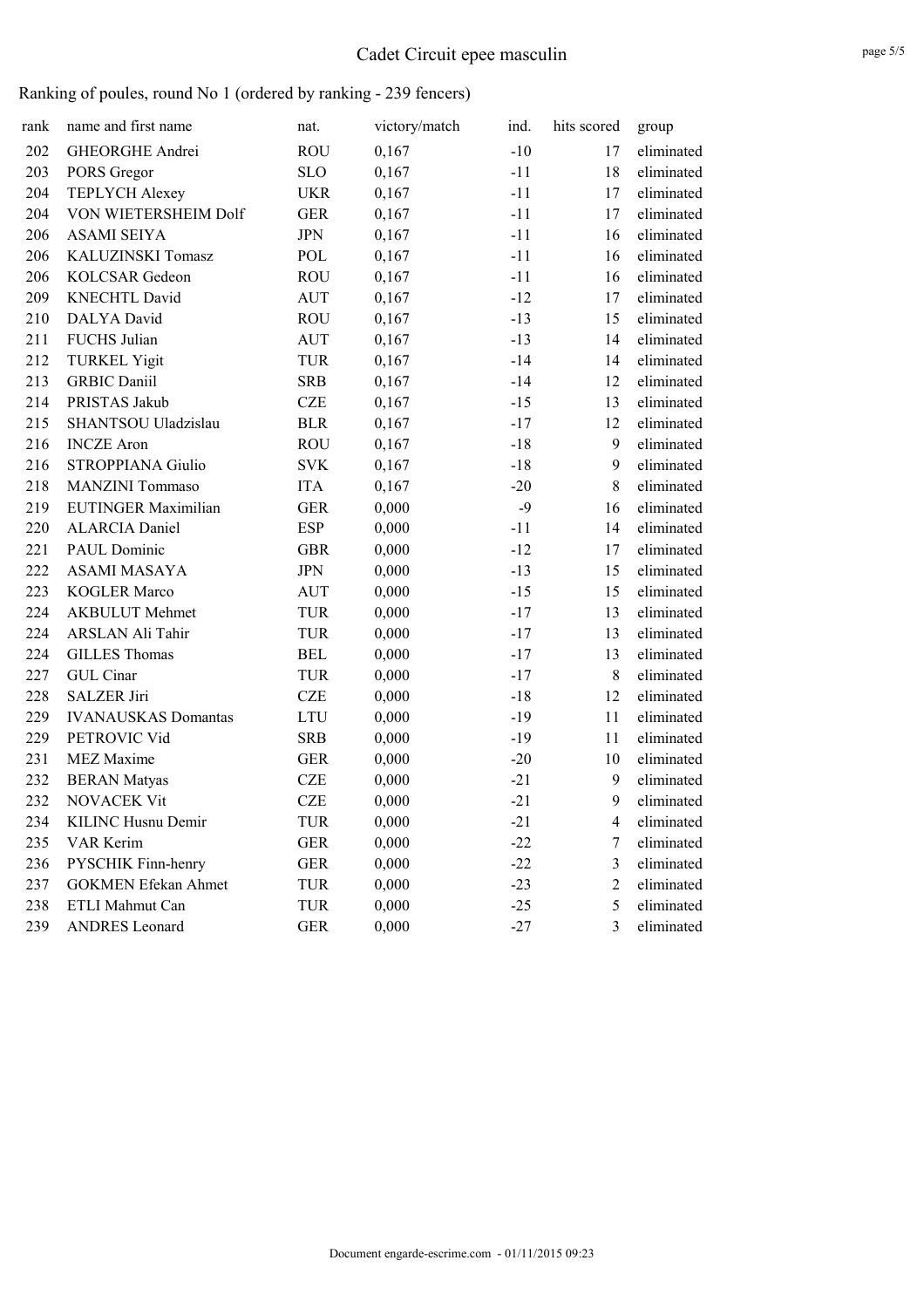# Cadet Circuit epee masculin

## Ranking of poules, round No 1 (ordered by ranking - 239 fencers)

| rank | name and first name | nat. | victory/match | ind. | hits scored | group |
|---|---|---|---|---|---|---|
| 202 | GHEORGHE Andrei | ROU | 0,167 | -10 | 17 | eliminated |
| 203 | PORS Gregor | SLO | 0,167 | -11 | 18 | eliminated |
| 204 | TEPLYCH Alexey | UKR | 0,167 | -11 | 17 | eliminated |
| 204 | VON WIETERSHEIM Dolf | GER | 0,167 | -11 | 17 | eliminated |
| 206 | ASAMI SEIYA | JPN | 0,167 | -11 | 16 | eliminated |
| 206 | KALUZINSKI Tomasz | POL | 0,167 | -11 | 16 | eliminated |
| 206 | KOLCSAR Gedeon | ROU | 0,167 | -11 | 16 | eliminated |
| 209 | KNECHTL David | AUT | 0,167 | -12 | 17 | eliminated |
| 210 | DALYA David | ROU | 0,167 | -13 | 15 | eliminated |
| 211 | FUCHS Julian | AUT | 0,167 | -13 | 14 | eliminated |
| 212 | TURKEL Yigit | TUR | 0,167 | -14 | 14 | eliminated |
| 213 | GRBIC Daniil | SRB | 0,167 | -14 | 12 | eliminated |
| 214 | PRISTAS Jakub | CZE | 0,167 | -15 | 13 | eliminated |
| 215 | SHANTSOU Uladzislau | BLR | 0,167 | -17 | 12 | eliminated |
| 216 | INCZE Aron | ROU | 0,167 | -18 | 9 | eliminated |
| 216 | STROPPIANA Giulio | SVK | 0,167 | -18 | 9 | eliminated |
| 218 | MANZINI Tommaso | ITA | 0,167 | -20 | 8 | eliminated |
| 219 | EUTINGER Maximilian | GER | 0,000 | -9 | 16 | eliminated |
| 220 | ALARCIA Daniel | ESP | 0,000 | -11 | 14 | eliminated |
| 221 | PAUL Dominic | GBR | 0,000 | -12 | 17 | eliminated |
| 222 | ASAMI MASAYA | JPN | 0,000 | -13 | 15 | eliminated |
| 223 | KOGLER Marco | AUT | 0,000 | -15 | 15 | eliminated |
| 224 | AKBULUT Mehmet | TUR | 0,000 | -17 | 13 | eliminated |
| 224 | ARSLAN Ali Tahir | TUR | 0,000 | -17 | 13 | eliminated |
| 224 | GILLES Thomas | BEL | 0,000 | -17 | 13 | eliminated |
| 227 | GUL Cinar | TUR | 0,000 | -17 | 8 | eliminated |
| 228 | SALZER Jiri | CZE | 0,000 | -18 | 12 | eliminated |
| 229 | IVANAUSKAS Domantas | LTU | 0,000 | -19 | 11 | eliminated |
| 229 | PETROVIC Vid | SRB | 0,000 | -19 | 11 | eliminated |
| 231 | MEZ Maxime | GER | 0,000 | -20 | 10 | eliminated |
| 232 | BERAN Matyas | CZE | 0,000 | -21 | 9 | eliminated |
| 232 | NOVACEK Vit | CZE | 0,000 | -21 | 9 | eliminated |
| 234 | KILINC Husnu Demir | TUR | 0,000 | -21 | 4 | eliminated |
| 235 | VAR Kerim | GER | 0,000 | -22 | 7 | eliminated |
| 236 | PYSCHIK Finn-henry | GER | 0,000 | -22 | 3 | eliminated |
| 237 | GOKMEN Efekan Ahmet | TUR | 0,000 | -23 | 2 | eliminated |
| 238 | ETLI Mahmut Can | TUR | 0,000 | -25 | 5 | eliminated |
| 239 | ANDRES Leonard | GER | 0,000 | -27 | 3 | eliminated |

Document engarde-escrime.com - 01/11/2015 09:23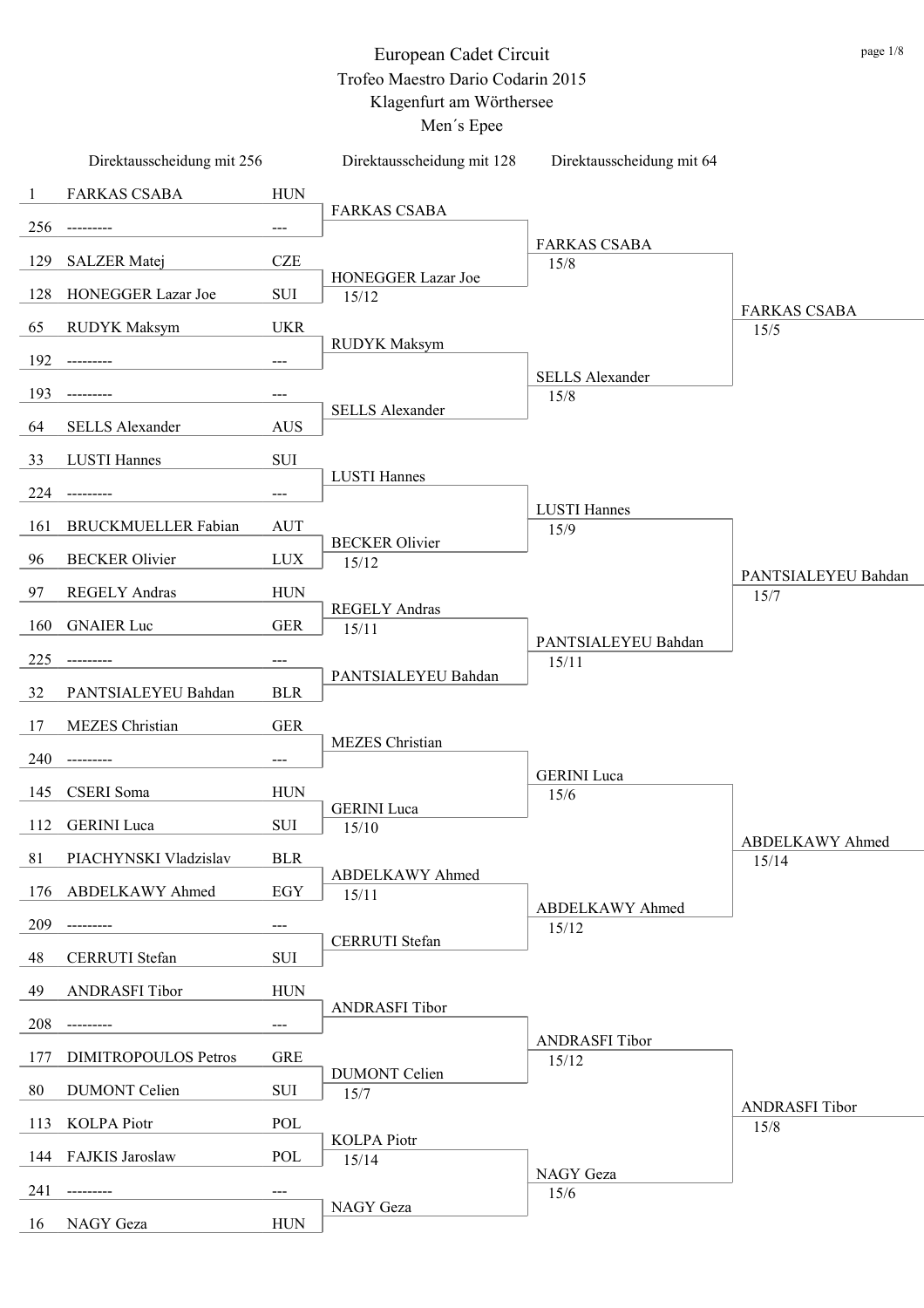# European Cadet Circuit

## Trofeo Maestro Dario Codarin 2015

## Klagenfurt am Wörthersee

## Men´s Epee

| Direktausscheidung mit 256 | | | Direktausscheidung mit 128 | Direktausscheidung mit 64 | |
|---|---|---|---|---|---|
| 1 | FARKAS CSABA | HUN | FARKAS CSABA | FARKAS CSABA 15/8 | FARKAS CSABA 15/5 |
| 256 | --------- | --- | | | |
| 129 | SALZER Matej | CZE | HONEGGER Lazar Joe 15/12 | | |
| 128 | HONEGGER Lazar Joe | SUI | | | |
| 65 | RUDYK Maksym | UKR | RUDYK Maksym | SELLS Alexander 15/8 | |
| 192 | --------- | --- | | | |
| 193 | --------- | --- | SELLS Alexander | | |
| 64 | SELLS Alexander | AUS | | | |
| 33 | LUSTI Hannes | SUI | LUSTI Hannes | LUSTI Hannes 15/9 | PANTSIALEYEU Bahdan 15/7 |
| 224 | --------- | --- | | | |
| 161 | BRUCKMUELLER Fabian | AUT | BECKER Olivier 15/12 | | |
| 96 | BECKER Olivier | LUX | | | |
| 97 | REGELY Andras | HUN | REGELY Andras 15/11 | PANTSIALEYEU Bahdan 15/11 | |
| 160 | GNAIER Luc | GER | | | |
| 225 | --------- | --- | PANTSIALEYEU Bahdan | | |
| 32 | PANTSIALEYEU Bahdan | BLR | | | |
| 17 | MEZES Christian | GER | MEZES Christian | GERINI Luca 15/6 | ABDELKAWY Ahmed 15/14 |
| 240 | --------- | --- | | | |
| 145 | CSERI Soma | HUN | GERINI Luca 15/10 | | |
| 112 | GERINI Luca | SUI | | | |
| 81 | PIACHYNSKI Vladzislav | BLR | ABDELKAWY Ahmed 15/11 | ABDELKAWY Ahmed 15/12 | |
| 176 | ABDELKAWY Ahmed | EGY | | | |
| 209 | --------- | --- | CERRUTI Stefan | | |
| 48 | CERRUTI Stefan | SUI | | | |
| 49 | ANDRASFI Tibor | HUN | ANDRASFI Tibor | ANDRASFI Tibor 15/12 | ANDRASFI Tibor 15/8 |
| 208 | --------- | --- | | | |
| 177 | DIMITROPOULOS Petros | GRE | DUMONT Celien 15/7 | | |
| 80 | DUMONT Celien | SUI | | | |
| 113 | KOLPA Piotr | POL | KOLPA Piotr 15/14 | NAGY Geza 15/6 | |
| 144 | FAJKIS Jaroslaw | POL | | | |
| 241 | --------- | --- | NAGY Geza | | |
| 16 | NAGY Geza | HUN | | | |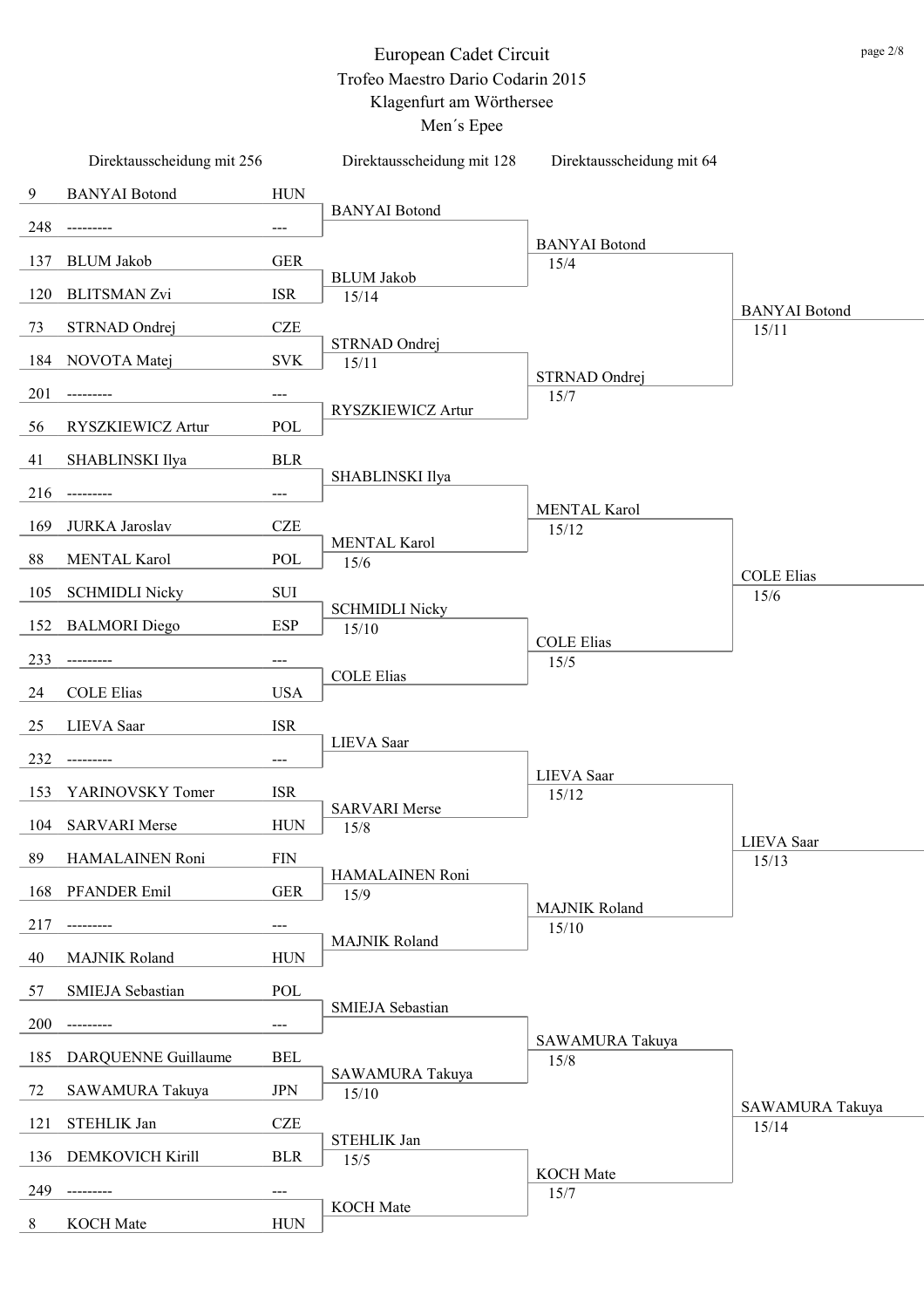# European Cadet Circuit

## Trofeo Maestro Dario Codarin 2015

## Klagenfurt am Wörthersee

## Men´s Epee

| Direktausscheidung mit 256 | | | Direktausscheidung mit 128 | Direktausscheidung mit 64 | |
|---|---|---|---|---|---|
| 9 | BANYAI Botond | HUN | BANYAI Botond | BANYAI Botond 15/4 | BANYAI Botond 15/11 |
| 248 | --------- | --- | | | |
| 137 | BLUM Jakob | GER | BLUM Jakob 15/14 | | |
| 120 | BLITSMAN Zvi | ISR | | | |
| 73 | STRNAD Ondrej | CZE | STRNAD Ondrej 15/11 | STRNAD Ondrej 15/7 | |
| 184 | NOVOTA Matej | SVK | | | |
| 201 | --------- | --- | RYSZKIEWICZ Artur | | |
| 56 | RYSZKIEWICZ Artur | POL | | | |
| 41 | SHABLINSKI Ilya | BLR | SHABLINSKI Ilya | MENTAL Karol 15/12 | COLE Elias 15/6 |
| 216 | --------- | --- | | | |
| 169 | JURKA Jaroslav | CZE | MENTAL Karol 15/6 | | |
| 88 | MENTAL Karol | POL | | | |
| 105 | SCHMIDLI Nicky | SUI | SCHMIDLI Nicky 15/10 | COLE Elias 15/5 | |
| 152 | BALMORI Diego | ESP | | | |
| 233 | --------- | --- | COLE Elias | | |
| 24 | COLE Elias | USA | | | |
| 25 | LIEVA Saar | ISR | LIEVA Saar | LIEVA Saar 15/12 | LIEVA Saar 15/13 |
| 232 | --------- | --- | | | |
| 153 | YARINOVSKY Tomer | ISR | SARVARI Merse 15/8 | | |
| 104 | SARVARI Merse | HUN | | | |
| 89 | HAMALAINEN Roni | FIN | HAMALAINEN Roni 15/9 | MAJNIK Roland 15/10 | |
| 168 | PFANDER Emil | GER | | | |
| 217 | --------- | --- | MAJNIK Roland | | |
| 40 | MAJNIK Roland | HUN | | | |
| 57 | SMIEJA Sebastian | POL | SMIEJA Sebastian | SAWAMURA Takuya 15/8 | SAWAMURA Takuya 15/14 |
| 200 | --------- | --- | | | |
| 185 | DARQUENNE Guillaume | BEL | SAWAMURA Takuya 15/10 | | |
| 72 | SAWAMURA Takuya | JPN | | | |
| 121 | STEHLIK Jan | CZE | STEHLIK Jan 15/5 | KOCH Mate 15/7 | |
| 136 | DEMKOVICH Kirill | BLR | | | |
| 249 | --------- | --- | KOCH Mate | | |
| 8 | KOCH Mate | HUN | | | |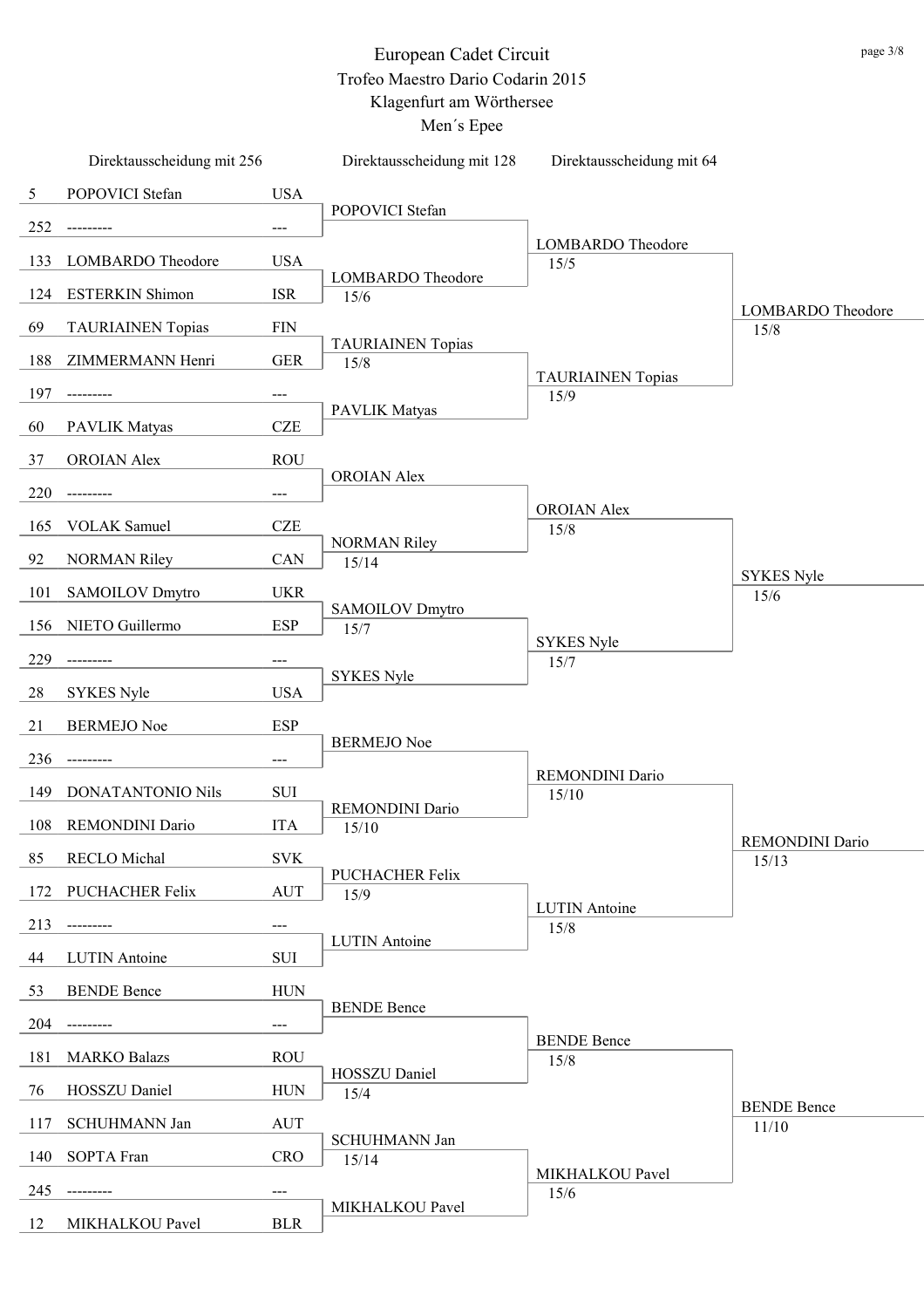# European Cadet Circuit

## Trofeo Maestro Dario Codarin 2015

## Klagenfurt am Wörthersee

## Men´s Epee

| Direktausscheidung mit 256 | | | Direktausscheidung mit 128 | Direktausscheidung mit 64 | |
|---|---|---|---|---|---|
| 5 | POPOVICI Stefan | USA | POPOVICI Stefan | LOMBARDO Theodore 15/5 | LOMBARDO Theodore 15/8 |
| 252 | --------- | --- | | | |
| 133 | LOMBARDO Theodore | USA | LOMBARDO Theodore 15/6 | | |
| 124 | ESTERKIN Shimon | ISR | | | |
| 69 | TAURIAINEN Topias | FIN | TAURIAINEN Topias 15/8 | TAURIAINEN Topias 15/9 | |
| 188 | ZIMMERMANN Henri | GER | | | |
| 197 | --------- | --- | PAVLIK Matyas | | |
| 60 | PAVLIK Matyas | CZE | | | |
| 37 | OROIAN Alex | ROU | OROIAN Alex | OROIAN Alex 15/8 | SYKES Nyle 15/6 |
| 220 | --------- | --- | | | |
| 165 | VOLAK Samuel | CZE | NORMAN Riley 15/14 | | |
| 92 | NORMAN Riley | CAN | | | |
| 101 | SAMOILOV Dmytro | UKR | SAMOILOV Dmytro 15/7 | SYKES Nyle 15/7 | |
| 156 | NIETO Guillermo | ESP | | | |
| 229 | --------- | --- | SYKES Nyle | | |
| 28 | SYKES Nyle | USA | | | |
| 21 | BERMEJO Noe | ESP | BERMEJO Noe | REMONDINI Dario 15/10 | REMONDINI Dario 15/13 |
| 236 | --------- | --- | | | |
| 149 | DONATANTONIO Nils | SUI | REMONDINI Dario 15/10 | | |
| 108 | REMONDINI Dario | ITA | | | |
| 85 | RECLO Michal | SVK | PUCHACHER Felix 15/9 | LUTIN Antoine 15/8 | |
| 172 | PUCHACHER Felix | AUT | | | |
| 213 | --------- | --- | LUTIN Antoine | | |
| 44 | LUTIN Antoine | SUI | | | |
| 53 | BENDE Bence | HUN | BENDE Bence | BENDE Bence 15/8 | BENDE Bence 11/10 |
| 204 | --------- | --- | | | |
| 181 | MARKO Balazs | ROU | HOSSZU Daniel 15/4 | | |
| 76 | HOSSZU Daniel | HUN | | | |
| 117 | SCHUHMANN Jan | AUT | SCHUHMANN Jan 15/14 | MIKHALKOU Pavel 15/6 | |
| 140 | SOPTA Fran | CRO | | | |
| 245 | --------- | --- | MIKHALKOU Pavel | | |
| 12 | MIKHALKOU Pavel | BLR | | | |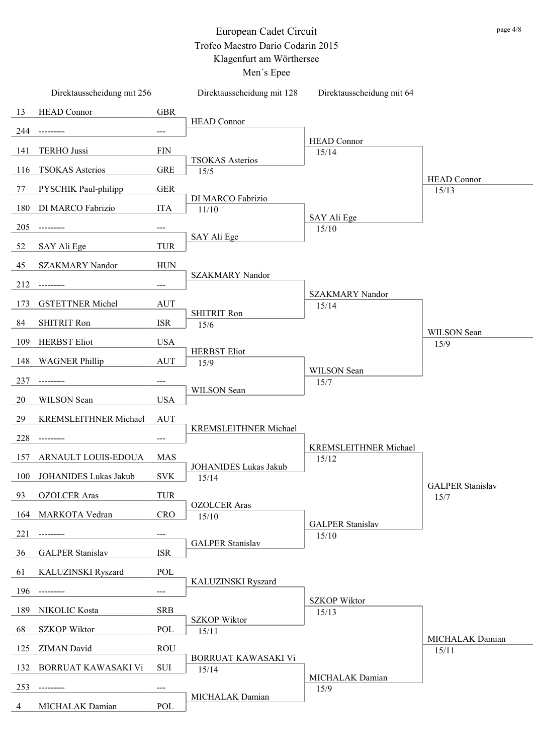# European Cadet Circuit

## Trofeo Maestro Dario Codarin 2015

## Klagenfurt am Wörthersee

## Men´s Epee

| Direktausscheidung mit 256 | | | Direktausscheidung mit 128 | Direktausscheidung mit 64 | |
|---|---|---|---|---|---|
| 13 | HEAD Connor | GBR | HEAD Connor | HEAD Connor 15/14 | HEAD Connor 15/13 |
| 244 | --------- | --- | | | |
| 141 | TERHO Jussi | FIN | TSOKAS Asterios 15/5 | | |
| 116 | TSOKAS Asterios | GRE | | | |
| 77 | PYSCHIK Paul-philipp | GER | DI MARCO Fabrizio 11/10 | SAY Ali Ege 15/10 | |
| 180 | DI MARCO Fabrizio | ITA | | | |
| 205 | --------- | --- | SAY Ali Ege | | |
| 52 | SAY Ali Ege | TUR | | | |
| 45 | SZAKMARY Nandor | HUN | SZAKMARY Nandor | SZAKMARY Nandor 15/14 | WILSON Sean 15/9 |
| 212 | --------- | --- | | | |
| 173 | GSTETTNER Michel | AUT | SHITRIT Ron 15/6 | | |
| 84 | SHITRIT Ron | ISR | | | |
| 109 | HERBST Eliot | USA | HERBST Eliot 15/9 | WILSON Sean 15/7 | |
| 148 | WAGNER Phillip | AUT | | | |
| 237 | --------- | --- | WILSON Sean | | |
| 20 | WILSON Sean | USA | | | |
| 29 | KREMSLEITHNER Michael | AUT | KREMSLEITHNER Michael | KREMSLEITHNER Michael 15/12 | GALPER Stanislav 15/7 |
| 228 | --------- | --- | | | |
| 157 | ARNAULT LOUIS-EDOUA | MAS | JOHANIDES Lukas Jakub 15/14 | | |
| 100 | JOHANIDES Lukas Jakub | SVK | | | |
| 93 | OZOLCER Aras | TUR | OZOLCER Aras 15/10 | GALPER Stanislav 15/10 | |
| 164 | MARKOTA Vedran | CRO | | | |
| 221 | --------- | --- | GALPER Stanislav | | |
| 36 | GALPER Stanislav | ISR | | | |
| 61 | KALUZINSKI Ryszard | POL | KALUZINSKI Ryszard | SZKOP Wiktor 15/13 | MICHALAK Damian 15/11 |
| 196 | --------- | --- | | | |
| 189 | NIKOLIC Kosta | SRB | SZKOP Wiktor 15/11 | | |
| 68 | SZKOP Wiktor | POL | | | |
| 125 | ZIMAN David | ROU | BORRUAT KAWASAKI Vi 15/14 | MICHALAK Damian 15/9 | |
| 132 | BORRUAT KAWASAKI Vi | SUI | | | |
| 253 | --------- | --- | MICHALAK Damian | | |
| 4 | MICHALAK Damian | POL | | | |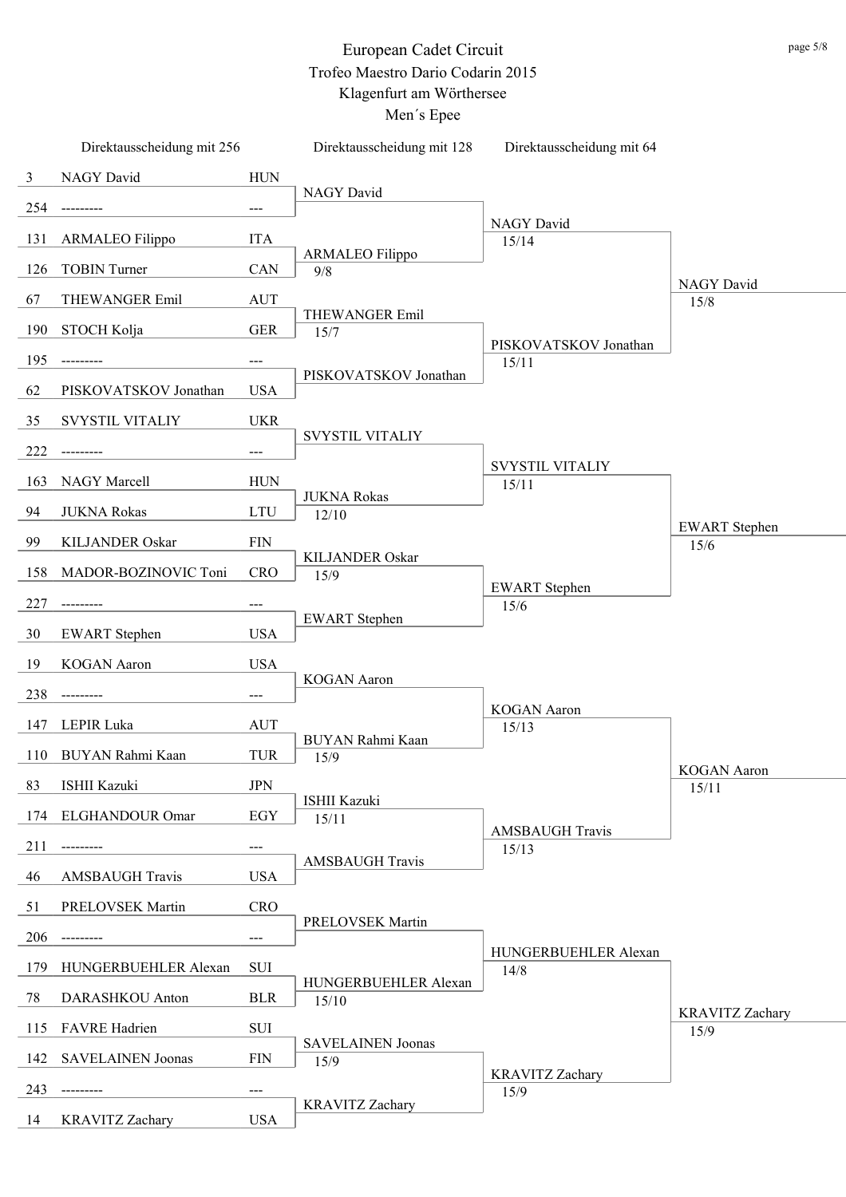# European Cadet Circuit

## Trofeo Maestro Dario Codarin 2015

## Klagenfurt am Wörthersee

## Men´s Epee

| Direktausscheidung mit 256 | | | Direktausscheidung mit 128 | Direktausscheidung mit 64 | |
|---|---|---|---|---|---|
| 3 | NAGY David | HUN | NAGY David | NAGY David 15/14 | NAGY David 15/8 |
| 254 | --------- | --- | | | |
| 131 | ARMALEO Filippo | ITA | ARMALEO Filippo 9/8 | | |
| 126 | TOBIN Turner | CAN | | | |
| 67 | THEWANGER Emil | AUT | THEWANGER Emil 15/7 | PISKOVATSKOV Jonathan 15/11 | |
| 190 | STOCH Kolja | GER | | | |
| 195 | --------- | --- | PISKOVATSKOV Jonathan | | |
| 62 | PISKOVATSKOV Jonathan | USA | | | |
| 35 | SVYSTIL VITALIY | UKR | SVYSTIL VITALIY | SVYSTIL VITALIY 15/11 | EWART Stephen 15/6 |
| 222 | --------- | --- | | | |
| 163 | NAGY Marcell | HUN | JUKNA Rokas 12/10 | | |
| 94 | JUKNA Rokas | LTU | | | |
| 99 | KILJANDER Oskar | FIN | KILJANDER Oskar 15/9 | EWART Stephen 15/6 | |
| 158 | MADOR-BOZINOVIC Toni | CRO | | | |
| 227 | --------- | --- | EWART Stephen | | |
| 30 | EWART Stephen | USA | | | |
| 19 | KOGAN Aaron | USA | KOGAN Aaron | KOGAN Aaron 15/13 | KOGAN Aaron 15/11 |
| 238 | --------- | --- | | | |
| 147 | LEPIR Luka | AUT | BUYAN Rahmi Kaan 15/9 | | |
| 110 | BUYAN Rahmi Kaan | TUR | | | |
| 83 | ISHII Kazuki | JPN | ISHII Kazuki 15/11 | AMSBAUGH Travis 15/13 | |
| 174 | ELGHANDOUR Omar | EGY | | | |
| 211 | --------- | --- | AMSBAUGH Travis | | |
| 46 | AMSBAUGH Travis | USA | | | |
| 51 | PRELOVSEK Martin | CRO | PRELOVSEK Martin | HUNGERBUEHLER Alexan 14/8 | KRAVITZ Zachary 15/9 |
| 206 | --------- | --- | | | |
| 179 | HUNGERBUEHLER Alexan | SUI | HUNGERBUEHLER Alexan 15/10 | | |
| 78 | DARASHKOU Anton | BLR | | | |
| 115 | FAVRE Hadrien | SUI | SAVELAINEN Joonas 15/9 | KRAVITZ Zachary 15/9 | |
| 142 | SAVELAINEN Joonas | FIN | | | |
| 243 | --------- | --- | KRAVITZ Zachary | | |
| 14 | KRAVITZ Zachary | USA | | | |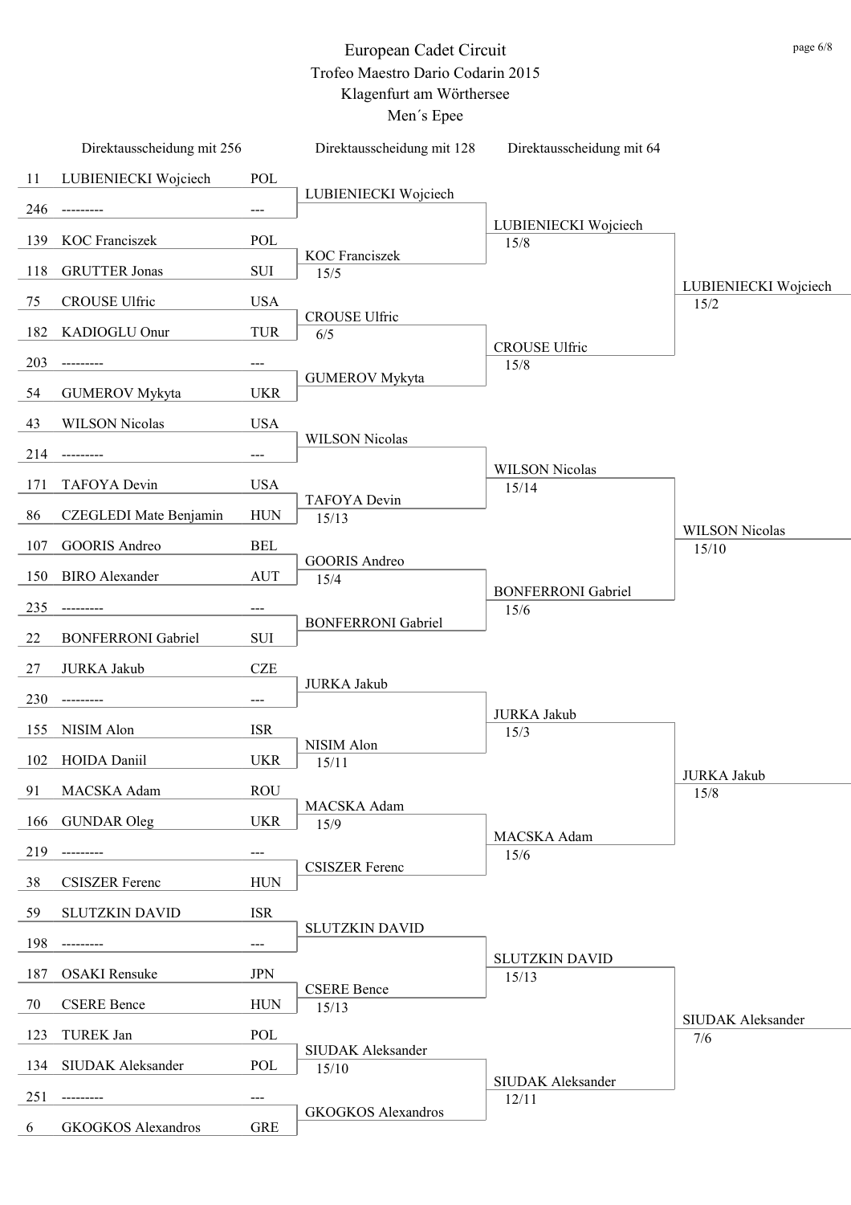# European Cadet Circuit

## Trofeo Maestro Dario Codarin 2015

### Klagenfurt am Wörthersee

### Men´s Epee

| Direktausscheidung mit 256 | | | Direktausscheidung mit 128 | Direktausscheidung mit 64 | |
|---|---|---|---|---|---|
| 11 | LUBIENIECKI Wojciech | POL | LUBIENIECKI Wojciech | LUBIENIECKI Wojciech 15/8 | LUBIENIECKI Wojciech 15/2 |
| 246 | --------- | --- | | | |
| 139 | KOC Franciszek | POL | KOC Franciszek 15/5 | | |
| 118 | GRUTTER Jonas | SUI | | | |
| 75 | CROUSE Ulfric | USA | CROUSE Ulfric 6/5 | CROUSE Ulfric 15/8 | |
| 182 | KADIOGLU Onur | TUR | | | |
| 203 | --------- | --- | GUMEROV Mykyta | | |
| 54 | GUMEROV Mykyta | UKR | | | |
| 43 | WILSON Nicolas | USA | WILSON Nicolas | WILSON Nicolas 15/14 | WILSON Nicolas 15/10 |
| 214 | --------- | --- | | | |
| 171 | TAFOYA Devin | USA | TAFOYA Devin 15/13 | | |
| 86 | CZEGLEDI Mate Benjamin | HUN | | | |
| 107 | GOORIS Andreo | BEL | GOORIS Andreo 15/4 | BONFERRONI Gabriel 15/6 | |
| 150 | BIRO Alexander | AUT | | | |
| 235 | --------- | --- | BONFERRONI Gabriel | | |
| 22 | BONFERRONI Gabriel | SUI | | | |
| 27 | JURKA Jakub | CZE | JURKA Jakub | JURKA Jakub 15/3 | JURKA Jakub 15/8 |
| 230 | --------- | --- | | | |
| 155 | NISIM Alon | ISR | NISIM Alon 15/11 | | |
| 102 | HOIDA Daniil | UKR | | | |
| 91 | MACSKA Adam | ROU | MACSKA Adam 15/9 | MACSKA Adam 15/6 | |
| 166 | GUNDAR Oleg | UKR | | | |
| 219 | --------- | --- | CSISZER Ferenc | | |
| 38 | CSISZER Ferenc | HUN | | | |
| 59 | SLUTZKIN DAVID | ISR | SLUTZKIN DAVID | SLUTZKIN DAVID 15/13 | SIUDAK Aleksander 7/6 |
| 198 | --------- | --- | | | |
| 187 | OSAKI Rensuke | JPN | CSERE Bence 15/13 | | |
| 70 | CSERE Bence | HUN | | | |
| 123 | TUREK Jan | POL | SIUDAK Aleksander 15/10 | SIUDAK Aleksander 12/11 | |
| 134 | SIUDAK Aleksander | POL | | | |
| 251 | --------- | --- | GKOGKOS Alexandros | | |
| 6 | GKOGKOS Alexandros | GRE | | | |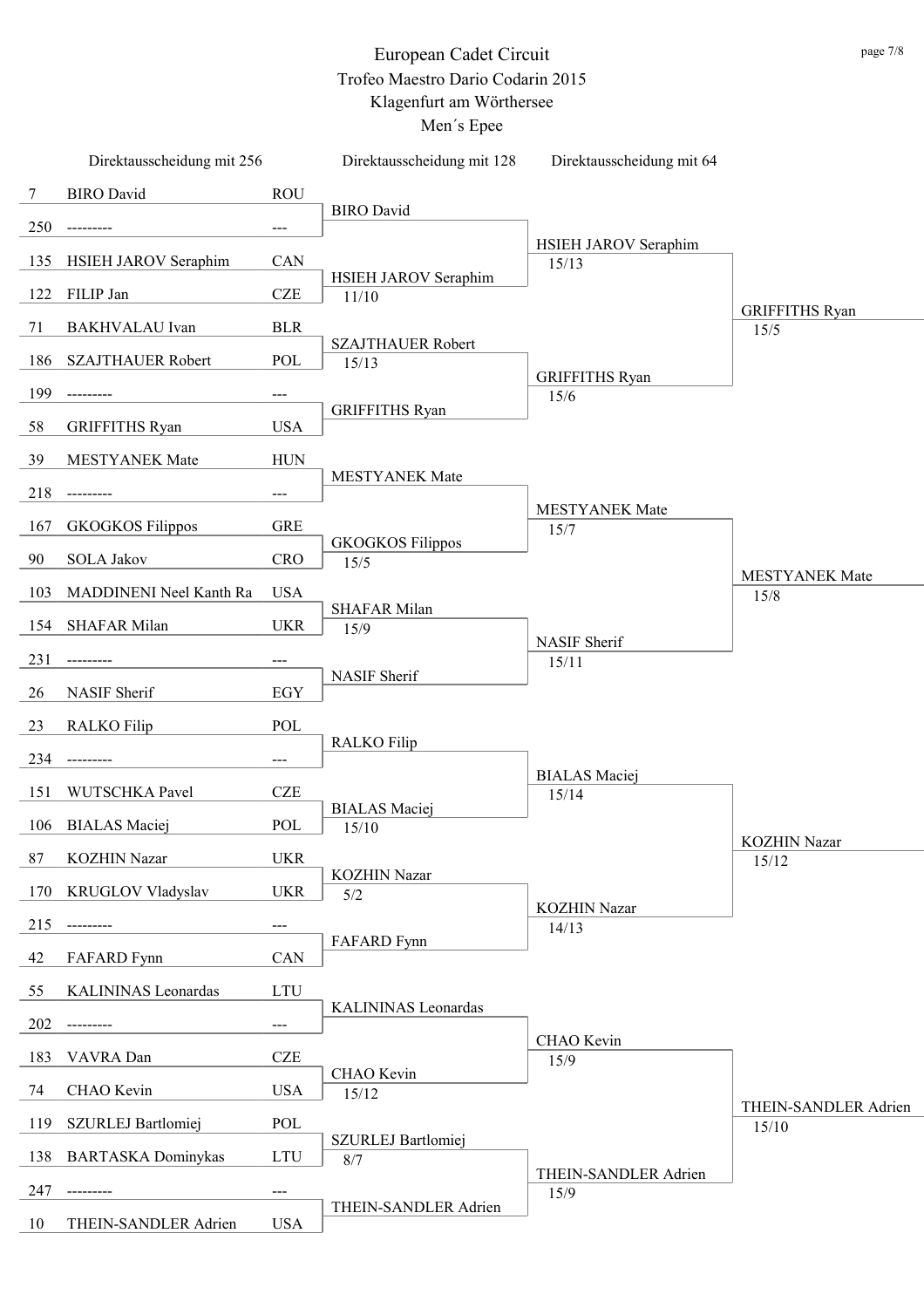# European Cadet Circuit
## Trofeo Maestro Dario Codarin 2015
## Klagenfurt am Wörthersee
## Men´s Epee

| Direktausscheidung mit 256 | | | Direktausscheidung mit 128 | Direktausscheidung mit 64 | |
|---|---|---|---|---|---|
| 7 | BIRO David | ROU | BIRO David | HSIEH JAROV Seraphim 15/13 | GRIFFITHS Ryan 15/5 |
| 250 | --------- | --- | | | |
| 135 | HSIEH JAROV Seraphim | CAN | HSIEH JAROV Seraphim 11/10 | | |
| 122 | FILIP Jan | CZE | | | |
| 71 | BAKHVALAU Ivan | BLR | SZAJTHAUER Robert 15/13 | GRIFFITHS Ryan 15/6 | |
| 186 | SZAJTHAUER Robert | POL | | | |
| 199 | --------- | --- | GRIFFITHS Ryan | | |
| 58 | GRIFFITHS Ryan | USA | | | |
| 39 | MESTYANEK Mate | HUN | MESTYANEK Mate | MESTYANEK Mate 15/7 | MESTYANEK Mate 15/8 |
| 218 | --------- | --- | | | |
| 167 | GKOGKOS Filippos | GRE | GKOGKOS Filippos 15/5 | | |
| 90 | SOLA Jakov | CRO | | | |
| 103 | MADDINENI Neel Kanth Ra | USA | SHAFAR Milan 15/9 | NASIF Sherif 15/11 | |
| 154 | SHAFAR Milan | UKR | | | |
| 231 | --------- | --- | NASIF Sherif | | |
| 26 | NASIF Sherif | EGY | | | |
| 23 | RALKO Filip | POL | RALKO Filip | BIALAS Maciej 15/14 | KOZHIN Nazar 15/12 |
| 234 | --------- | --- | | | |
| 151 | WUTSCHKA Pavel | CZE | BIALAS Maciej 15/10 | | |
| 106 | BIALAS Maciej | POL | | | |
| 87 | KOZHIN Nazar | UKR | KOZHIN Nazar 5/2 | KOZHIN Nazar 14/13 | |
| 170 | KRUGLOV Vladyslav | UKR | | | |
| 215 | --------- | --- | FAFARD Fynn | | |
| 42 | FAFARD Fynn | CAN | | | |
| 55 | KALININAS Leonardas | LTU | KALININAS Leonardas | CHAO Kevin 15/9 | THEIN-SANDLER Adrien 15/10 |
| 202 | --------- | --- | | | |
| 183 | VAVRA Dan | CZE | CHAO Kevin 15/12 | | |
| 74 | CHAO Kevin | USA | | | |
| 119 | SZURLEJ Bartlomiej | POL | SZURLEJ Bartlomiej 8/7 | THEIN-SANDLER Adrien 15/9 | |
| 138 | BARTASKA Dominykas | LTU | | | |
| 247 | --------- | --- | THEIN-SANDLER Adrien | | |
| 10 | THEIN-SANDLER Adrien | USA | | | |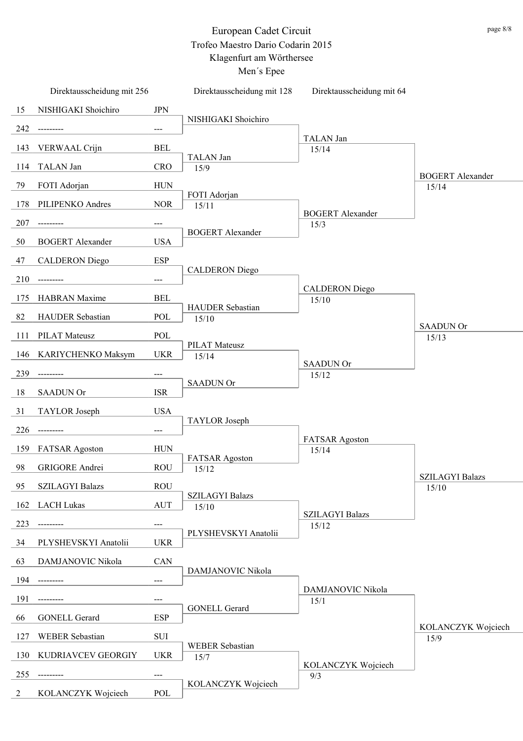# European Cadet Circuit

## Trofeo Maestro Dario Codarin 2015

## Klagenfurt am Wörthersee

## Men´s Epee

| Direktausscheidung mit 256 | | | Direktausscheidung mit 128 | Direktausscheidung mit 64 | |
|---|---|---|---|---|---|
| 15 | NISHIGAKI Shoichiro | JPN | NISHIGAKI Shoichiro | | |
| 242 | --------- | --- | | TALAN Jan 15/14 | |
| 143 | VERWAAL Crijn | BEL | TALAN Jan 15/9 | | |
| 114 | TALAN Jan | CRO | | | BOGERT Alexander 15/14 |
| 79 | FOTI Adorjan | HUN | FOTI Adorjan 15/11 | | |
| 178 | PILIPENKO Andres | NOR | | BOGERT Alexander 15/3 | |
| 207 | --------- | --- | BOGERT Alexander | | |
| 50 | BOGERT Alexander | USA | | | |
| 47 | CALDERON Diego | ESP | CALDERON Diego | | |
| 210 | --------- | --- | | CALDERON Diego 15/10 | |
| 175 | HABRAN Maxime | BEL | HAUDER Sebastian 15/10 | | |
| 82 | HAUDER Sebastian | POL | | | SAADUN Or 15/13 |
| 111 | PILAT Mateusz | POL | PILAT Mateusz 15/14 | | |
| 146 | KARIYCHENKO Maksym | UKR | | SAADUN Or 15/12 | |
| 239 | --------- | --- | SAADUN Or | | |
| 18 | SAADUN Or | ISR | | | |
| 31 | TAYLOR Joseph | USA | TAYLOR Joseph | | |
| 226 | --------- | --- | | FATSAR Agoston 15/14 | |
| 159 | FATSAR Agoston | HUN | FATSAR Agoston 15/12 | | |
| 98 | GRIGORE Andrei | ROU | | | SZILAGYI Balazs 15/10 |
| 95 | SZILAGYI Balazs | ROU | SZILAGYI Balazs 15/10 | | |
| 162 | LACH Lukas | AUT | | SZILAGYI Balazs 15/12 | |
| 223 | --------- | --- | PLYSHEVSKYI Anatolii | | |
| 34 | PLYSHEVSKYI Anatolii | UKR | | | |
| 63 | DAMJANOVIC Nikola | CAN | DAMJANOVIC Nikola | | |
| 194 | --------- | --- | | DAMJANOVIC Nikola 15/1 | |
| 191 | --------- | --- | GONELL Gerard | | |
| 66 | GONELL Gerard | ESP | | | KOLANCZYK Wojciech 15/9 |
| 127 | WEBER Sebastian | SUI | WEBER Sebastian 15/7 | | |
| 130 | KUDRIAVCEV GEORGIY | UKR | | KOLANCZYK Wojciech 9/3 | |
| 255 | --------- | --- | KOLANCZYK Wojciech | | |
| 2 | KOLANCZYK Wojciech | POL | | | |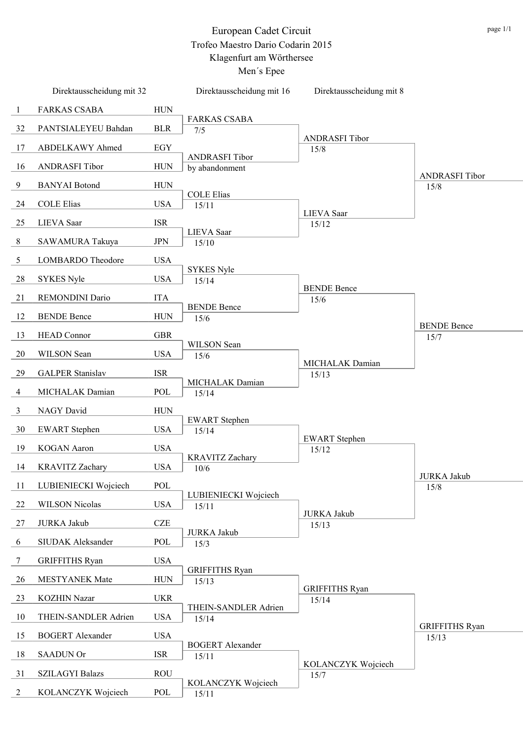# European Cadet Circuit

## Trofeo Maestro Dario Codarin 2015

## Klagenfurt am Wörthersee

## Men´s Epee

| Direktausscheidung mit 32 | | | Direktausscheidung mit 16 | Direktausscheidung mit 8 | |
|---|---|---|---|---|---|
| 1 | FARKAS CSABA | HUN | | | |
| 32 | PANTSIALEYEU Bahdan | BLR | FARKAS CSABA 7/5 | | |
| 17 | ABDELKAWY Ahmed | EGY | | ANDRASFI Tibor 15/8 | |
| 16 | ANDRASFI Tibor | HUN | ANDRASFI Tibor by abandonment | | |
| 9 | BANYAI Botond | HUN | | | ANDRASFI Tibor 15/8 |
| 24 | COLE Elias | USA | COLE Elias 15/11 | | |
| 25 | LIEVA Saar | ISR | | LIEVA Saar 15/12 | |
| 8 | SAWAMURA Takuya | JPN | LIEVA Saar 15/10 | | |
| 5 | LOMBARDO Theodore | USA | | | |
| 28 | SYKES Nyle | USA | SYKES Nyle 15/14 | | |
| 21 | REMONDINI Dario | ITA | | BENDE Bence 15/6 | |
| 12 | BENDE Bence | HUN | BENDE Bence 15/6 | | |
| 13 | HEAD Connor | GBR | | | BENDE Bence 15/7 |
| 20 | WILSON Sean | USA | WILSON Sean 15/6 | | |
| 29 | GALPER Stanislav | ISR | | MICHALAK Damian 15/13 | |
| 4 | MICHALAK Damian | POL | MICHALAK Damian 15/14 | | |
| 3 | NAGY David | HUN | | | |
| 30 | EWART Stephen | USA | EWART Stephen 15/14 | | |
| 19 | KOGAN Aaron | USA | | EWART Stephen 15/12 | |
| 14 | KRAVITZ Zachary | USA | KRAVITZ Zachary 10/6 | | |
| 11 | LUBIENIECKI Wojciech | POL | | | JURKA Jakub 15/8 |
| 22 | WILSON Nicolas | USA | LUBIENIECKI Wojciech 15/11 | | |
| 27 | JURKA Jakub | CZE | | JURKA Jakub 15/13 | |
| 6 | SIUDAK Aleksander | POL | JURKA Jakub 15/3 | | |
| 7 | GRIFFITHS Ryan | USA | | | |
| 26 | MESTYANEK Mate | HUN | GRIFFITHS Ryan 15/13 | | |
| 23 | KOZHIN Nazar | UKR | | GRIFFITHS Ryan 15/14 | |
| 10 | THEIN-SANDLER Adrien | USA | THEIN-SANDLER Adrien 15/14 | | |
| 15 | BOGERT Alexander | USA | | | GRIFFITHS Ryan 15/13 |
| 18 | SAADUN Or | ISR | BOGERT Alexander 15/11 | | |
| 31 | SZILAGYI Balazs | ROU | | KOLANCZYK Wojciech 15/7 | |
| 2 | KOLANCZYK Wojciech | POL | KOLANCZYK Wojciech 15/11 | | |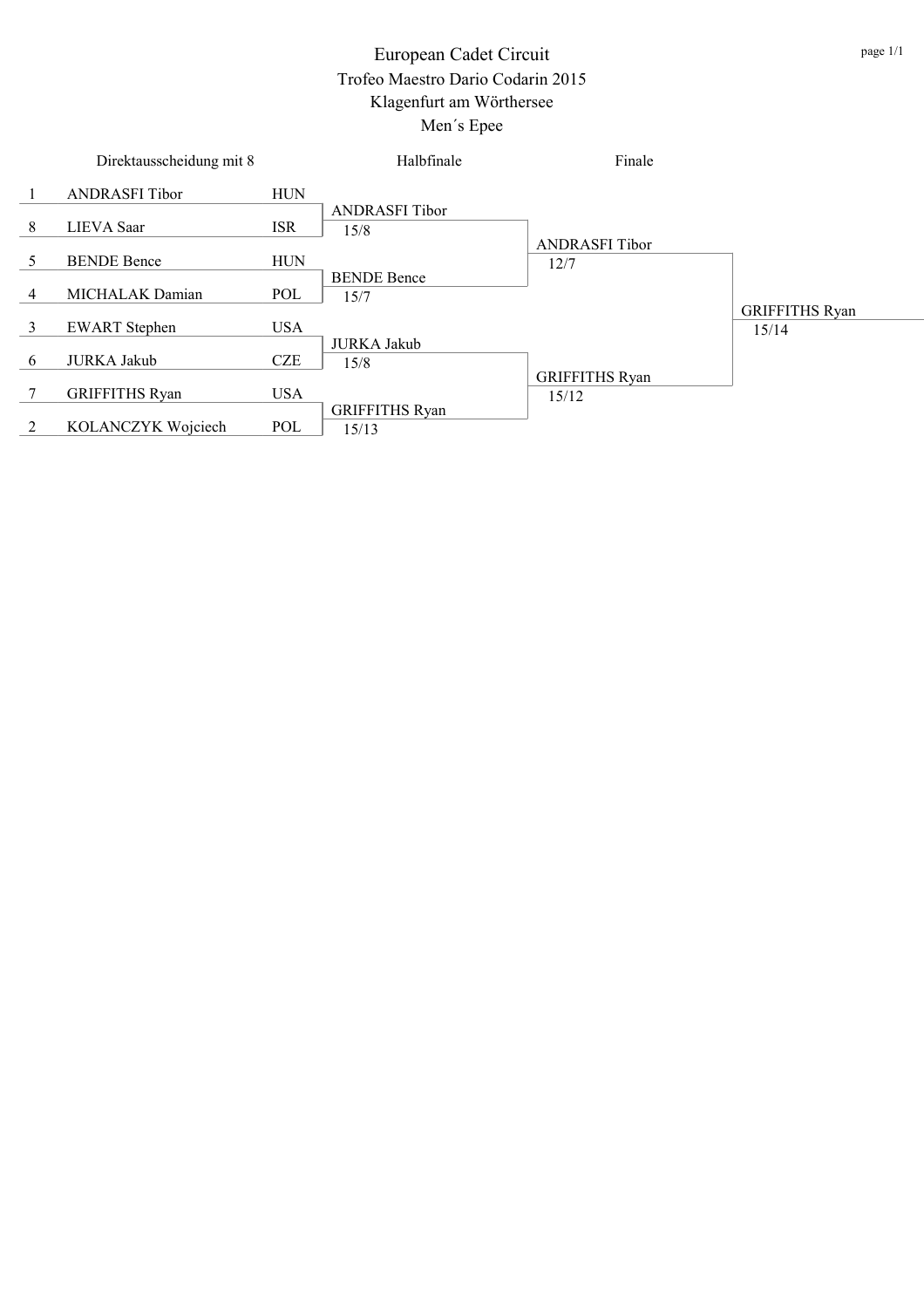# European Cadet Circuit

## Trofeo Maestro Dario Codarin 2015

## Klagenfurt am Wörthersee

## Men´s Epee

| Direktausscheidung mit 8 | | | Halbfinale | Finale | |
|---|---|---|---|---|---|
| 1 | ANDRASFI Tibor | HUN | ANDRASFI Tibor 15/8 | ANDRASFI Tibor 12/7 | GRIFFITHS Ryan 15/14 |
| 8 | LIEVA Saar | ISR | | | |
| 5 | BENDE Bence | HUN | BENDE Bence 15/7 | | |
| 4 | MICHALAK Damian | POL | | | |
| 3 | EWART Stephen | USA | JURKA Jakub 15/8 | GRIFFITHS Ryan 15/12 | |
| 6 | JURKA Jakub | CZE | | | |
| 7 | GRIFFITHS Ryan | USA | GRIFFITHS Ryan 15/13 | | |
| 2 | KOLANCZYK Wojciech | POL | | | |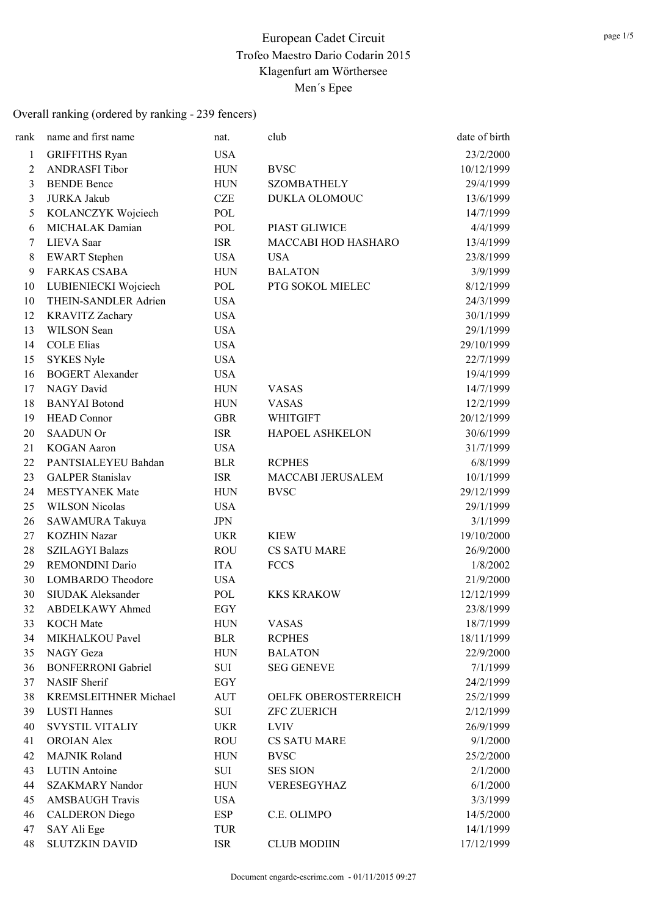# European Cadet Circuit

## Trofeo Maestro Dario Codarin 2015

## Klagenfurt am Wörthersee

## Men´s Epee

Overall ranking (ordered by ranking - 239 fencers)

| rank | name and first name | nat. | club | date of birth |
|---|---|---|---|---|
| 1 | GRIFFITHS Ryan | USA | | 23/2/2000 |
| 2 | ANDRASFI Tibor | HUN | BVSC | 10/12/1999 |
| 3 | BENDE Bence | HUN | SZOMBATHELY | 29/4/1999 |
| 3 | JURKA Jakub | CZE | DUKLA OLOMOUC | 13/6/1999 |
| 5 | KOLANCZYK Wojciech | POL | | 14/7/1999 |
| 6 | MICHALAK Damian | POL | PIAST GLIWICE | 4/4/1999 |
| 7 | LIEVA Saar | ISR | MACCABI HOD HASHARO | 13/4/1999 |
| 8 | EWART Stephen | USA | USA | 23/8/1999 |
| 9 | FARKAS CSABA | HUN | BALATON | 3/9/1999 |
| 10 | LUBIENIECKI Wojciech | POL | PTG SOKOL MIELEC | 8/12/1999 |
| 10 | THEIN-SANDLER Adrien | USA | | 24/3/1999 |
| 12 | KRAVITZ Zachary | USA | | 30/1/1999 |
| 13 | WILSON Sean | USA | | 29/1/1999 |
| 14 | COLE Elias | USA | | 29/10/1999 |
| 15 | SYKES Nyle | USA | | 22/7/1999 |
| 16 | BOGERT Alexander | USA | | 19/4/1999 |
| 17 | NAGY David | HUN | VASAS | 14/7/1999 |
| 18 | BANYAI Botond | HUN | VASAS | 12/2/1999 |
| 19 | HEAD Connor | GBR | WHITGIFT | 20/12/1999 |
| 20 | SAADUN Or | ISR | HAPOEL ASHKELON | 30/6/1999 |
| 21 | KOGAN Aaron | USA | | 31/7/1999 |
| 22 | PANTSIALEYEU Bahdan | BLR | RCPHES | 6/8/1999 |
| 23 | GALPER Stanislav | ISR | MACCABI JERUSALEM | 10/1/1999 |
| 24 | MESTYANEK Mate | HUN | BVSC | 29/12/1999 |
| 25 | WILSON Nicolas | USA | | 29/1/1999 |
| 26 | SAWAMURA Takuya | JPN | | 3/1/1999 |
| 27 | KOZHIN Nazar | UKR | KIEW | 19/10/2000 |
| 28 | SZILAGYI Balazs | ROU | CS SATU MARE | 26/9/2000 |
| 29 | REMONDINI Dario | ITA | FCCS | 1/8/2002 |
| 30 | LOMBARDO Theodore | USA | | 21/9/2000 |
| 30 | SIUDAK Aleksander | POL | KKS KRAKOW | 12/12/1999 |
| 32 | ABDELKAWY Ahmed | EGY | | 23/8/1999 |
| 33 | KOCH Mate | HUN | VASAS | 18/7/1999 |
| 34 | MIKHALKOU Pavel | BLR | RCPHES | 18/11/1999 |
| 35 | NAGY Geza | HUN | BALATON | 22/9/2000 |
| 36 | BONFERRONI Gabriel | SUI | SEG GENEVE | 7/1/1999 |
| 37 | NASIF Sherif | EGY | | 24/2/1999 |
| 38 | KREMSLEITHNER Michael | AUT | OELFK OBEROSTERREICH | 25/2/1999 |
| 39 | LUSTI Hannes | SUI | ZFC ZUERICH | 2/12/1999 |
| 40 | SVYSTIL VITALIY | UKR | LVIV | 26/9/1999 |
| 41 | OROIAN Alex | ROU | CS SATU MARE | 9/1/2000 |
| 42 | MAJNIK Roland | HUN | BVSC | 25/2/2000 |
| 43 | LUTIN Antoine | SUI | SES SION | 2/1/2000 |
| 44 | SZAKMARY Nandor | HUN | VERESEGYHAZ | 6/1/2000 |
| 45 | AMSBAUGH Travis | USA | | 3/3/1999 |
| 46 | CALDERON Diego | ESP | C.E. OLIMPO | 14/5/2000 |
| 47 | SAY Ali Ege | TUR | | 14/1/1999 |
| 48 | SLUTZKIN DAVID | ISR | CLUB MODIIN | 17/12/1999 |

Document engarde-escrime.com - 01/11/2015 09:27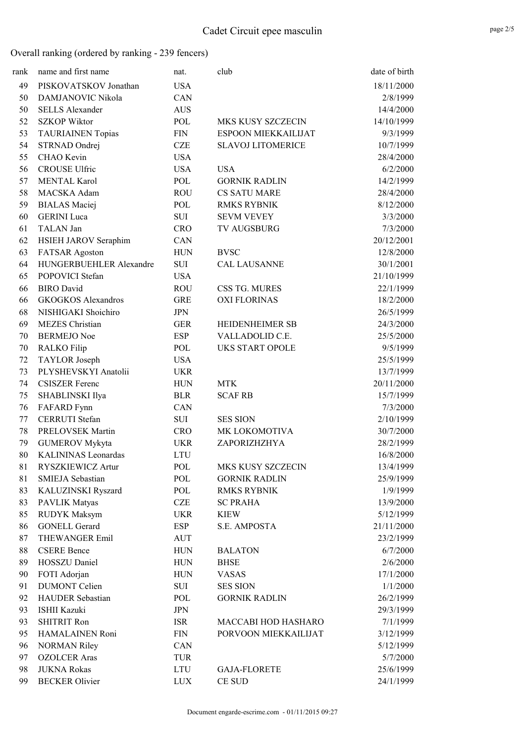# Cadet Circuit epee masculin

## Overall ranking (ordered by ranking - 239 fencers)

| rank | name and first name | nat. | club | date of birth |
|---|---|---|---|---|
| 49 | PISKOVATSKOV Jonathan | USA | | 18/11/2000 |
| 50 | DAMJANOVIC Nikola | CAN | | 2/8/1999 |
| 50 | SELLS Alexander | AUS | | 14/4/2000 |
| 52 | SZKOP Wiktor | POL | MKS KUSY SZCZECIN | 14/10/1999 |
| 53 | TAURIAINEN Topias | FIN | ESPOON MIEKKAILIJAT | 9/3/1999 |
| 54 | STRNAD Ondrej | CZE | SLAVOJ LITOMERICE | 10/7/1999 |
| 55 | CHAO Kevin | USA | | 28/4/2000 |
| 56 | CROUSE Ulfric | USA | USA | 6/2/2000 |
| 57 | MENTAL Karol | POL | GORNIK RADLIN | 14/2/1999 |
| 58 | MACSKA Adam | ROU | CS SATU MARE | 28/4/2000 |
| 59 | BIALAS Maciej | POL | RMKS RYBNIK | 8/12/2000 |
| 60 | GERINI Luca | SUI | SEVM VEVEY | 3/3/2000 |
| 61 | TALAN Jan | CRO | TV AUGSBURG | 7/3/2000 |
| 62 | HSIEH JAROV Seraphim | CAN | | 20/12/2001 |
| 63 | FATSAR Agoston | HUN | BVSC | 12/8/2000 |
| 64 | HUNGERBUEHLER Alexandre | SUI | CAL LAUSANNE | 30/1/2001 |
| 65 | POPOVICI Stefan | USA | | 21/10/1999 |
| 66 | BIRO David | ROU | CSS TG. MURES | 22/1/1999 |
| 66 | GKOGKOS Alexandros | GRE | OXI FLORINAS | 18/2/2000 |
| 68 | NISHIGAKI Shoichiro | JPN | | 26/5/1999 |
| 69 | MEZES Christian | GER | HEIDENHEIMER SB | 24/3/2000 |
| 70 | BERMEJO Noe | ESP | VALLADOLID C.E. | 25/5/2000 |
| 70 | RALKO Filip | POL | UKS START OPOLE | 9/5/1999 |
| 72 | TAYLOR Joseph | USA | | 25/5/1999 |
| 73 | PLYSHEVSKYI Anatolii | UKR | | 13/7/1999 |
| 74 | CSISZER Ferenc | HUN | MTK | 20/11/2000 |
| 75 | SHABLINSKI Ilya | BLR | SCAF RB | 15/7/1999 |
| 76 | FAFARD Fynn | CAN | | 7/3/2000 |
| 77 | CERRUTI Stefan | SUI | SES SION | 2/10/1999 |
| 78 | PRELOVSEK Martin | CRO | MK LOKOMOTIVA | 30/7/2000 |
| 79 | GUMEROV Mykyta | UKR | ZAPORIZHZHYA | 28/2/1999 |
| 80 | KALININAS Leonardas | LTU | | 16/8/2000 |
| 81 | RYSZKIEWICZ Artur | POL | MKS KUSY SZCZECIN | 13/4/1999 |
| 81 | SMIEJA Sebastian | POL | GORNIK RADLIN | 25/9/1999 |
| 83 | KALUZINSKI Ryszard | POL | RMKS RYBNIK | 1/9/1999 |
| 83 | PAVLIK Matyas | CZE | SC PRAHA | 13/9/2000 |
| 85 | RUDYK Maksym | UKR | KIEW | 5/12/1999 |
| 86 | GONELL Gerard | ESP | S.E. AMPOSTA | 21/11/2000 |
| 87 | THEWANGER Emil | AUT | | 23/2/1999 |
| 88 | CSERE Bence | HUN | BALATON | 6/7/2000 |
| 89 | HOSSZU Daniel | HUN | BHSE | 2/6/2000 |
| 90 | FOTI Adorjan | HUN | VASAS | 17/1/2000 |
| 91 | DUMONT Celien | SUI | SES SION | 1/1/2000 |
| 92 | HAUDER Sebastian | POL | GORNIK RADLIN | 26/2/1999 |
| 93 | ISHII Kazuki | JPN | | 29/3/1999 |
| 93 | SHITRIT Ron | ISR | MACCABI HOD HASHARO | 7/1/1999 |
| 95 | HAMALAINEN Roni | FIN | PORVOON MIEKKAILIJAT | 3/12/1999 |
| 96 | NORMAN Riley | CAN | | 5/12/1999 |
| 97 | OZOLCER Aras | TUR | | 5/7/2000 |
| 98 | JUKNA Rokas | LTU | GAJA-FLORETE | 25/6/1999 |
| 99 | BECKER Olivier | LUX | CE SUD | 24/1/1999 |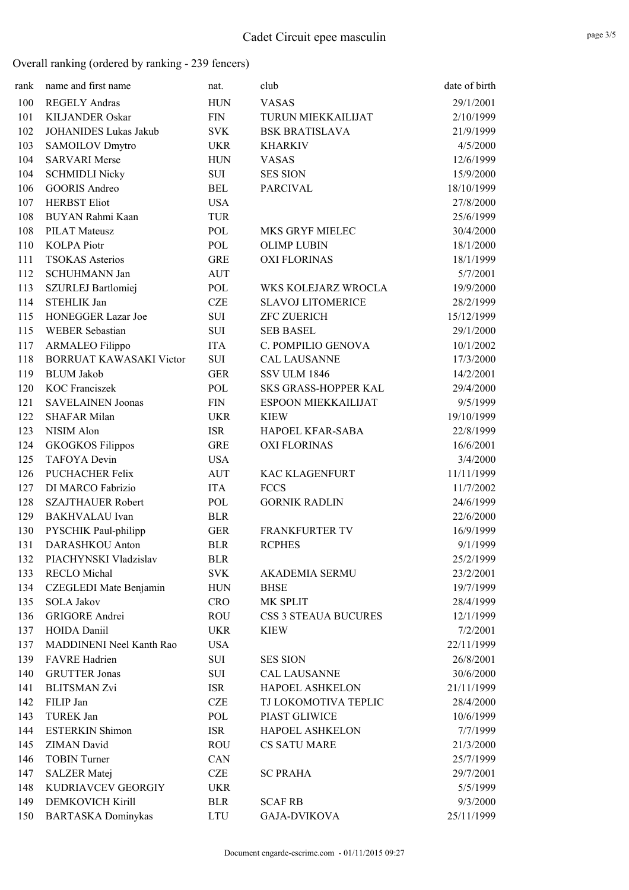# Cadet Circuit epee masculin

## Overall ranking (ordered by ranking - 239 fencers)

| rank | name and first name | nat. | club | date of birth |
|---|---|---|---|---|
| 100 | REGELY Andras | HUN | VASAS | 29/1/2001 |
| 101 | KILJANDER Oskar | FIN | TURUN MIEKKAILIJAT | 2/10/1999 |
| 102 | JOHANIDES Lukas Jakub | SVK | BSK BRATISLAVA | 21/9/1999 |
| 103 | SAMOILOV Dmytro | UKR | KHARKIV | 4/5/2000 |
| 104 | SARVARI Merse | HUN | VASAS | 12/6/1999 |
| 104 | SCHMIDLI Nicky | SUI | SES SION | 15/9/2000 |
| 106 | GOORIS Andreo | BEL | PARCIVAL | 18/10/1999 |
| 107 | HERBST Eliot | USA | | 27/8/2000 |
| 108 | BUYAN Rahmi Kaan | TUR | | 25/6/1999 |
| 108 | PILAT Mateusz | POL | MKS GRYF MIELEC | 30/4/2000 |
| 110 | KOLPA Piotr | POL | OLIMP LUBIN | 18/1/2000 |
| 111 | TSOKAS Asterios | GRE | OXI FLORINAS | 18/1/1999 |
| 112 | SCHUHMANN Jan | AUT | | 5/7/2001 |
| 113 | SZURLEJ Bartlomiej | POL | WKS KOLEJARZ WROCLA | 19/9/2000 |
| 114 | STEHLIK Jan | CZE | SLAVOJ LITOMERICE | 28/2/1999 |
| 115 | HONEGGER Lazar Joe | SUI | ZFC ZUERICH | 15/12/1999 |
| 115 | WEBER Sebastian | SUI | SEB BASEL | 29/1/2000 |
| 117 | ARMALEO Filippo | ITA | C. POMPILIO GENOVA | 10/1/2002 |
| 118 | BORRUAT KAWASAKI Victor | SUI | CAL LAUSANNE | 17/3/2000 |
| 119 | BLUM Jakob | GER | SSV ULM 1846 | 14/2/2001 |
| 120 | KOC Franciszek | POL | SKS GRASS-HOPPER KAL | 29/4/2000 |
| 121 | SAVELAINEN Joonas | FIN | ESPOON MIEKKAILIJAT | 9/5/1999 |
| 122 | SHAFAR Milan | UKR | KIEW | 19/10/1999 |
| 123 | NISIM Alon | ISR | HAPOEL KFAR-SABA | 22/8/1999 |
| 124 | GKOGKOS Filippos | GRE | OXI FLORINAS | 16/6/2001 |
| 125 | TAFOYA Devin | USA | | 3/4/2000 |
| 126 | PUCHACHER Felix | AUT | KAC KLAGENFURT | 11/11/1999 |
| 127 | DI MARCO Fabrizio | ITA | FCCS | 11/7/2002 |
| 128 | SZAJTHAUER Robert | POL | GORNIK RADLIN | 24/6/1999 |
| 129 | BAKHVALAU Ivan | BLR | | 22/6/2000 |
| 130 | PYSCHIK Paul-philipp | GER | FRANKFURTER TV | 16/9/1999 |
| 131 | DARASHKOU Anton | BLR | RCPHES | 9/1/1999 |
| 132 | PIACHYNSKI Vladzislav | BLR | | 25/2/1999 |
| 133 | RECLO Michal | SVK | AKADEMIA SERMU | 23/2/2001 |
| 134 | CZEGLEDI Mate Benjamin | HUN | BHSE | 19/7/1999 |
| 135 | SOLA Jakov | CRO | MK SPLIT | 28/4/1999 |
| 136 | GRIGORE Andrei | ROU | CSS 3 STEAUA BUCURES | 12/1/1999 |
| 137 | HOIDA Daniil | UKR | KIEW | 7/2/2001 |
| 137 | MADDINENI Neel Kanth Rao | USA | | 22/11/1999 |
| 139 | FAVRE Hadrien | SUI | SES SION | 26/8/2001 |
| 140 | GRUTTER Jonas | SUI | CAL LAUSANNE | 30/6/2000 |
| 141 | BLITSMAN Zvi | ISR | HAPOEL ASHKELON | 21/11/1999 |
| 142 | FILIP Jan | CZE | TJ LOKOMOTIVA TEPLIC | 28/4/2000 |
| 143 | TUREK Jan | POL | PIAST GLIWICE | 10/6/1999 |
| 144 | ESTERKIN Shimon | ISR | HAPOEL ASHKELON | 7/7/1999 |
| 145 | ZIMAN David | ROU | CS SATU MARE | 21/3/2000 |
| 146 | TOBIN Turner | CAN | | 25/7/1999 |
| 147 | SALZER Matej | CZE | SC PRAHA | 29/7/2001 |
| 148 | KUDRIAVCEV GEORGIY | UKR | | 5/5/1999 |
| 149 | DEMKOVICH Kirill | BLR | SCAF RB | 9/3/2000 |
| 150 | BARTASKA Dominykas | LTU | GAJA-DVIKOVA | 25/11/1999 |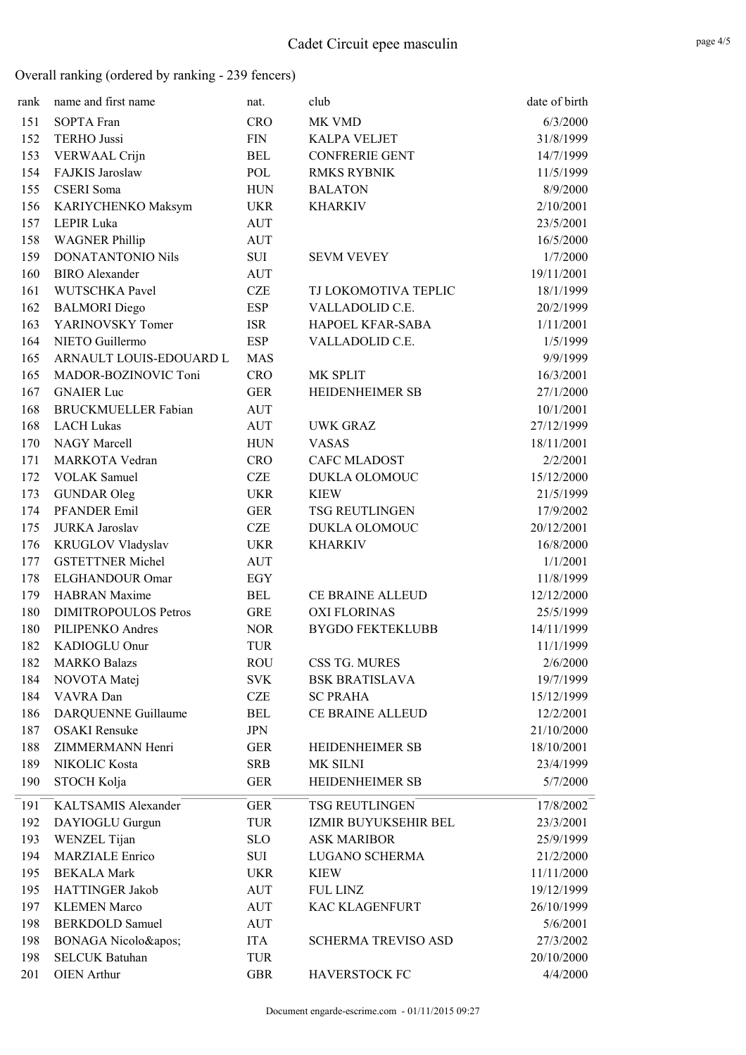# Cadet Circuit epee masculin

Overall ranking (ordered by ranking - 239 fencers)

| rank | name and first name | nat. | club | date of birth |
|---|---|---|---|---|
| 151 | SOPTA Fran | CRO | MK VMD | 6/3/2000 |
| 152 | TERHO Jussi | FIN | KALPA VELJET | 31/8/1999 |
| 153 | VERWAAL Crijn | BEL | CONFRERIE GENT | 14/7/1999 |
| 154 | FAJKIS Jaroslaw | POL | RMKS RYBNIK | 11/5/1999 |
| 155 | CSERI Soma | HUN | BALATON | 8/9/2000 |
| 156 | KARIYCHENKO Maksym | UKR | KHARKIV | 2/10/2001 |
| 157 | LEPIR Luka | AUT | | 23/5/2001 |
| 158 | WAGNER Phillip | AUT | | 16/5/2000 |
| 159 | DONATANTONIO Nils | SUI | SEVM VEVEY | 1/7/2000 |
| 160 | BIRO Alexander | AUT | | 19/11/2001 |
| 161 | WUTSCHKA Pavel | CZE | TJ LOKOMOTIVA TEPLIC | 18/1/1999 |
| 162 | BALMORI Diego | ESP | VALLADOLID C.E. | 20/2/1999 |
| 163 | YARINOVSKY Tomer | ISR | HAPOEL KFAR-SABA | 1/11/2001 |
| 164 | NIETO Guillermo | ESP | VALLADOLID C.E. | 1/5/1999 |
| 165 | ARNAULT LOUIS-EDOUARD L | MAS | | 9/9/1999 |
| 165 | MADOR-BOZINOVIC Toni | CRO | MK SPLIT | 16/3/2001 |
| 167 | GNAIER Luc | GER | HEIDENHEIMER SB | 27/1/2000 |
| 168 | BRUCKMUELLER Fabian | AUT | | 10/1/2001 |
| 168 | LACH Lukas | AUT | UWK GRAZ | 27/12/1999 |
| 170 | NAGY Marcell | HUN | VASAS | 18/11/2001 |
| 171 | MARKOTA Vedran | CRO | CAFC MLADOST | 2/2/2001 |
| 172 | VOLAK Samuel | CZE | DUKLA OLOMOUC | 15/12/2000 |
| 173 | GUNDAR Oleg | UKR | KIEW | 21/5/1999 |
| 174 | PFANDER Emil | GER | TSG REUTLINGEN | 17/9/2002 |
| 175 | JURKA Jaroslav | CZE | DUKLA OLOMOUC | 20/12/2001 |
| 176 | KRUGLOV Vladyslav | UKR | KHARKIV | 16/8/2000 |
| 177 | GSTETTNER Michel | AUT | | 1/1/2001 |
| 178 | ELGHANDOUR Omar | EGY | | 11/8/1999 |
| 179 | HABRAN Maxime | BEL | CE BRAINE ALLEUD | 12/12/2000 |
| 180 | DIMITROPOULOS Petros | GRE | OXI FLORINAS | 25/5/1999 |
| 180 | PILIPENKO Andres | NOR | BYGDO FEKTEKLUBB | 14/11/1999 |
| 182 | KADIOGLU Onur | TUR | | 11/1/1999 |
| 182 | MARKO Balazs | ROU | CSS TG. MURES | 2/6/2000 |
| 184 | NOVOTA Matej | SVK | BSK BRATISLAVA | 19/7/1999 |
| 184 | VAVRA Dan | CZE | SC PRAHA | 15/12/1999 |
| 186 | DARQUENNE Guillaume | BEL | CE BRAINE ALLEUD | 12/2/2001 |
| 187 | OSAKI Rensuke | JPN | | 21/10/2000 |
| 188 | ZIMMERMANN Henri | GER | HEIDENHEIMER SB | 18/10/2001 |
| 189 | NIKOLIC Kosta | SRB | MK SILNI | 23/4/1999 |
| 190 | STOCH Kolja | GER | HEIDENHEIMER SB | 5/7/2000 |
| 191 | KALTSAMIS Alexander | GER | TSG REUTLINGEN | 17/8/2002 |
| 192 | DAYIOGLU Gurgun | TUR | IZMIR BUYUKSEHIR BEL | 23/3/2001 |
| 193 | WENZEL Tijan | SLO | ASK MARIBOR | 25/9/1999 |
| 194 | MARZIALE Enrico | SUI | LUGANO SCHERMA | 21/2/2000 |
| 195 | BEKALA Mark | UKR | KIEW | 11/11/2000 |
| 195 | HATTINGER Jakob | AUT | FUL LINZ | 19/12/1999 |
| 197 | KLEMEN Marco | AUT | KAC KLAGENFURT | 26/10/1999 |
| 198 | BERKDOLD Samuel | AUT | | 5/6/2001 |
| 198 | BONAGA Nicolo&apos; | ITA | SCHERMA TREVISO ASD | 27/3/2002 |
| 198 | SELCUK Batuhan | TUR | | 20/10/2000 |
| 201 | OIEN Arthur | GBR | HAVERSTOCK FC | 4/4/2000 |

Document engarde-escrime.com - 01/11/2015 09:27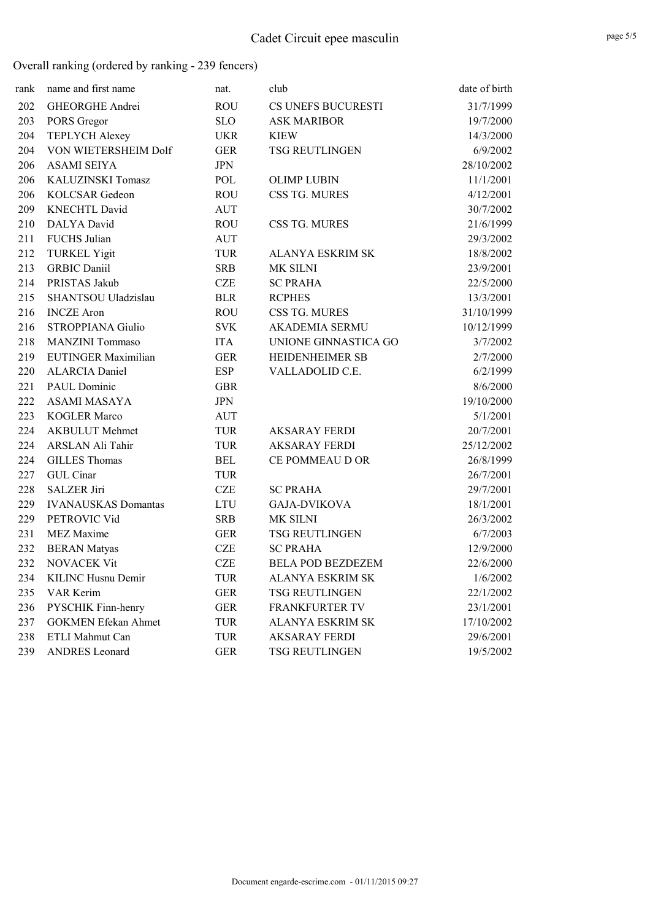# Cadet Circuit epee masculin

## Overall ranking (ordered by ranking - 239 fencers)

| rank | name and first name | nat. | club | date of birth |
|---|---|---|---|---|
| 202 | GHEORGHE Andrei | ROU | CS UNEFS BUCURESTI | 31/7/1999 |
| 203 | PORS Gregor | SLO | ASK MARIBOR | 19/7/2000 |
| 204 | TEPLYCH Alexey | UKR | KIEW | 14/3/2000 |
| 204 | VON WIETERSHEIM Dolf | GER | TSG REUTLINGEN | 6/9/2002 |
| 206 | ASAMI SEIYA | JPN | | 28/10/2002 |
| 206 | KALUZINSKI Tomasz | POL | OLIMP LUBIN | 11/1/2001 |
| 206 | KOLCSAR Gedeon | ROU | CSS TG. MURES | 4/12/2001 |
| 209 | KNECHTL David | AUT | | 30/7/2002 |
| 210 | DALYA David | ROU | CSS TG. MURES | 21/6/1999 |
| 211 | FUCHS Julian | AUT | | 29/3/2002 |
| 212 | TURKEL Yigit | TUR | ALANYA ESKRIM SK | 18/8/2002 |
| 213 | GRBIC Daniil | SRB | MK SILNI | 23/9/2001 |
| 214 | PRISTAS Jakub | CZE | SC PRAHA | 22/5/2000 |
| 215 | SHANTSOU Uladzislau | BLR | RCPHES | 13/3/2001 |
| 216 | INCZE Aron | ROU | CSS TG. MURES | 31/10/1999 |
| 216 | STROPPIANA Giulio | SVK | AKADEMIA SERMU | 10/12/1999 |
| 218 | MANZINI Tommaso | ITA | UNIONE GINNASTICA GO | 3/7/2002 |
| 219 | EUTINGER Maximilian | GER | HEIDENHEIMER SB | 2/7/2000 |
| 220 | ALARCIA Daniel | ESP | VALLADOLID C.E. | 6/2/1999 |
| 221 | PAUL Dominic | GBR | | 8/6/2000 |
| 222 | ASAMI MASAYA | JPN | | 19/10/2000 |
| 223 | KOGLER Marco | AUT | | 5/1/2001 |
| 224 | AKBULUT Mehmet | TUR | AKSARAY FERDI | 20/7/2001 |
| 224 | ARSLAN Ali Tahir | TUR | AKSARAY FERDI | 25/12/2002 |
| 224 | GILLES Thomas | BEL | CE POMMEAU D OR | 26/8/1999 |
| 227 | GUL Cinar | TUR | | 26/7/2001 |
| 228 | SALZER Jiri | CZE | SC PRAHA | 29/7/2001 |
| 229 | IVANAUSKAS Domantas | LTU | GAJA-DVIKOVA | 18/1/2001 |
| 229 | PETROVIC Vid | SRB | MK SILNI | 26/3/2002 |
| 231 | MEZ Maxime | GER | TSG REUTLINGEN | 6/7/2003 |
| 232 | BERAN Matyas | CZE | SC PRAHA | 12/9/2000 |
| 232 | NOVACEK Vit | CZE | BELA POD BEZDEZEM | 22/6/2000 |
| 234 | KILINC Husnu Demir | TUR | ALANYA ESKRIM SK | 1/6/2002 |
| 235 | VAR Kerim | GER | TSG REUTLINGEN | 22/1/2002 |
| 236 | PYSCHIK Finn-henry | GER | FRANKFURTER TV | 23/1/2001 |
| 237 | GOKMEN Efekan Ahmet | TUR | ALANYA ESKRIM SK | 17/10/2002 |
| 238 | ETLI Mahmut Can | TUR | AKSARAY FERDI | 29/6/2001 |
| 239 | ANDRES Leonard | GER | TSG REUTLINGEN | 19/5/2002 |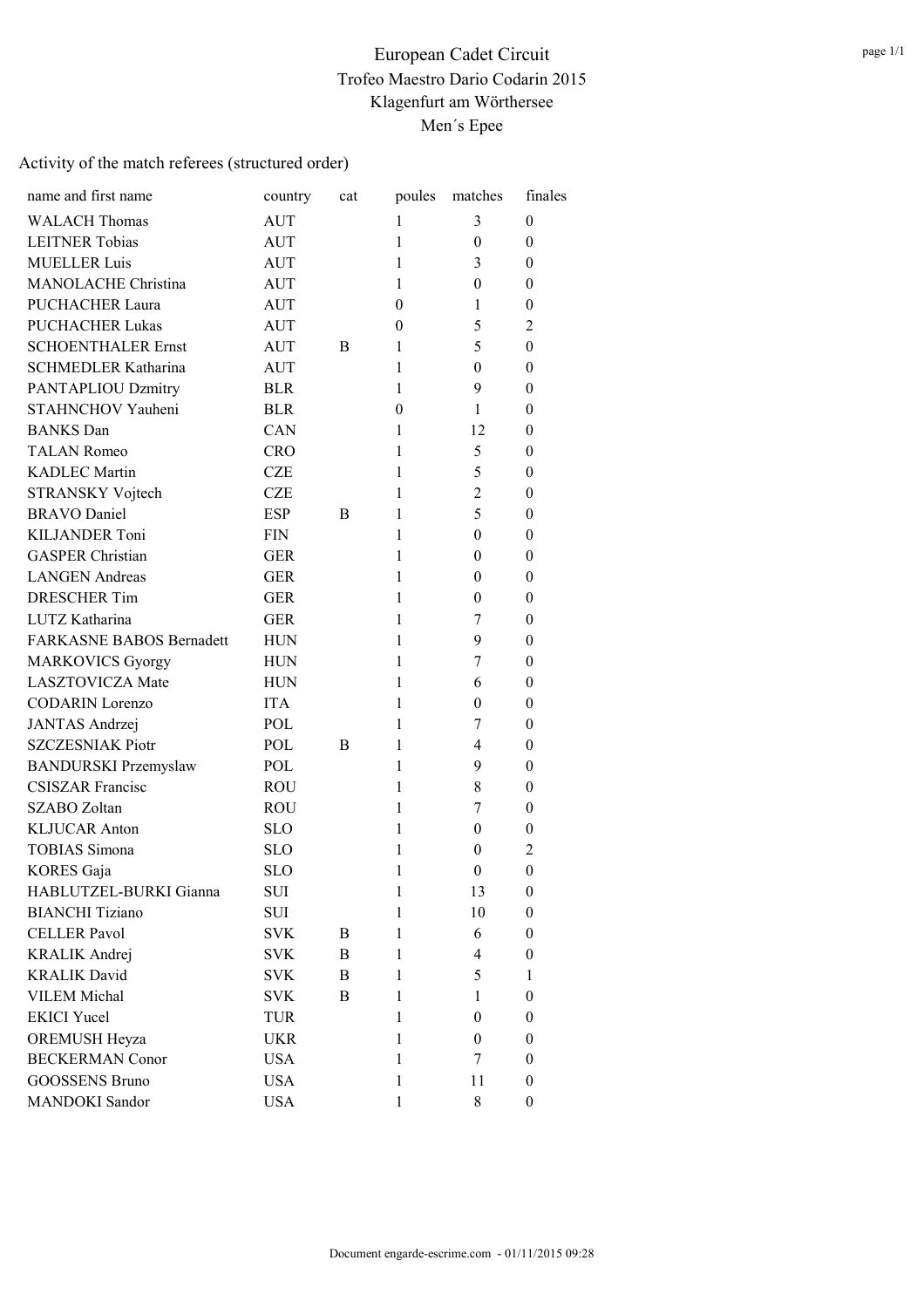# European Cadet Circuit
# Trofeo Maestro Dario Codarin 2015
# Klagenfurt am Wörthersee
# Men´s Epee

Activity of the match referees (structured order)

| name and first name | country | cat | poules | matches | finales |
|---|---|---|---|---|---|
| WALACH Thomas | AUT | | 1 | 3 | 0 |
| LEITNER Tobias | AUT | | 1 | 0 | 0 |
| MUELLER Luis | AUT | | 1 | 3 | 0 |
| MANOLACHE Christina | AUT | | 1 | 0 | 0 |
| PUCHACHER Laura | AUT | | 0 | 1 | 0 |
| PUCHACHER Lukas | AUT | | 0 | 5 | 2 |
| SCHOENTHALER Ernst | AUT | B | 1 | 5 | 0 |
| SCHMEDLER Katharina | AUT | | 1 | 0 | 0 |
| PANTAPLIOU Dzmitry | BLR | | 1 | 9 | 0 |
| STAHNCHOV Yauheni | BLR | | 0 | 1 | 0 |
| BANKS Dan | CAN | | 1 | 12 | 0 |
| TALAN Romeo | CRO | | 1 | 5 | 0 |
| KADLEC Martin | CZE | | 1 | 5 | 0 |
| STRANSKY Vojtech | CZE | | 1 | 2 | 0 |
| BRAVO Daniel | ESP | B | 1 | 5 | 0 |
| KILJANDER Toni | FIN | | 1 | 0 | 0 |
| GASPER Christian | GER | | 1 | 0 | 0 |
| LANGEN Andreas | GER | | 1 | 0 | 0 |
| DRESCHER Tim | GER | | 1 | 0 | 0 |
| LUTZ Katharina | GER | | 1 | 7 | 0 |
| FARKASNE BABOS Bernadett | HUN | | 1 | 9 | 0 |
| MARKOVICS Gyorgy | HUN | | 1 | 7 | 0 |
| LASZTOVICZA Mate | HUN | | 1 | 6 | 0 |
| CODARIN Lorenzo | ITA | | 1 | 0 | 0 |
| JANTAS Andrzej | POL | | 1 | 7 | 0 |
| SZCZESNIAK Piotr | POL | B | 1 | 4 | 0 |
| BANDURSKI Przemyslaw | POL | | 1 | 9 | 0 |
| CSISZAR Francisc | ROU | | 1 | 8 | 0 |
| SZABO Zoltan | ROU | | 1 | 7 | 0 |
| KLJUCAR Anton | SLO | | 1 | 0 | 0 |
| TOBIAS Simona | SLO | | 1 | 0 | 2 |
| KORES Gaja | SLO | | 1 | 0 | 0 |
| HABLUTZEL-BURKI Gianna | SUI | | 1 | 13 | 0 |
| BIANCHI Tiziano | SUI | | 1 | 10 | 0 |
| CELLER Pavol | SVK | B | 1 | 6 | 0 |
| KRALIK Andrej | SVK | B | 1 | 4 | 0 |
| KRALIK David | SVK | B | 1 | 5 | 1 |
| VILEM Michal | SVK | B | 1 | 1 | 0 |
| EKICI Yucel | TUR | | 1 | 0 | 0 |
| OREMUSH Heyza | UKR | | 1 | 0 | 0 |
| BECKERMAN Conor | USA | | 1 | 7 | 0 |
| GOOSSENS Bruno | USA | | 1 | 11 | 0 |
| MANDOKI Sandor | USA | | 1 | 8 | 0 |

Document engarde-escrime.com - 01/11/2015 09:28